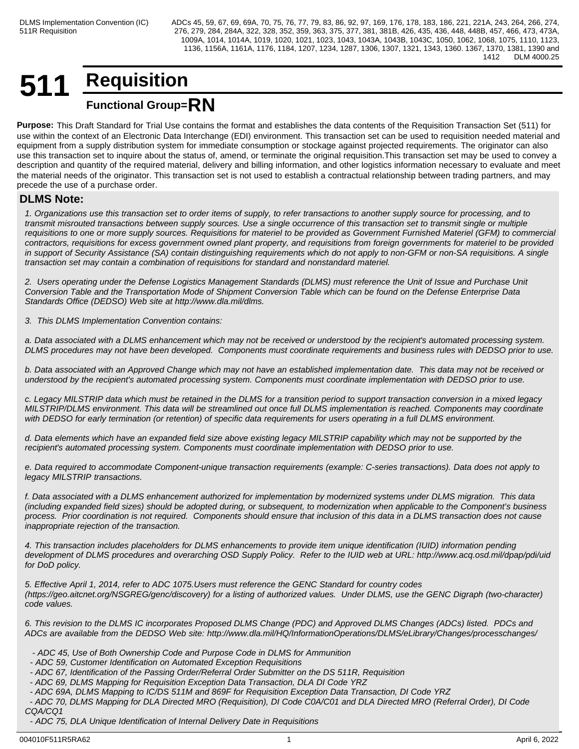# 511 Requisition

## Functional Group=RN

**Purpose:** This Draft Standard for Trial Use contains the format and establishes the data contents of the Requisition Transaction Set (511) for use within the context of an Electronic Data Interchange (EDI) environment. This transaction set can be used to requisition needed material and equipment from a supply distribution system for immediate consumption or stockage against projected requirements. The originator can also use this transaction set to inquire about the status of, amend, or terminate the original requisition.This transaction set may be used to convey a description and quantity of the required material, delivery and billing information, and other logistics information necessary to evaluate and meet the material needs of the originator. This transaction set is not used to establish a contractual relationship between trading partners, and may precede the use of a purchase order.

### DLMS Note:

*1. Organizations use this transaction set to order items of supply, to refer transactions to another supply source for processing, and to transmit misrouted transactions between supply sources. Use a single occurrence of this transaction set to transmit single or multiple requisitions to one or more supply sources. Requisitions for materiel to be provided as Government Furnished Materiel (GFM) to commercial contractors, requisitions for excess government owned plant property, and requisitions from foreign governments for materiel to be provided in support of Security Assistance (SA) contain distinguishing requirements which do not apply to non-GFM or non-SA requisitions. A single transaction set may contain a combination of requisitions for standard and nonstandard materiel.*

*2. Users operating under the Defense Logistics Management Standards (DLMS) must reference the Unit of Issue and Purchase Unit Conversion Table and the Transportation Mode of Shipment Conversion Table which can be found on the Defense Enterprise Data Standards Office (DEDSO) Web site at http://www.dla.mil/dlms.*

*3. This DLMS Implementation Convention contains:*

*a. Data associated with a DLMS enhancement which may not be received or understood by the recipient's automated processing system. DLMS procedures may not have been developed. Components must coordinate requirements and business rules with DEDSO prior to use.*

*b. Data associated with an Approved Change which may not have an established implementation date. This data may not be received or understood by the recipient's automated processing system. Components must coordinate implementation with DEDSO prior to use.*

*c. Legacy MILSTRIP data which must be retained in the DLMS for a transition period to support transaction conversion in a mixed legacy MILSTRIP/DLMS environment. This data will be streamlined out once full DLMS implementation is reached. Components may coordinate with DEDSO for early termination (or retention) of specific data requirements for users operating in a full DLMS environment.*

*d. Data elements which have an expanded field size above existing legacy MILSTRIP capability which may not be supported by the recipient's automated processing system. Components must coordinate implementation with DEDSO prior to use.*

*e. Data required to accommodate Component-unique transaction requirements (example: C-series transactions). Data does not apply to legacy MILSTRIP transactions.*

*f. Data associated with a DLMS enhancement authorized for implementation by modernized systems under DLMS migration. This data (including expanded field sizes) should be adopted during, or subsequent, to modernization when applicable to the Component's business process. Prior coordination is not required. Components should ensure that inclusion of this data in a DLMS transaction does not cause inappropriate rejection of the transaction.*

*4. This transaction includes placeholders for DLMS enhancements to provide item unique identification (IUID) information pending development of DLMS procedures and overarching OSD Supply Policy. Refer to the IUID web at URL: http://www.acq.osd.mil/dpap/pdi/uid for DoD policy.*

*5. Effective April 1, 2014, refer to ADC 1075.Users must reference the GENC Standard for country codes (https://geo.aitcnet.org/NSGREG/genc/discovery) for a listing of authorized values. Under DLMS, use the GENC Digraph (two-character) code values.*

*6. This revision to the DLMS IC incorporates Proposed DLMS Change (PDC) and Approved DLMS Changes (ADCs) listed. PDCs and ADCs are available from the DEDSO Web site: http://www.dla.mil/HQ/InformationOperations/DLMS/eLibrary/Changes/processchanges/*

*- ADC 45, Use of Both Ownership Code and Purpose Code in DLMS for Ammunition*
*- ADC 59, Customer Identification on Automated Exception Requisitions*
*- ADC 67, Identification of the Passing Order/Referral Order Submitter on the DS 511R, Requisition*
*- ADC 69, DLMS Mapping for Requisition Exception Data Transaction, DLA DI Code YRZ*
*- ADC 69A, DLMS Mapping to IC/DS 511M and 869F for Requisition Exception Data Transaction, DI Code YRZ*
*- ADC 70, DLMS Mapping for DLA Directed MRO (Requisition), DI Code C0A/C01 and DLA Directed MRO (Referral Order), DI Code CQA/CQ1*
*- ADC 75, DLA Unique Identification of Internal Delivery Date in Requisitions*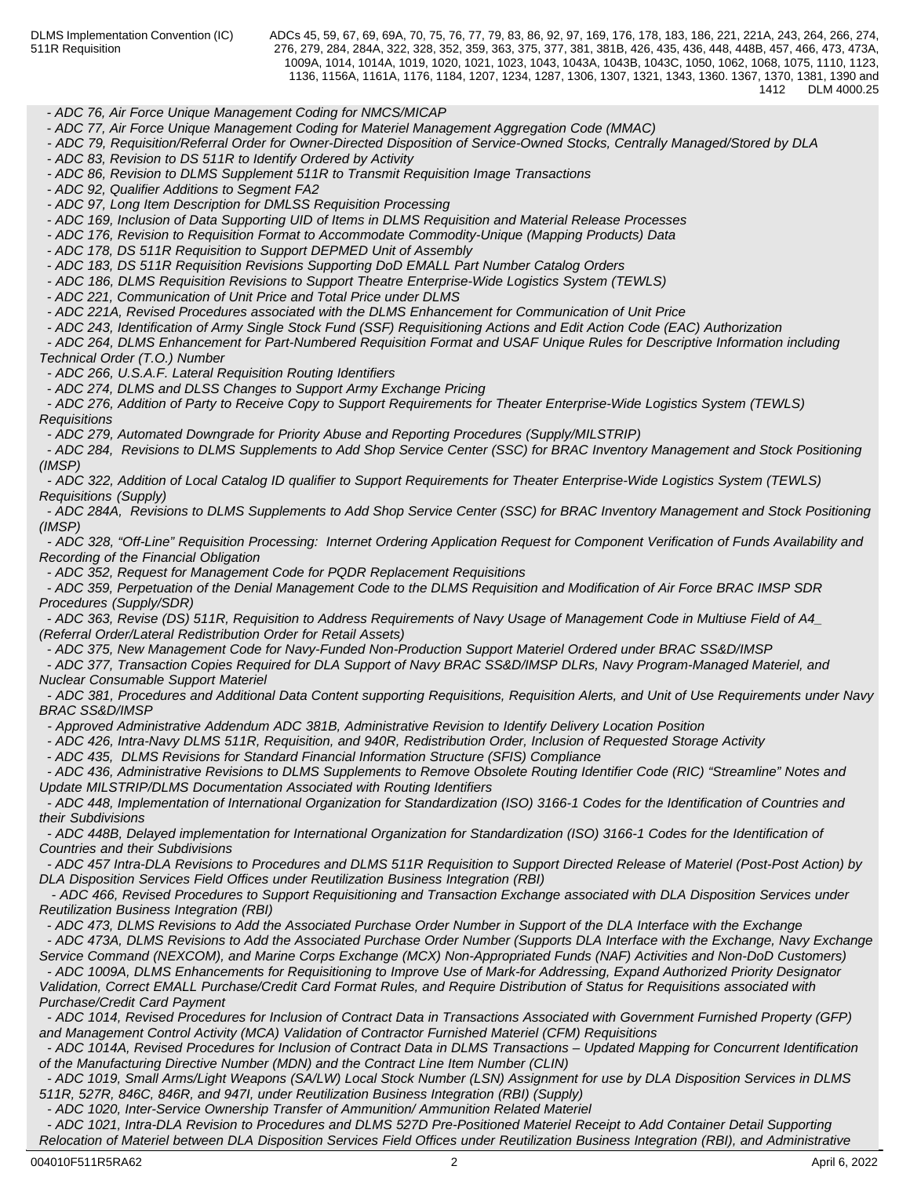- *ADC 76, Air Force Unique Management Coding for NMCS/MICAP*
- *ADC 77, Air Force Unique Management Coding for Materiel Management Aggregation Code (MMAC)*
- *ADC 79, Requisition/Referral Order for Owner-Directed Disposition of Service-Owned Stocks, Centrally Managed/Stored by DLA*
- *ADC 83, Revision to DS 511R to Identify Ordered by Activity*
- *ADC 86, Revision to DLMS Supplement 511R to Transmit Requisition Image Transactions*
- *ADC 92, Qualifier Additions to Segment FA2*
- *ADC 97, Long Item Description for DMLSS Requisition Processing*
- *ADC 169, Inclusion of Data Supporting UID of Items in DLMS Requisition and Material Release Processes*
- *ADC 176, Revision to Requisition Format to Accommodate Commodity-Unique (Mapping Products) Data*
- *ADC 178, DS 511R Requisition to Support DEPMED Unit of Assembly*
- *ADC 183, DS 511R Requisition Revisions Supporting DoD EMALL Part Number Catalog Orders*
- *ADC 186, DLMS Requisition Revisions to Support Theatre Enterprise-Wide Logistics System (TEWLS)*
- *ADC 221, Communication of Unit Price and Total Price under DLMS*
- *ADC 221A, Revised Procedures associated with the DLMS Enhancement for Communication of Unit Price*
- *ADC 243, Identification of Army Single Stock Fund (SSF) Requisitioning Actions and Edit Action Code (EAC) Authorization*
- *ADC 264, DLMS Enhancement for Part-Numbered Requisition Format and USAF Unique Rules for Descriptive Information including Technical Order (T.O.) Number*
- *ADC 266, U.S.A.F. Lateral Requisition Routing Identifiers*
- *ADC 274, DLMS and DLSS Changes to Support Army Exchange Pricing*
- *ADC 276, Addition of Party to Receive Copy to Support Requirements for Theater Enterprise-Wide Logistics System (TEWLS) Requisitions*
- *ADC 279, Automated Downgrade for Priority Abuse and Reporting Procedures (Supply/MILSTRIP)*
- *ADC 284, Revisions to DLMS Supplements to Add Shop Service Center (SSC) for BRAC Inventory Management and Stock Positioning (IMSP)*
- *ADC 322, Addition of Local Catalog ID qualifier to Support Requirements for Theater Enterprise-Wide Logistics System (TEWLS) Requisitions (Supply)*
- *ADC 284A, Revisions to DLMS Supplements to Add Shop Service Center (SSC) for BRAC Inventory Management and Stock Positioning (IMSP)*
- *ADC 328, "Off-Line" Requisition Processing: Internet Ordering Application Request for Component Verification of Funds Availability and Recording of the Financial Obligation*
- *ADC 352, Request for Management Code for PQDR Replacement Requisitions*
- *ADC 359, Perpetuation of the Denial Management Code to the DLMS Requisition and Modification of Air Force BRAC IMSP SDR Procedures (Supply/SDR)*
- *ADC 363, Revise (DS) 511R, Requisition to Address Requirements of Navy Usage of Management Code in Multiuse Field of A4_ (Referral Order/Lateral Redistribution Order for Retail Assets)*
- *ADC 375, New Management Code for Navy-Funded Non-Production Support Materiel Ordered under BRAC SS&D/IMSP*
- *ADC 377, Transaction Copies Required for DLA Support of Navy BRAC SS&D/IMSP DLRs, Navy Program-Managed Materiel, and Nuclear Consumable Support Materiel*
- *ADC 381, Procedures and Additional Data Content supporting Requisitions, Requisition Alerts, and Unit of Use Requirements under Navy BRAC SS&D/IMSP*
- *Approved Administrative Addendum ADC 381B, Administrative Revision to Identify Delivery Location Position*
- *ADC 426, Intra-Navy DLMS 511R, Requisition, and 940R, Redistribution Order, Inclusion of Requested Storage Activity*
- *ADC 435, DLMS Revisions for Standard Financial Information Structure (SFIS) Compliance*
- *ADC 436, Administrative Revisions to DLMS Supplements to Remove Obsolete Routing Identifier Code (RIC) "Streamline" Notes and Update MILSTRIP/DLMS Documentation Associated with Routing Identifiers*
- *ADC 448, Implementation of International Organization for Standardization (ISO) 3166-1 Codes for the Identification of Countries and their Subdivisions*
- *ADC 448B, Delayed implementation for International Organization for Standardization (ISO) 3166-1 Codes for the Identification of Countries and their Subdivisions*
- *ADC 457 Intra-DLA Revisions to Procedures and DLMS 511R Requisition to Support Directed Release of Materiel (Post-Post Action) by DLA Disposition Services Field Offices under Reutilization Business Integration (RBI)*
- *ADC 466, Revised Procedures to Support Requisitioning and Transaction Exchange associated with DLA Disposition Services under Reutilization Business Integration (RBI)*
- *ADC 473, DLMS Revisions to Add the Associated Purchase Order Number in Support of the DLA Interface with the Exchange*
- *ADC 473A, DLMS Revisions to Add the Associated Purchase Order Number (Supports DLA Interface with the Exchange, Navy Exchange Service Command (NEXCOM), and Marine Corps Exchange (MCX) Non-Appropriated Funds (NAF) Activities and Non-DoD Customers)*
- *ADC 1009A, DLMS Enhancements for Requisitioning to Improve Use of Mark-for Addressing, Expand Authorized Priority Designator Validation, Correct EMALL Purchase/Credit Card Format Rules, and Require Distribution of Status for Requisitions associated with Purchase/Credit Card Payment*
- *ADC 1014, Revised Procedures for Inclusion of Contract Data in Transactions Associated with Government Furnished Property (GFP) and Management Control Activity (MCA) Validation of Contractor Furnished Materiel (CFM) Requisitions*
- *ADC 1014A, Revised Procedures for Inclusion of Contract Data in DLMS Transactions – Updated Mapping for Concurrent Identification of the Manufacturing Directive Number (MDN) and the Contract Line Item Number (CLIN)*
- *ADC 1019, Small Arms/Light Weapons (SA/LW) Local Stock Number (LSN) Assignment for use by DLA Disposition Services in DLMS 511R, 527R, 846C, 846R, and 947I, under Reutilization Business Integration (RBI) (Supply)*
- *ADC 1020, Inter-Service Ownership Transfer of Ammunition/ Ammunition Related Materiel*
- *ADC 1021, Intra-DLA Revision to Procedures and DLMS 527D Pre-Positioned Materiel Receipt to Add Container Detail Supporting Relocation of Materiel between DLA Disposition Services Field Offices under Reutilization Business Integration (RBI), and Administrative*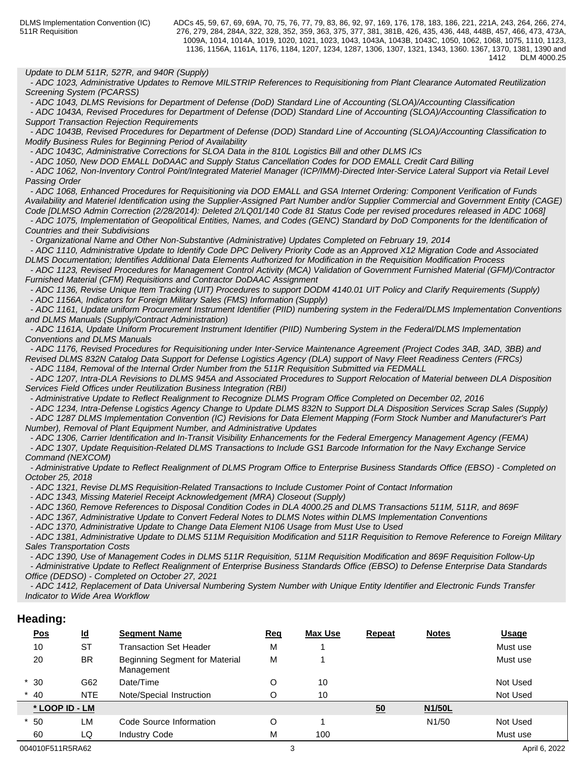*Update to DLM 511R, 527R, and 940R (Supply)*

*- ADC 1023, Administrative Updates to Remove MILSTRIP References to Requisitioning from Plant Clearance Automated Reutilization Screening System (PCARSS)*

*- ADC 1043, DLMS Revisions for Department of Defense (DoD) Standard Line of Accounting (SLOA)/Accounting Classification*

*- ADC 1043A, Revised Procedures for Department of Defense (DOD) Standard Line of Accounting (SLOA)/Accounting Classification to Support Transaction Rejection Requirements*

*- ADC 1043B, Revised Procedures for Department of Defense (DOD) Standard Line of Accounting (SLOA)/Accounting Classification to Modify Business Rules for Beginning Period of Availability*

*- ADC 1043C, Administrative Corrections for SLOA Data in the 810L Logistics Bill and other DLMS ICs*

*- ADC 1050, New DOD EMALL DoDAAC and Supply Status Cancellation Codes for DOD EMALL Credit Card Billing*

*- ADC 1062, Non-Inventory Control Point/Integrated Materiel Manager (ICP/IMM)-Directed Inter-Service Lateral Support via Retail Level Passing Order*

*- ADC 1068, Enhanced Procedures for Requisitioning via DOD EMALL and GSA Internet Ordering: Component Verification of Funds Availability and Materiel Identification using the Supplier-Assigned Part Number and/or Supplier Commercial and Government Entity (CAGE) Code [DLMSO Admin Correction (2/28/2014): Deleted 2/LQ01/140 Code 81 Status Code per revised procedures released in ADC 1068]*

*- ADC 1075, Implementation of Geopolitical Entities, Names, and Codes (GENC) Standard by DoD Components for the Identification of Countries and their Subdivisions*

*- Organizational Name and Other Non-Substantive (Administrative) Updates Completed on February 19, 2014*

*- ADC 1110, Administrative Update to Identify Code DPC Delivery Priority Code as an Approved X12 Migration Code and Associated DLMS Documentation; Identifies Additional Data Elements Authorized for Modification in the Requisition Modification Process*

*- ADC 1123, Revised Procedures for Management Control Activity (MCA) Validation of Government Furnished Material (GFM)/Contractor Furnished Material (CFM) Requisitions and Contractor DoDAAC Assignment*

*- ADC 1136, Revise Unique Item Tracking (UIT) Procedures to support DODM 4140.01 UIT Policy and Clarify Requirements (Supply)*

*- ADC 1156A, Indicators for Foreign Military Sales (FMS) Information (Supply)*

*- ADC 1161, Update uniform Procurement Instrument Identifier (PIID) numbering system in the Federal/DLMS Implementation Conventions and DLMS Manuals (Supply/Contract Administration)*

*- ADC 1161A, Update Uniform Procurement Instrument Identifier (PIID) Numbering System in the Federal/DLMS Implementation Conventions and DLMS Manuals*

*- ADC 1176, Revised Procedures for Requisitioning under Inter-Service Maintenance Agreement (Project Codes 3AB, 3AD, 3BB) and Revised DLMS 832N Catalog Data Support for Defense Logistics Agency (DLA) support of Navy Fleet Readiness Centers (FRCs)*

*- ADC 1184, Removal of the Internal Order Number from the 511R Requisition Submitted via FEDMALL*

*- ADC 1207, Intra-DLA Revisions to DLMS 945A and Associated Procedures to Support Relocation of Material between DLA Disposition Services Field Offices under Reutilization Business Integration (RBI)*

*- Administrative Update to Reflect Realignment to Recognize DLMS Program Office Completed on December 02, 2016*

*- ADC 1234, Intra-Defense Logistics Agency Change to Update DLMS 832N to Support DLA Disposition Services Scrap Sales (Supply)*

*- ADC 1287 DLMS Implementation Convention (IC) Revisions for Data Element Mapping (Form Stock Number and Manufacturer's Part Number), Removal of Plant Equipment Number, and Administrative Updates*

*- ADC 1306, Carrier Identification and In-Transit Visibility Enhancements for the Federal Emergency Management Agency (FEMA)*

*- ADC 1307, Update Requisition-Related DLMS Transactions to Include GS1 Barcode Information for the Navy Exchange Service Command (NEXCOM)*

*- Administrative Update to Reflect Realignment of DLMS Program Office to Enterprise Business Standards Office (EBSO) - Completed on October 25, 2018*

*- ADC 1321, Revise DLMS Requisition-Related Transactions to Include Customer Point of Contact Information*

*- ADC 1343, Missing Materiel Receipt Acknowledgement (MRA) Closeout (Supply)*

*- ADC 1360, Remove References to Disposal Condition Codes in DLA 4000.25 and DLMS Transactions 511M, 511R, and 869F*

*- ADC 1367, Administrative Update to Convert Federal Notes to DLMS Notes within DLMS Implementation Conventions*

*- ADC 1370, Administrative Update to Change Data Element N106 Usage from Must Use to Used*

*- ADC 1381, Administrative Update to DLMS 511M Requisition Modification and 511R Requisition to Remove Reference to Foreign Military Sales Transportation Costs*

*- ADC 1390, Use of Management Codes in DLMS 511R Requisition, 511M Requisition Modification and 869F Requisition Follow-Up*

*- Administrative Update to Reflect Realignment of Enterprise Business Standards Office (EBSO) to Defense Enterprise Data Standards Office (DEDSO) - Completed on October 27, 2021*

*- ADC 1412, Replacement of Data Universal Numbering System Number with Unique Entity Identifier and Electronic Funds Transfer Indicator to Wide Area Workflow*

## Heading:

| Pos | Id | Segment Name | Req | Max Use | Repeat | Notes | Usage |
|---|---|---|---|---|---|---|---|
| 10 | ST | Transaction Set Header | M | 1 | | | Must use |
| 20 | BR | Beginning Segment for Material Management | M | 1 | | | Must use |
| * 30 | G62 | Date/Time | O | 10 | | | Not Used |
| * 40 | NTE | Note/Special Instruction | O | 10 | | | Not Used |
| **\* LOOP ID - LM** | | | | | **50** | **N1/50L** | |
| * 50 | LM | Code Source Information | O | 1 | | N1/50 | Not Used |
| 60 | LQ | Industry Code | M | 100 | | | Must use |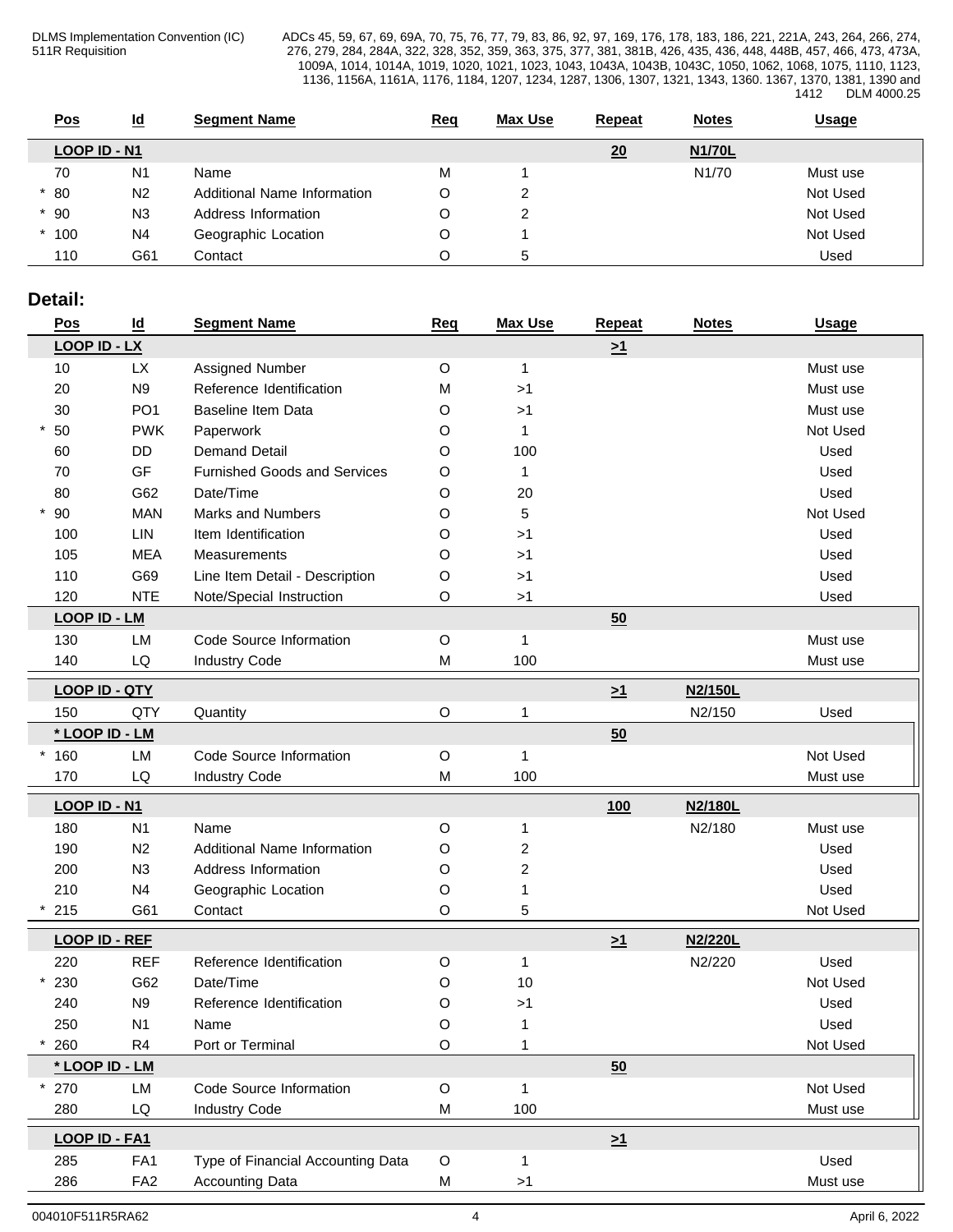| | Pos | Id | Segment Name | Req | Max Use | Repeat | Notes | Usage |
|---|---|---|---|---|---|---|---|---|
| | **LOOP ID - N1** | | | | | **20** | **N1/70L** | |
| | 70 | N1 | Name | M | 1 | | N1/70 | Must use |
| * | 80 | N2 | Additional Name Information | O | 2 | | | Not Used |
| * | 90 | N3 | Address Information | O | 2 | | | Not Used |
| * | 100 | N4 | Geographic Location | O | 1 | | | Not Used |
| | 110 | G61 | Contact | O | 5 | | | Used |

## Detail:

| | Pos | Id | Segment Name | Req | Max Use | Repeat | Notes | Usage |
|---|---|---|---|---|---|---|---|---|
| | **LOOP ID - LX** | | | | | **>1** | | |
| | 10 | LX | Assigned Number | O | 1 | | | Must use |
| | 20 | N9 | Reference Identification | M | >1 | | | Must use |
| | 30 | PO1 | Baseline Item Data | O | >1 | | | Must use |
| * | 50 | PWK | Paperwork | O | 1 | | | Not Used |
| | 60 | DD | Demand Detail | O | 100 | | | Used |
| | 70 | GF | Furnished Goods and Services | O | 1 | | | Used |
| | 80 | G62 | Date/Time | O | 20 | | | Used |
| * | 90 | MAN | Marks and Numbers | O | 5 | | | Not Used |
| | 100 | LIN | Item Identification | O | >1 | | | Used |
| | 105 | MEA | Measurements | O | >1 | | | Used |
| | 110 | G69 | Line Item Detail - Description | O | >1 | | | Used |
| | 120 | NTE | Note/Special Instruction | O | >1 | | | Used |
| | **LOOP ID - LM** | | | | | **50** | | |
| | 130 | LM | Code Source Information | O | 1 | | | Must use |
| | 140 | LQ | Industry Code | M | 100 | | | Must use |
| | **LOOP ID - QTY** | | | | | **>1** | **N2/150L** | |
| | 150 | QTY | Quantity | O | 1 | | N2/150 | Used |
| | **\* LOOP ID - LM** | | | | | **50** | | |
| * | 160 | LM | Code Source Information | O | 1 | | | Not Used |
| | 170 | LQ | Industry Code | M | 100 | | | Must use |
| | **LOOP ID - N1** | | | | | **100** | **N2/180L** | |
| | 180 | N1 | Name | O | 1 | | N2/180 | Must use |
| | 190 | N2 | Additional Name Information | O | 2 | | | Used |
| | 200 | N3 | Address Information | O | 2 | | | Used |
| | 210 | N4 | Geographic Location | O | 1 | | | Used |
| * | 215 | G61 | Contact | O | 5 | | | Not Used |
| | **LOOP ID - REF** | | | | | **>1** | **N2/220L** | |
| | 220 | REF | Reference Identification | O | 1 | | N2/220 | Used |
| * | 230 | G62 | Date/Time | O | 10 | | | Not Used |
| | 240 | N9 | Reference Identification | O | >1 | | | Used |
| | 250 | N1 | Name | O | 1 | | | Used |
| * | 260 | R4 | Port or Terminal | O | 1 | | | Not Used |
| | **\* LOOP ID - LM** | | | | | **50** | | |
| * | 270 | LM | Code Source Information | O | 1 | | | Not Used |
| | 280 | LQ | Industry Code | M | 100 | | | Must use |
| | **LOOP ID - FA1** | | | | | **>1** | | |
| | 285 | FA1 | Type of Financial Accounting Data | O | 1 | | | Used |
| | 286 | FA2 | Accounting Data | M | >1 | | | Must use |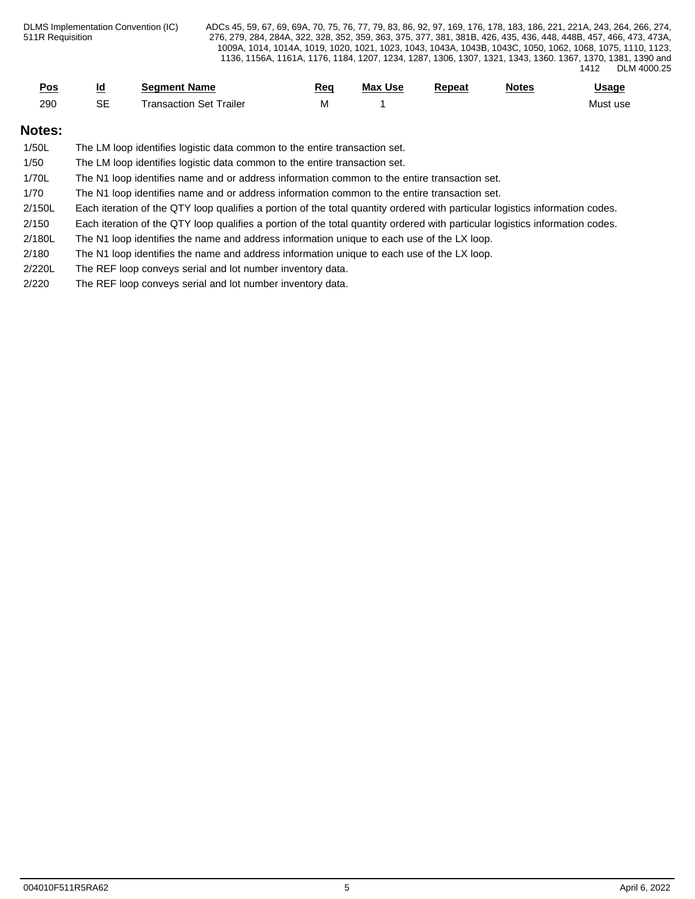| Pos | Id | Segment Name | Req | Max Use | Repeat | Notes | Usage |
|---|---|---|---|---|---|---|---|
| 290 | SE | Transaction Set Trailer | M | 1 | | | Must use |

## Notes:

1/50L The LM loop identifies logistic data common to the entire transaction set.

1/50 The LM loop identifies logistic data common to the entire transaction set.

1/70L The N1 loop identifies name and or address information common to the entire transaction set.

1/70 The N1 loop identifies name and or address information common to the entire transaction set.

2/150L Each iteration of the QTY loop qualifies a portion of the total quantity ordered with particular logistics information codes.

2/150 Each iteration of the QTY loop qualifies a portion of the total quantity ordered with particular logistics information codes.

2/180L The N1 loop identifies the name and address information unique to each use of the LX loop.

2/180 The N1 loop identifies the name and address information unique to each use of the LX loop.

2/220L The REF loop conveys serial and lot number inventory data.

2/220 The REF loop conveys serial and lot number inventory data.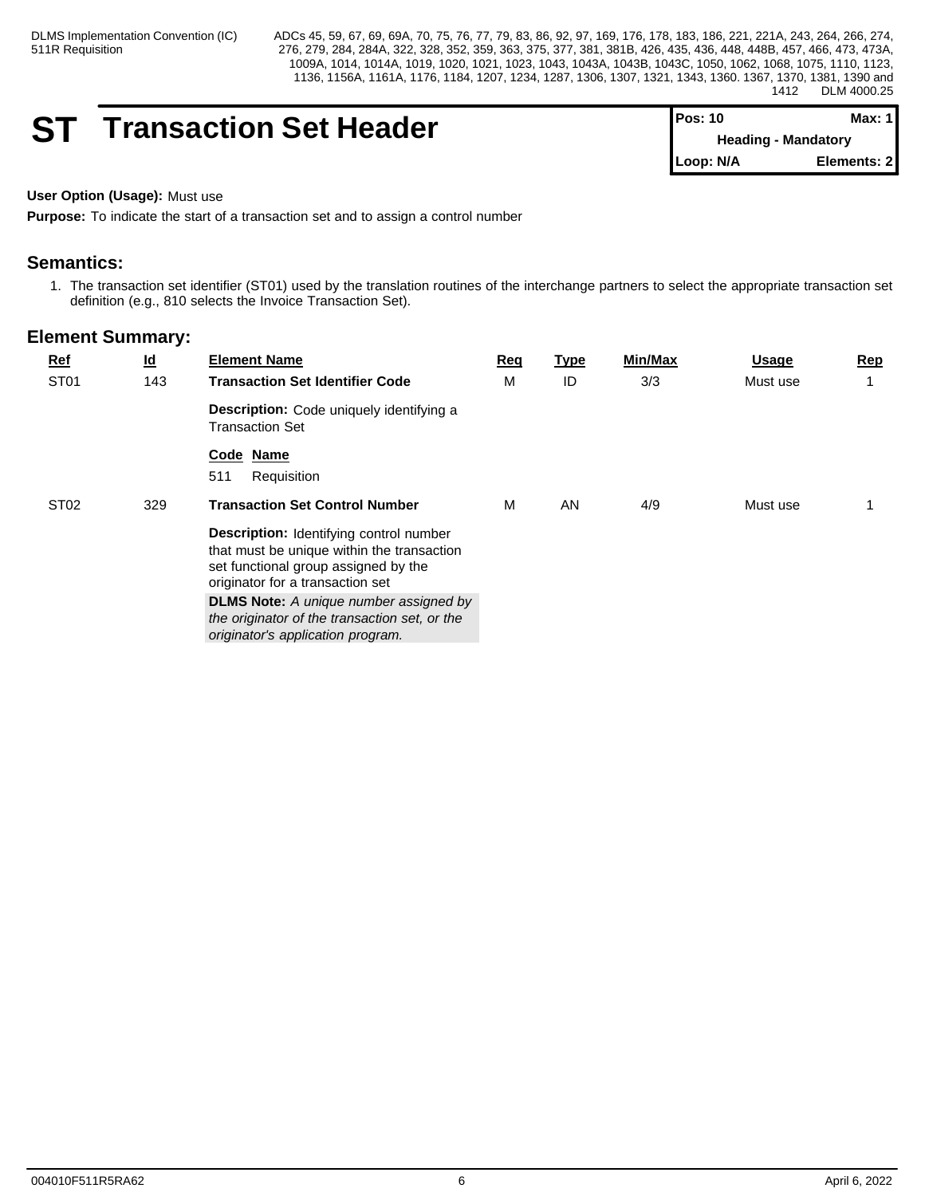# ST Transaction Set Header

| Pos: 10 | Max: 1 |
|---|---|
| Heading - Mandatory | |
| Loop: N/A | Elements: 2 |

**User Option (Usage):** Must use

**Purpose:** To indicate the start of a transaction set and to assign a control number

## Semantics:

1. The transaction set identifier (ST01) used by the translation routines of the interchange partners to select the appropriate transaction set definition (e.g., 810 selects the Invoice Transaction Set).

## Element Summary:

| Ref | Id | Element Name | Req | Type | Min/Max | Usage | Rep |
|---|---|---|---|---|---|---|---|
| ST01 | 143 | **Transaction Set Identifier Code**<br>**Description:** Code uniquely identifying a Transaction Set<br>**Code Name**<br>511 Requisition | M | ID | 3/3 | Must use | 1 |
| ST02 | 329 | **Transaction Set Control Number**<br>**Description:** Identifying control number that must be unique within the transaction set functional group assigned by the originator for a transaction set<br>**DLMS Note:** *A unique number assigned by the originator of the transaction set, or the originator's application program.* | M | AN | 4/9 | Must use | 1 |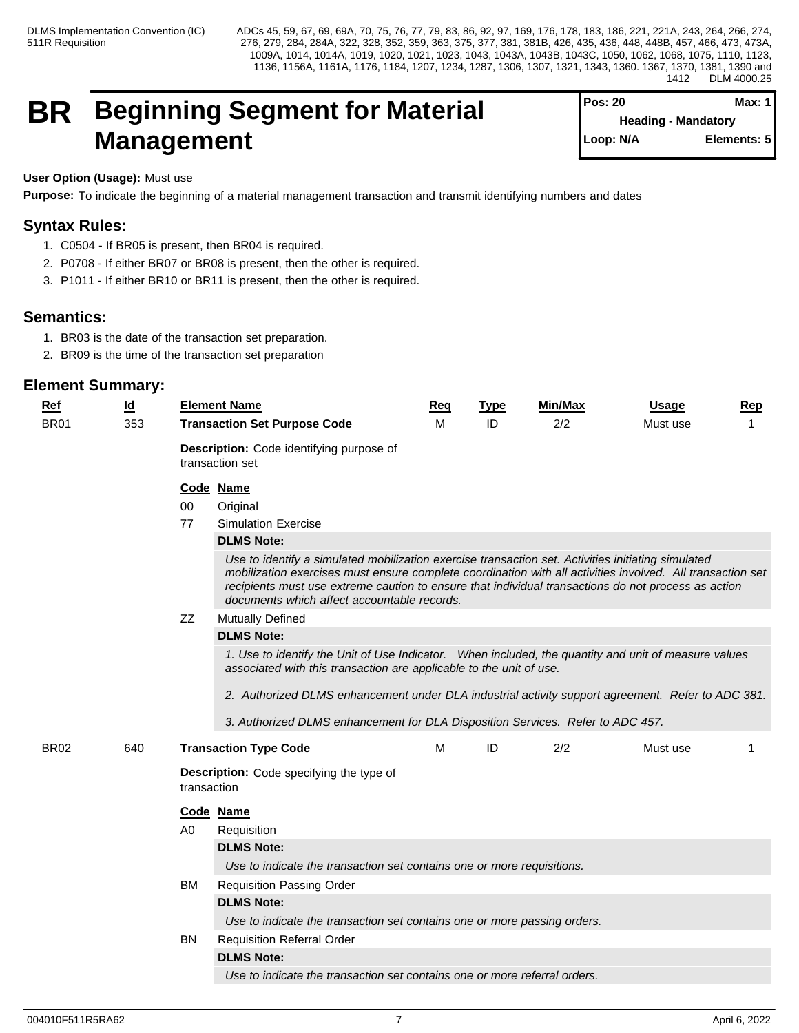# BR Beginning Segment for Material Management

| Pos: 20 | Max: 1 |
|---|---|
| Heading - Mandatory | |
| Loop: N/A | Elements: 5 |

**User Option (Usage):** Must use

**Purpose:** To indicate the beginning of a material management transaction and transmit identifying numbers and dates

## Syntax Rules:

1. C0504 - If BR05 is present, then BR04 is required.
2. P0708 - If either BR07 or BR08 is present, then the other is required.
3. P1011 - If either BR10 or BR11 is present, then the other is required.

## Semantics:

1. BR03 is the date of the transaction set preparation.
2. BR09 is the time of the transaction set preparation

## Element Summary:

| Ref | Id | Element Name | Req | Type | Min/Max | Usage | Rep |
|---|---|---|---|---|---|---|---|
| BR01 | 353 | **Transaction Set Purpose Code** | M | ID | 2/2 | Must use | 1 |

**Description:** Code identifying purpose of transaction set

| Code | Name |
|---|---|
| 00 | Original |
| 77 | Simulation Exercise |
| ZZ | Mutually Defined |

77 — **DLMS Note:**

*Use to identify a simulated mobilization exercise transaction set. Activities initiating simulated mobilization exercises must ensure complete coordination with all activities involved. All transaction set recipients must use extreme caution to ensure that individual transactions do not process as action documents which affect accountable records.*

ZZ — **DLMS Note:**

*1. Use to identify the Unit of Use Indicator. When included, the quantity and unit of measure values associated with this transaction are applicable to the unit of use.*

*2. Authorized DLMS enhancement under DLA industrial activity support agreement. Refer to ADC 381.*

*3. Authorized DLMS enhancement for DLA Disposition Services. Refer to ADC 457.*

| Ref | Id | Element Name | Req | Type | Min/Max | Usage | Rep |
|---|---|---|---|---|---|---|---|
| BR02 | 640 | **Transaction Type Code** | M | ID | 2/2 | Must use | 1 |

**Description:** Code specifying the type of transaction

| Code | Name |
|---|---|
| A0 | Requisition |
| BM | Requisition Passing Order |
| BN | Requisition Referral Order |

A0 — **DLMS Note:**

*Use to indicate the transaction set contains one or more requisitions.*

BM — **DLMS Note:**

*Use to indicate the transaction set contains one or more passing orders.*

BN — **DLMS Note:**

*Use to indicate the transaction set contains one or more referral orders.*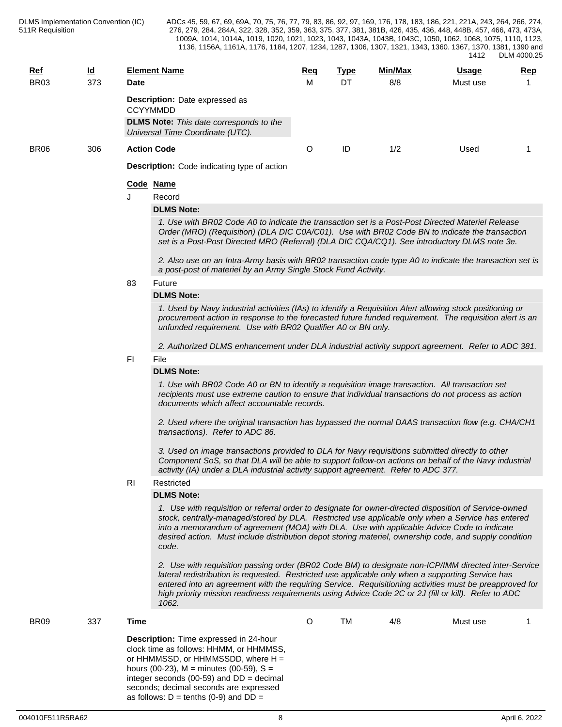| Ref | Id | Element Name | Req | Type | Min/Max | Usage | Rep |
|---|---|---|---|---|---|---|---|
| BR03 | 373 | **Date** | M | DT | 8/8 | Must use | 1 |

**Description:** Date expressed as CCYYMMDD

**DLMS Note:** *This date corresponds to the Universal Time Coordinate (UTC).*

| Ref | Id | Element Name | Req | Type | Min/Max | Usage | Rep |
|---|---|---|---|---|---|---|---|
| BR06 | 306 | **Action Code** | O | ID | 1/2 | Used | 1 |

**Description:** Code indicating type of action

**Code Name**

J Record

**DLMS Note:**

*1. Use with BR02 Code A0 to indicate the transaction set is a Post-Post Directed Materiel Release Order (MRO) (Requisition) (DLA DIC C0A/C01). Use with BR02 Code BN to indicate the transaction set is a Post-Post Directed MRO (Referral) (DLA DIC CQA/CQ1). See introductory DLMS note 3e.*

*2. Also use on an Intra-Army basis with BR02 transaction code type A0 to indicate the transaction set is a post-post of materiel by an Army Single Stock Fund Activity.*

83 Future

**DLMS Note:**

*1. Used by Navy industrial activities (IAs) to identify a Requisition Alert allowing stock positioning or procurement action in response to the forecasted future funded requirement. The requisition alert is an unfunded requirement. Use with BR02 Qualifier A0 or BN only.*

*2. Authorized DLMS enhancement under DLA industrial activity support agreement. Refer to ADC 381.*

FI File

**DLMS Note:**

*1. Use with BR02 Code A0 or BN to identify a requisition image transaction. All transaction set recipients must use extreme caution to ensure that individual transactions do not process as action documents which affect accountable records.*

*2. Used where the original transaction has bypassed the normal DAAS transaction flow (e.g. CHA/CH1 transactions). Refer to ADC 86.*

*3. Used on image transactions provided to DLA for Navy requisitions submitted directly to other Component SoS, so that DLA will be able to support follow-on actions on behalf of the Navy industrial activity (IA) under a DLA industrial activity support agreement. Refer to ADC 377.*

RI Restricted

**DLMS Note:**

*1. Use with requisition or referral order to designate for owner-directed disposition of Service-owned stock, centrally-managed/stored by DLA. Restricted use applicable only when a Service has entered into a memorandum of agreement (MOA) with DLA. Use with applicable Advice Code to indicate desired action. Must include distribution depot storing materiel, ownership code, and supply condition code.*

*2. Use with requisition passing order (BR02 Code BM) to designate non-ICP/IMM directed inter-Service lateral redistribution is requested. Restricted use applicable only when a supporting Service has entered into an agreement with the requiring Service. Requisitioning activities must be preapproved for high priority mission readiness requirements using Advice Code 2C or 2J (fill or kill). Refer to ADC 1062.*

| Ref | Id | Element Name | Req | Type | Min/Max | Usage | Rep |
|---|---|---|---|---|---|---|---|
| BR09 | 337 | **Time** | O | TM | 4/8 | Must use | 1 |

**Description:** Time expressed in 24-hour clock time as follows: HHMM, or HHMMSS, or HHMMSSD, or HHMMSSDD, where H = hours (00-23), M = minutes (00-59), S = integer seconds (00-59) and DD = decimal seconds; decimal seconds are expressed as follows: D = tenths (0-9) and DD =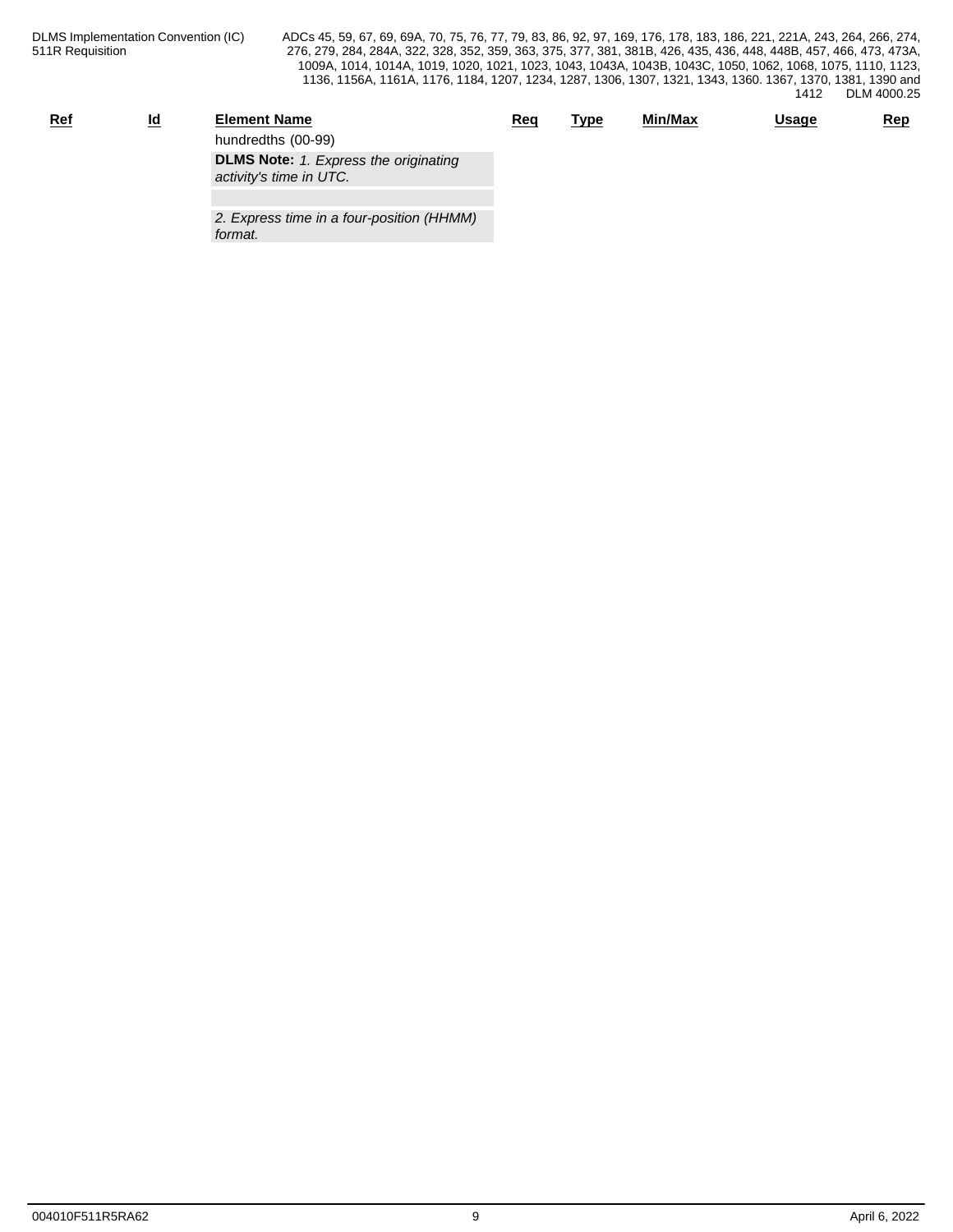| Ref | Id | Element Name | Req | Type | Min/Max | Usage | Rep |
|---|---|---|---|---|---|---|---|
| | | hundredths (00-99) | | | | | |

**DLMS Note:** *1. Express the originating activity's time in UTC.*

*2. Express time in a four-position (HHMM) format.*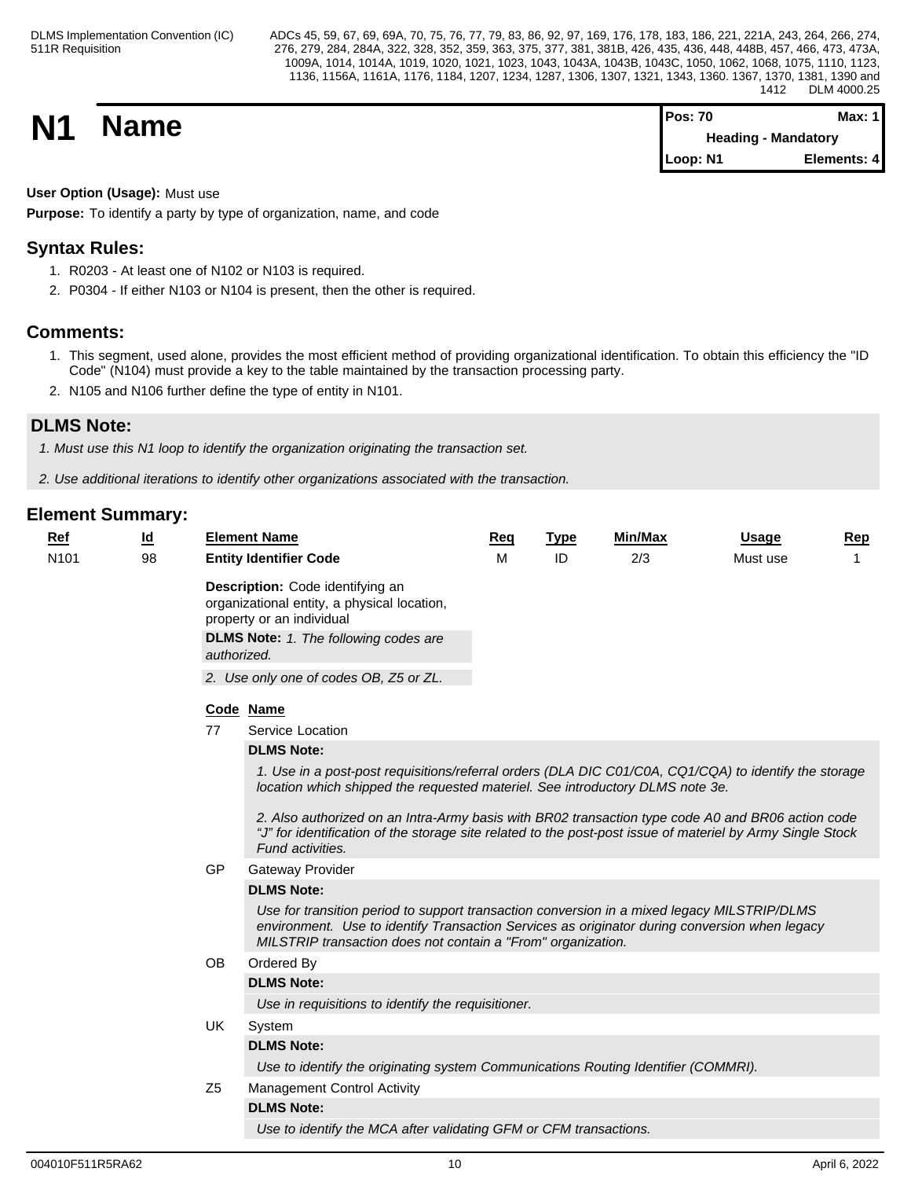# N1 Name

| Pos: 70 | Max: 1 |
|---|---|
| Heading - Mandatory | |
| Loop: N1 | Elements: 4 |

**User Option (Usage):** Must use

**Purpose:** To identify a party by type of organization, name, and code

## Syntax Rules:

1. R0203 - At least one of N102 or N103 is required.
2. P0304 - If either N103 or N104 is present, then the other is required.

## Comments:

1. This segment, used alone, provides the most efficient method of providing organizational identification. To obtain this efficiency the "ID Code" (N104) must provide a key to the table maintained by the transaction processing party.
2. N105 and N106 further define the type of entity in N101.

## DLMS Note:

*1. Must use this N1 loop to identify the organization originating the transaction set.*

*2. Use additional iterations to identify other organizations associated with the transaction.*

## Element Summary:

| Ref | Id | Element Name | Req | Type | Min/Max | Usage | Rep |
|---|---|---|---|---|---|---|---|
| N101 | 98 | **Entity Identifier Code** | M | ID | 2/3 | Must use | 1 |

**Description:** Code identifying an organizational entity, a physical location, property or an individual

**DLMS Note:** *1. The following codes are authorized.*

*2. Use only one of codes OB, Z5 or ZL.*

| Code | Name |
|---|---|
| 77 | Service Location |
| GP | Gateway Provider |
| OB | Ordered By |
| UK | System |
| Z5 | Management Control Activity |

**77 Service Location**

**DLMS Note:**

*1. Use in a post-post requisitions/referral orders (DLA DIC C01/C0A, CQ1/CQA) to identify the storage location which shipped the requested materiel. See introductory DLMS note 3e.*

*2. Also authorized on an Intra-Army basis with BR02 transaction type code A0 and BR06 action code "J" for identification of the storage site related to the post-post issue of materiel by Army Single Stock Fund activities.*

**GP Gateway Provider**

**DLMS Note:**

*Use for transition period to support transaction conversion in a mixed legacy MILSTRIP/DLMS environment. Use to identify Transaction Services as originator during conversion when legacy MILSTRIP transaction does not contain a "From" organization.*

**OB Ordered By**

**DLMS Note:**

*Use in requisitions to identify the requisitioner.*

**UK System**

**DLMS Note:**

*Use to identify the originating system Communications Routing Identifier (COMMRI).*

**Z5 Management Control Activity**

**DLMS Note:**

*Use to identify the MCA after validating GFM or CFM transactions.*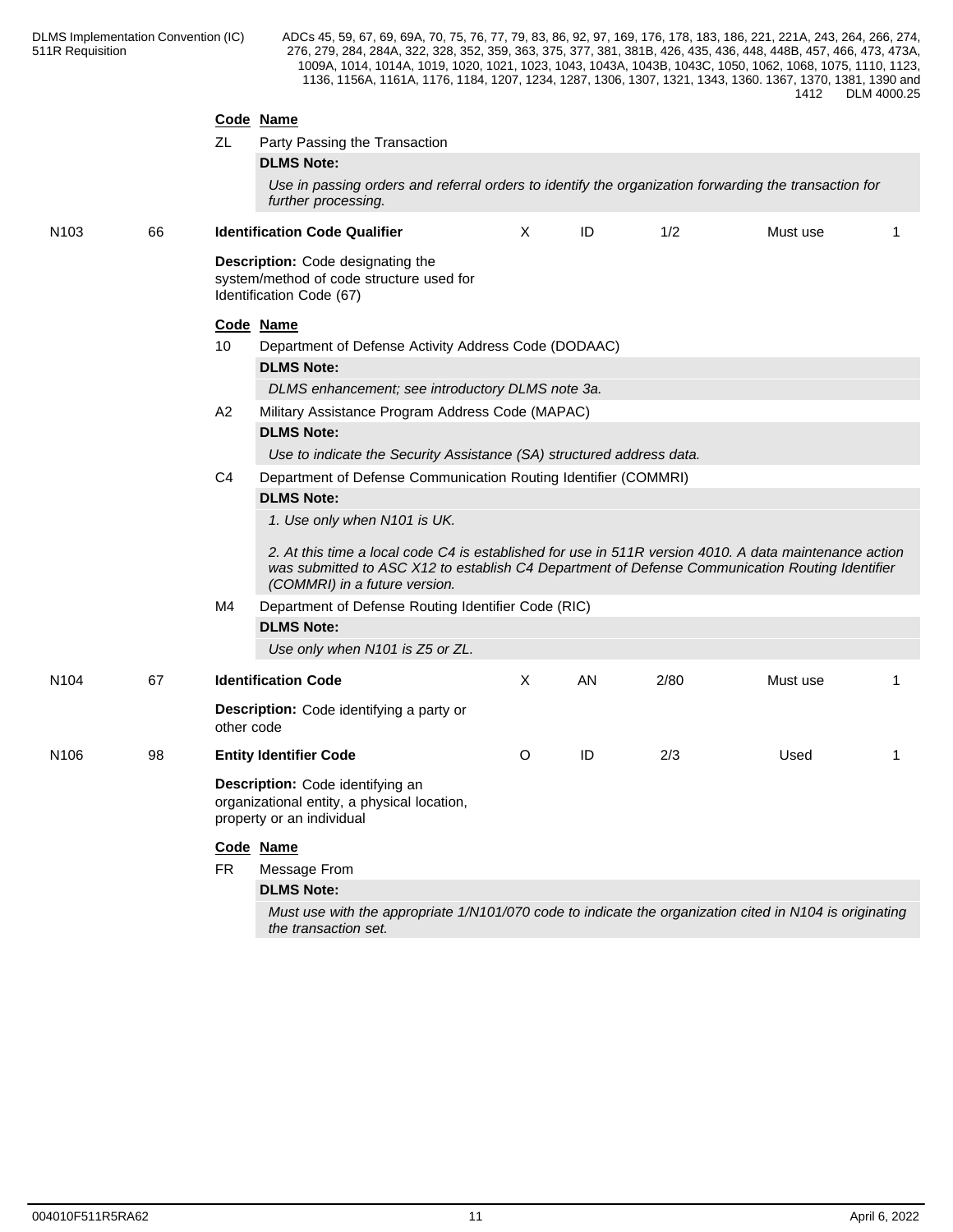**Code Name**

ZL Party Passing the Transaction

**DLMS Note:**

*Use in passing orders and referral orders to identify the organization forwarding the transaction for further processing.*

| | | | | | | | |
|---|---|---|---|---|---|---|---|
| N103 | 66 | **Identification Code Qualifier** | X | ID | 1/2 | Must use | 1 |

**Description:** Code designating the system/method of code structure used for Identification Code (67)

**Code Name**

10 Department of Defense Activity Address Code (DODAAC)

**DLMS Note:**

*DLMS enhancement; see introductory DLMS note 3a.*

A2 Military Assistance Program Address Code (MAPAC)

**DLMS Note:**

*Use to indicate the Security Assistance (SA) structured address data.*

C4 Department of Defense Communication Routing Identifier (COMMRI)

**DLMS Note:**

*1. Use only when N101 is UK.*

*2. At this time a local code C4 is established for use in 511R version 4010. A data maintenance action was submitted to ASC X12 to establish C4 Department of Defense Communication Routing Identifier (COMMRI) in a future version.*

M4 Department of Defense Routing Identifier Code (RIC)

**DLMS Note:**

*Use only when N101 is Z5 or ZL.*

| | | | | | | | |
|---|---|---|---|---|---|---|---|
| N104 | 67 | **Identification Code** | X | AN | 2/80 | Must use | 1 |

**Description:** Code identifying a party or other code

| | | | | | | | |
|---|---|---|---|---|---|---|---|
| N106 | 98 | **Entity Identifier Code** | O | ID | 2/3 | Used | 1 |

**Description:** Code identifying an organizational entity, a physical location, property or an individual

**Code Name**

FR Message From

**DLMS Note:**

*Must use with the appropriate 1/N101/070 code to indicate the organization cited in N104 is originating the transaction set.*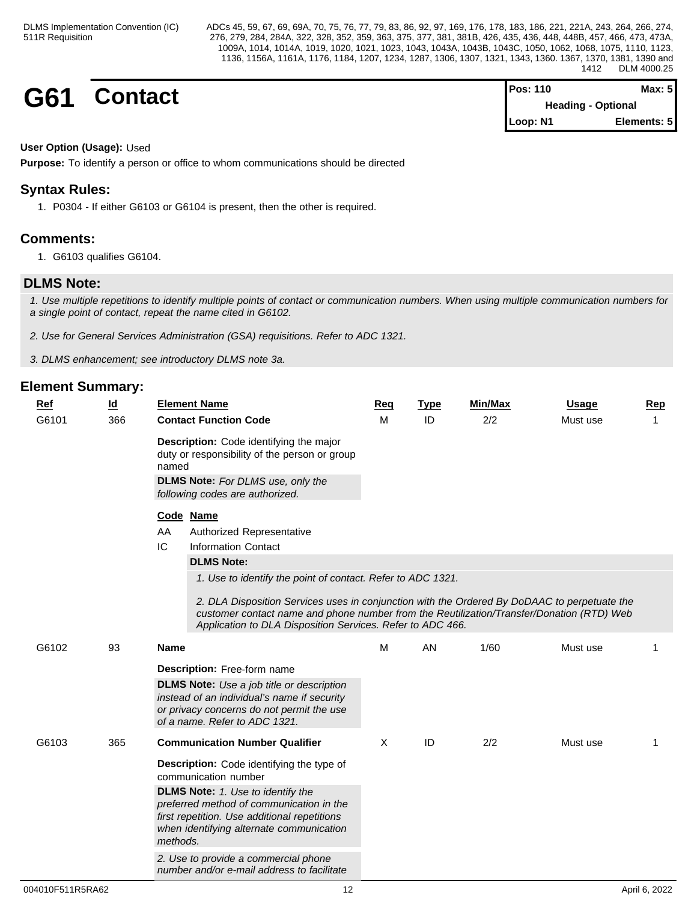# G61 Contact

| Pos: 110 | Max: 5 |
| --- | --- |
| Heading - Optional | |
| Loop: N1 | Elements: 5 |

**User Option (Usage):** Used

**Purpose:** To identify a person or office to whom communications should be directed

## Syntax Rules:

1. P0304 - If either G6103 or G6104 is present, then the other is required.

## Comments:

1. G6103 qualifies G6104.

## DLMS Note:

*1. Use multiple repetitions to identify multiple points of contact or communication numbers. When using multiple communication numbers for a single point of contact, repeat the name cited in G6102.*

*2. Use for General Services Administration (GSA) requisitions. Refer to ADC 1321.*

*3. DLMS enhancement; see introductory DLMS note 3a.*

## Element Summary:

| Ref | Id | Element Name | Req | Type | Min/Max | Usage | Rep |
| --- | --- | --- | --- | --- | --- | --- | --- |
| G6101 | 366 | **Contact Function Code** | M | ID | 2/2 | Must use | 1 |

**Description:** Code identifying the major duty or responsibility of the person or group named

**DLMS Note:** *For DLMS use, only the following codes are authorized.*

| Code | Name |
| --- | --- |
| AA | Authorized Representative |
| IC | Information Contact |

**DLMS Note:**

*1. Use to identify the point of contact. Refer to ADC 1321.*

*2. DLA Disposition Services uses in conjunction with the Ordered By DoDAAC to perpetuate the customer contact name and phone number from the Reutilization/Transfer/Donation (RTD) Web Application to DLA Disposition Services. Refer to ADC 466.*

| Ref | Id | Element Name | Req | Type | Min/Max | Usage | Rep |
| --- | --- | --- | --- | --- | --- | --- | --- |
| G6102 | 93 | **Name** | M | AN | 1/60 | Must use | 1 |

**Description:** Free-form name

**DLMS Note:** *Use a job title or description instead of an individual's name if security or privacy concerns do not permit the use of a name. Refer to ADC 1321.*

| Ref | Id | Element Name | Req | Type | Min/Max | Usage | Rep |
| --- | --- | --- | --- | --- | --- | --- | --- |
| G6103 | 365 | **Communication Number Qualifier** | X | ID | 2/2 | Must use | 1 |

**Description:** Code identifying the type of communication number

**DLMS Note:** *1. Use to identify the preferred method of communication in the first repetition. Use additional repetitions when identifying alternate communication methods.*

*2. Use to provide a commercial phone number and/or e-mail address to facilitate*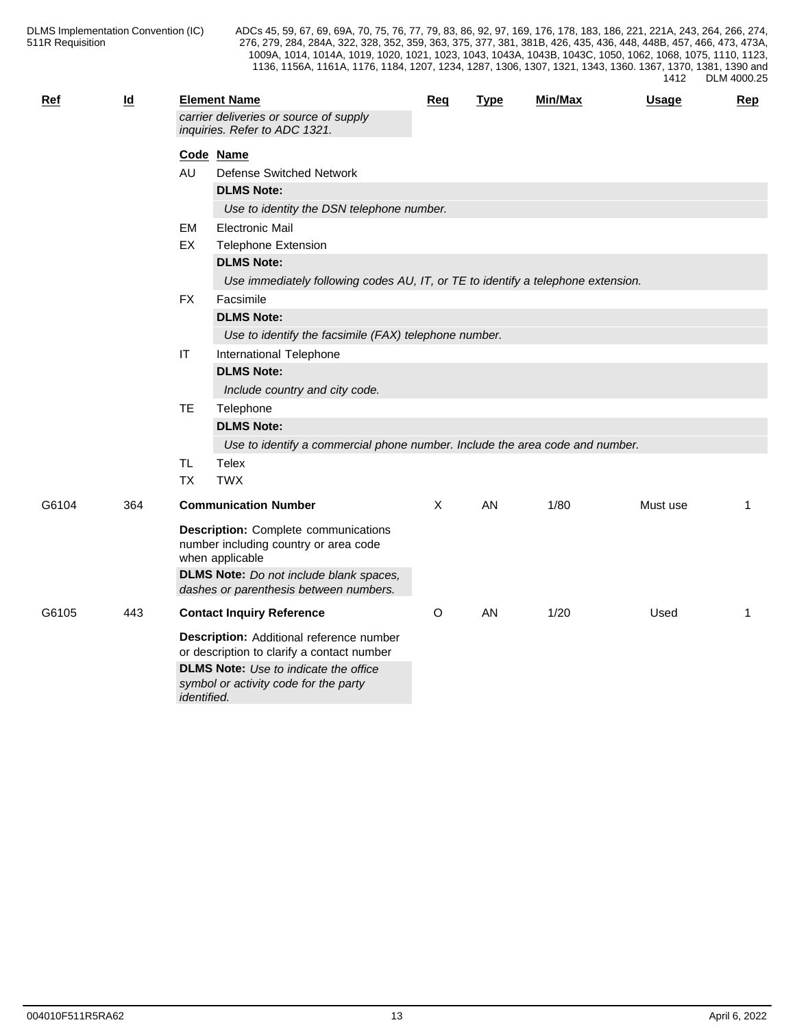| Ref | Id | Element Name | Req | Type | Min/Max | Usage | Rep |
|---|---|---|---|---|---|---|---|
| | | *carrier deliveries or source of supply inquiries. Refer to ADC 1321.* | | | | | |

**Code Name**

- **AU** Defense Switched Network
  - **DLMS Note:**
  - *Use to identity the DSN telephone number.*
- **EM** Electronic Mail
- **EX** Telephone Extension
  - **DLMS Note:**
  - *Use immediately following codes AU, IT, or TE to identify a telephone extension.*
- **FX** Facsimile
  - **DLMS Note:**
  - *Use to identify the facsimile (FAX) telephone number.*
- **IT** International Telephone
  - **DLMS Note:**
  - *Include country and city code.*
- **TE** Telephone
  - **DLMS Note:**
  - *Use to identify a commercial phone number. Include the area code and number.*
- **TL** Telex
- **TX** TWX

| Ref | Id | Element Name | Req | Type | Min/Max | Usage | Rep |
|---|---|---|---|---|---|---|---|
| G6104 | 364 | **Communication Number** | X | AN | 1/80 | Must use | 1 |
| | | **Description:** Complete communications number including country or area code when applicable | | | | | |
| | | **DLMS Note:** *Do not include blank spaces, dashes or parenthesis between numbers.* | | | | | |
| G6105 | 443 | **Contact Inquiry Reference** | O | AN | 1/20 | Used | 1 |
| | | **Description:** Additional reference number or description to clarify a contact number | | | | | |
| | | **DLMS Note:** *Use to indicate the office symbol or activity code for the party identified.* | | | | | |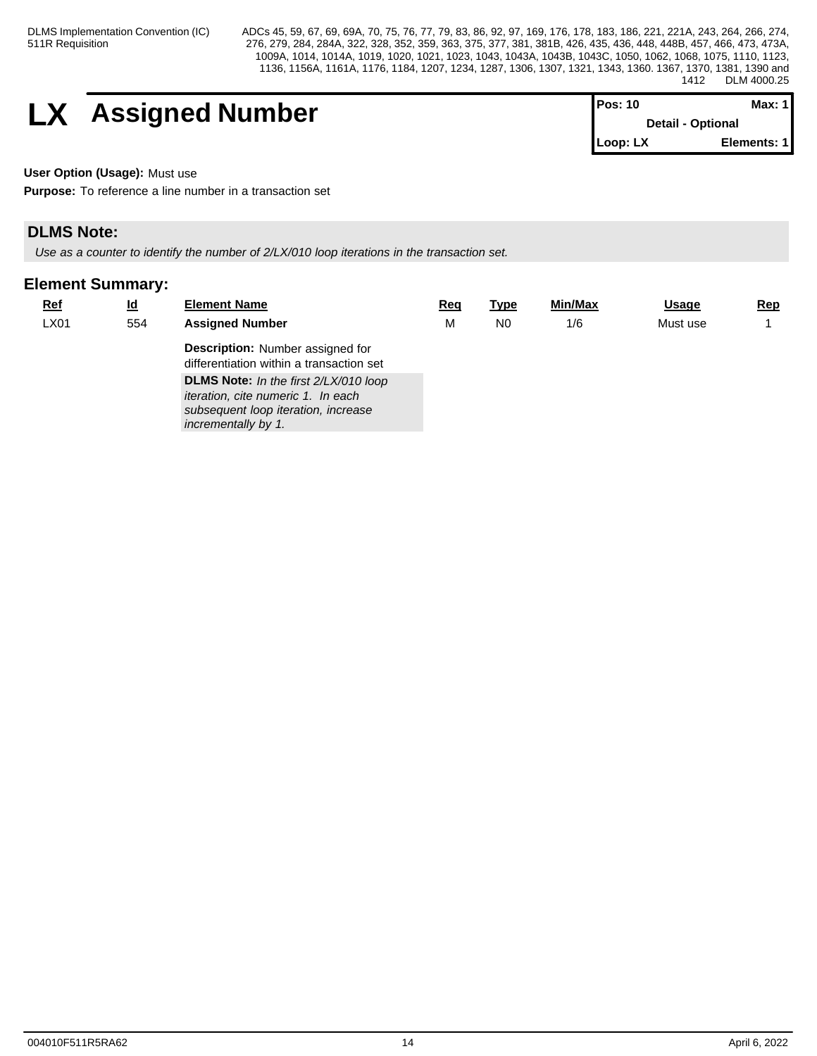# LX Assigned Number

| Pos: 10 | Max: 1 |
|---|---|
| Detail - Optional | |
| Loop: LX | Elements: 1 |

**User Option (Usage):** Must use

**Purpose:** To reference a line number in a transaction set

## DLMS Note:

*Use as a counter to identify the number of 2/LX/010 loop iterations in the transaction set.*

## Element Summary:

| Ref | Id | Element Name | Req | Type | Min/Max | Usage | Rep |
|---|---|---|---|---|---|---|---|
| LX01 | 554 | **Assigned Number**<br>**Description:** Number assigned for differentiation within a transaction set<br>**DLMS Note:** *In the first 2/LX/010 loop iteration, cite numeric 1. In each subsequent loop iteration, increase incrementally by 1.* | M | N0 | 1/6 | Must use | 1 |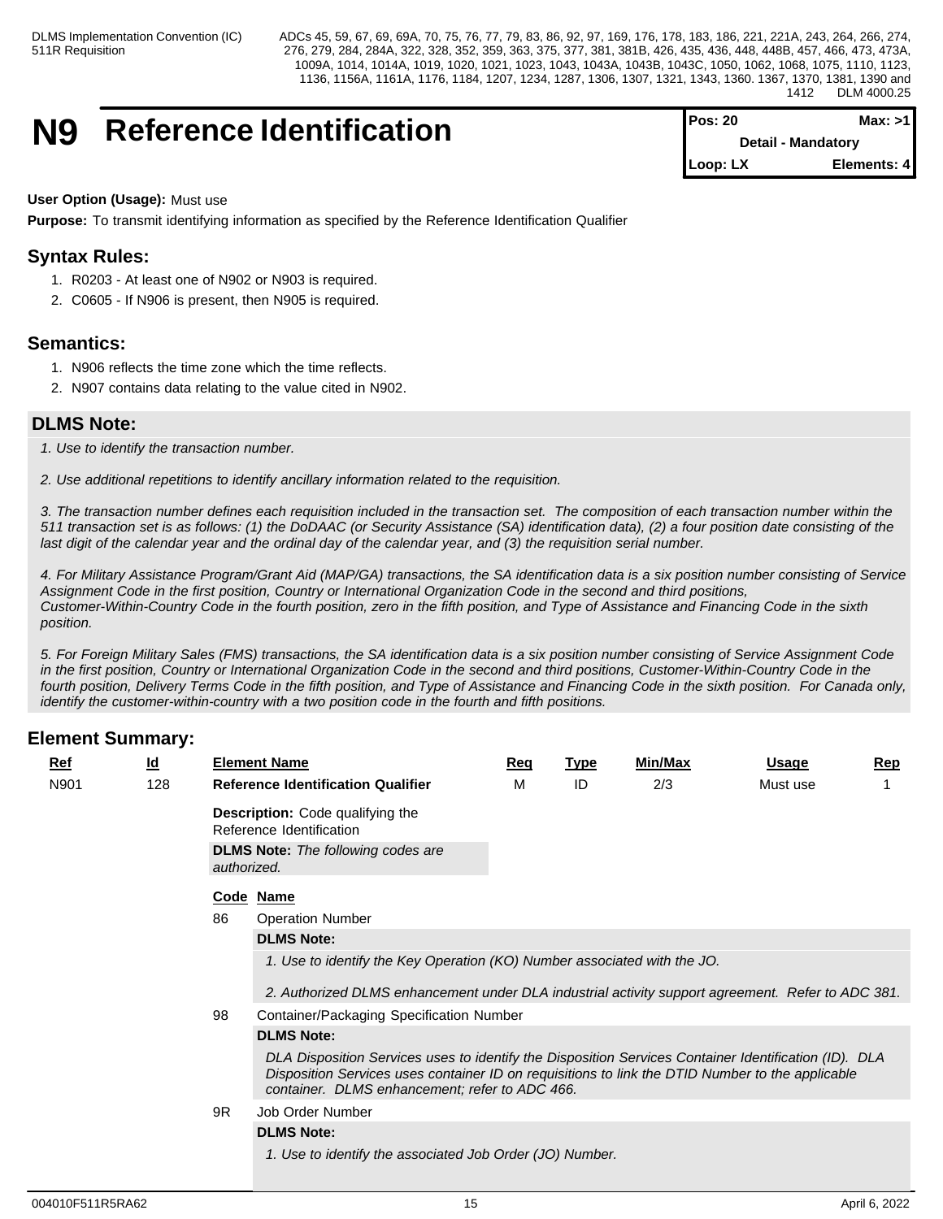# N9 Reference Identification

| Pos: 20 | Max: >1 |
|---|---|
| Detail - Mandatory | |
| Loop: LX | Elements: 4 |

**User Option (Usage):** Must use

**Purpose:** To transmit identifying information as specified by the Reference Identification Qualifier

## Syntax Rules:

1. R0203 - At least one of N902 or N903 is required.
2. C0605 - If N906 is present, then N905 is required.

## Semantics:

1. N906 reflects the time zone which the time reflects.
2. N907 contains data relating to the value cited in N902.

## DLMS Note:

*1. Use to identify the transaction number.*

*2. Use additional repetitions to identify ancillary information related to the requisition.*

*3. The transaction number defines each requisition included in the transaction set. The composition of each transaction number within the 511 transaction set is as follows: (1) the DoDAAC (or Security Assistance (SA) identification data), (2) a four position date consisting of the last digit of the calendar year and the ordinal day of the calendar year, and (3) the requisition serial number.*

*4. For Military Assistance Program/Grant Aid (MAP/GA) transactions, the SA identification data is a six position number consisting of Service Assignment Code in the first position, Country or International Organization Code in the second and third positions, Customer-Within-Country Code in the fourth position, zero in the fifth position, and Type of Assistance and Financing Code in the sixth position.*

*5. For Foreign Military Sales (FMS) transactions, the SA identification data is a six position number consisting of Service Assignment Code in the first position, Country or International Organization Code in the second and third positions, Customer-Within-Country Code in the fourth position, Delivery Terms Code in the fifth position, and Type of Assistance and Financing Code in the sixth position. For Canada only, identify the customer-within-country with a two position code in the fourth and fifth positions.*

## Element Summary:

| Ref | Id | Element Name | Req | Type | Min/Max | Usage | Rep |
|---|---|---|---|---|---|---|---|
| N901 | 128 | **Reference Identification Qualifier** | M | ID | 2/3 | Must use | 1 |

**Description:** Code qualifying the Reference Identification

**DLMS Note:** *The following codes are authorized.*

| Code | Name |
|---|---|
| 86 | Operation Number |
| 98 | Container/Packaging Specification Number |
| 9R | Job Order Number |

**86 Operation Number — DLMS Note:**

*1. Use to identify the Key Operation (KO) Number associated with the JO.*

*2. Authorized DLMS enhancement under DLA industrial activity support agreement. Refer to ADC 381.*

**98 Container/Packaging Specification Number — DLMS Note:**

*DLA Disposition Services uses to identify the Disposition Services Container Identification (ID). DLA Disposition Services uses container ID on requisitions to link the DTID Number to the applicable container. DLMS enhancement; refer to ADC 466.*

**9R Job Order Number — DLMS Note:**

*1. Use to identify the associated Job Order (JO) Number.*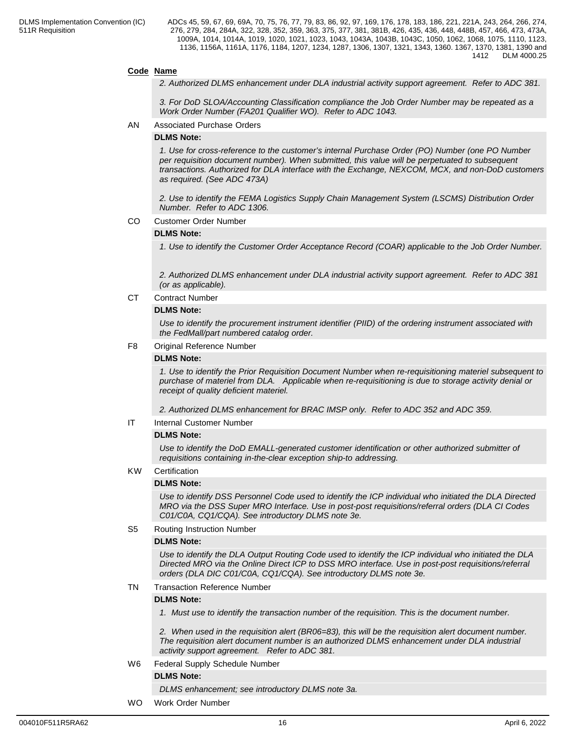**Code** **Name**

*2. Authorized DLMS enhancement under DLA industrial activity support agreement. Refer to ADC 381.*

*3. For DoD SLOA/Accounting Classification compliance the Job Order Number may be repeated as a Work Order Number (FA201 Qualifier WO). Refer to ADC 1043.*

AN Associated Purchase Orders

**DLMS Note:**

*1. Use for cross-reference to the customer's internal Purchase Order (PO) Number (one PO Number per requisition document number). When submitted, this value will be perpetuated to subsequent transactions. Authorized for DLA interface with the Exchange, NEXCOM, MCX, and non-DoD customers as required. (See ADC 473A)*

*2. Use to identify the FEMA Logistics Supply Chain Management System (LSCMS) Distribution Order Number. Refer to ADC 1306.*

CO Customer Order Number

**DLMS Note:**

*1. Use to identify the Customer Order Acceptance Record (COAR) applicable to the Job Order Number.*

*2. Authorized DLMS enhancement under DLA industrial activity support agreement. Refer to ADC 381 (or as applicable).*

CT Contract Number

**DLMS Note:**

*Use to identify the procurement instrument identifier (PIID) of the ordering instrument associated with the FedMall/part numbered catalog order.*

F8 Original Reference Number

**DLMS Note:**

*1. Use to identify the Prior Requisition Document Number when re-requisitioning materiel subsequent to purchase of materiel from DLA. Applicable when re-requisitioning is due to storage activity denial or receipt of quality deficient materiel.*

*2. Authorized DLMS enhancement for BRAC IMSP only. Refer to ADC 352 and ADC 359.*

IT Internal Customer Number

**DLMS Note:**

*Use to identify the DoD EMALL-generated customer identification or other authorized submitter of requisitions containing in-the-clear exception ship-to addressing.*

KW Certification

**DLMS Note:**

*Use to identify DSS Personnel Code used to identify the ICP individual who initiated the DLA Directed MRO via the DSS Super MRO Interface. Use in post-post requisitions/referral orders (DLA CI Codes C01/C0A, CQ1/CQA). See introductory DLMS note 3e.*

S5 Routing Instruction Number

**DLMS Note:**

*Use to identify the DLA Output Routing Code used to identify the ICP individual who initiated the DLA Directed MRO via the Online Direct ICP to DSS MRO interface. Use in post-post requisitions/referral orders (DLA DIC C01/C0A, CQ1/CQA). See introductory DLMS note 3e.*

TN Transaction Reference Number

**DLMS Note:**

*1. Must use to identify the transaction number of the requisition. This is the document number.*

*2. When used in the requisition alert (BR06=83), this will be the requisition alert document number. The requisition alert document number is an authorized DLMS enhancement under DLA industrial activity support agreement. Refer to ADC 381.*

W6 Federal Supply Schedule Number

**DLMS Note:**

*DLMS enhancement; see introductory DLMS note 3a.*

WO Work Order Number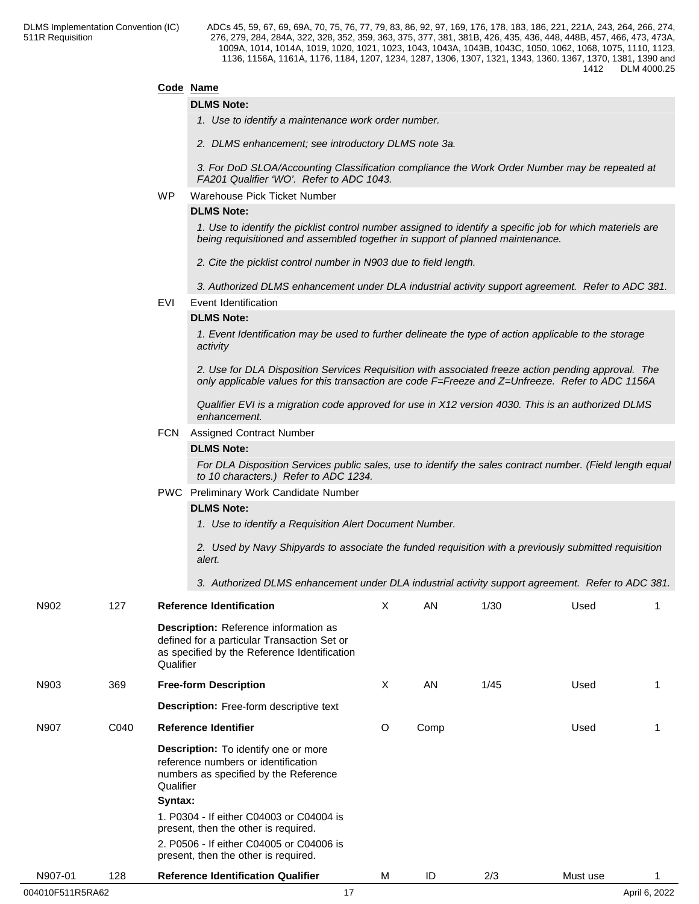**Code Name**

**DLMS Note:**

*1. Use to identify a maintenance work order number.*

*2. DLMS enhancement; see introductory DLMS note 3a.*

*3. For DoD SLOA/Accounting Classification compliance the Work Order Number may be repeated at FA201 Qualifier 'WO'. Refer to ADC 1043.*

WP Warehouse Pick Ticket Number

**DLMS Note:**

*1. Use to identify the picklist control number assigned to identify a specific job for which materiels are being requisitioned and assembled together in support of planned maintenance.*

*2. Cite the picklist control number in N903 due to field length.*

*3. Authorized DLMS enhancement under DLA industrial activity support agreement. Refer to ADC 381.*

EVI Event Identification

**DLMS Note:**

*1. Event Identification may be used to further delineate the type of action applicable to the storage activity*

*2. Use for DLA Disposition Services Requisition with associated freeze action pending approval. The only applicable values for this transaction are code F=Freeze and Z=Unfreeze. Refer to ADC 1156A*

*Qualifier EVI is a migration code approved for use in X12 version 4030. This is an authorized DLMS enhancement.*

FCN Assigned Contract Number

**DLMS Note:**

*For DLA Disposition Services public sales, use to identify the sales contract number. (Field length equal to 10 characters.) Refer to ADC 1234.*

PWC Preliminary Work Candidate Number

**DLMS Note:**

*1. Use to identify a Requisition Alert Document Number.*

*2. Used by Navy Shipyards to associate the funded requisition with a previously submitted requisition alert.*

*3. Authorized DLMS enhancement under DLA industrial activity support agreement. Refer to ADC 381.*

| | | | | | | | |
|---|---|---|---|---|---|---|---|
| N902 | 127 | **Reference Identification**<br>**Description:** Reference information as defined for a particular Transaction Set or as specified by the Reference Identification Qualifier | X | AN | 1/30 | Used | 1 |
| N903 | 369 | **Free-form Description**<br>**Description:** Free-form descriptive text | X | AN | 1/45 | Used | 1 |
| N907 | C040 | **Reference Identifier**<br>**Description:** To identify one or more reference numbers or identification numbers as specified by the Reference Qualifier<br>**Syntax:**<br>1. P0304 - If either C04003 or C04004 is present, then the other is required.<br>2. P0506 - If either C04005 or C04006 is present, then the other is required. | O | Comp | | Used | 1 |
| N907-01 | 128 | **Reference Identification Qualifier** | M | ID | 2/3 | Must use | 1 |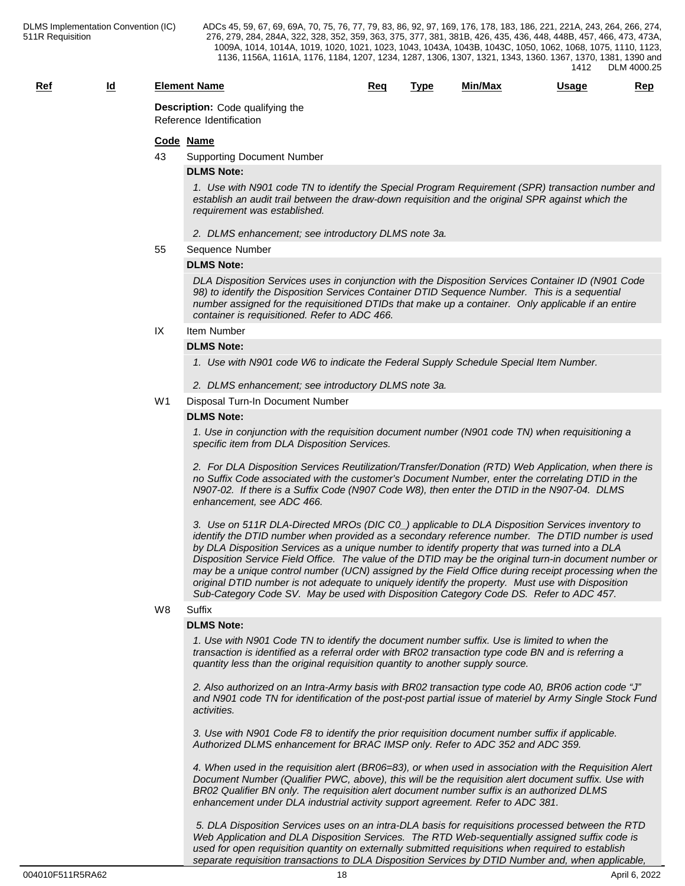| Ref | Id | Element Name | Req | Type | Min/Max | Usage | Rep |
|---|---|---|---|---|---|---|---|

**Description:** Code qualifying the Reference Identification

**Code Name**

43 Supporting Document Number

**DLMS Note:**

*1. Use with N901 code TN to identify the Special Program Requirement (SPR) transaction number and establish an audit trail between the draw-down requisition and the original SPR against which the requirement was established.*

*2. DLMS enhancement; see introductory DLMS note 3a.*

55 Sequence Number

**DLMS Note:**

*DLA Disposition Services uses in conjunction with the Disposition Services Container ID (N901 Code 98) to identify the Disposition Services Container DTID Sequence Number. This is a sequential number assigned for the requisitioned DTIDs that make up a container. Only applicable if an entire container is requisitioned. Refer to ADC 466.*

IX Item Number

**DLMS Note:**

*1. Use with N901 code W6 to indicate the Federal Supply Schedule Special Item Number.*

*2. DLMS enhancement; see introductory DLMS note 3a.*

W1 Disposal Turn-In Document Number

**DLMS Note:**

*1. Use in conjunction with the requisition document number (N901 code TN) when requisitioning a specific item from DLA Disposition Services.*

*2. For DLA Disposition Services Reutilization/Transfer/Donation (RTD) Web Application, when there is no Suffix Code associated with the customer's Document Number, enter the correlating DTID in the N907-02. If there is a Suffix Code (N907 Code W8), then enter the DTID in the N907-04. DLMS enhancement, see ADC 466.*

*3. Use on 511R DLA-Directed MROs (DIC C0_) applicable to DLA Disposition Services inventory to identify the DTID number when provided as a secondary reference number. The DTID number is used by DLA Disposition Services as a unique number to identify property that was turned into a DLA Disposition Service Field Office. The value of the DTID may be the original turn-in document number or may be a unique control number (UCN) assigned by the Field Office during receipt processing when the original DTID number is not adequate to uniquely identify the property. Must use with Disposition Sub-Category Code SV. May be used with Disposition Category Code DS. Refer to ADC 457.*

W8 Suffix

**DLMS Note:**

*1. Use with N901 Code TN to identify the document number suffix. Use is limited to when the transaction is identified as a referral order with BR02 transaction type code BN and is referring a quantity less than the original requisition quantity to another supply source.*

*2. Also authorized on an Intra-Army basis with BR02 transaction type code A0, BR06 action code "J" and N901 code TN for identification of the post-post partial issue of materiel by Army Single Stock Fund activities.*

*3. Use with N901 Code F8 to identify the prior requisition document number suffix if applicable. Authorized DLMS enhancement for BRAC IMSP only. Refer to ADC 352 and ADC 359.*

*4. When used in the requisition alert (BR06=83), or when used in association with the Requisition Alert Document Number (Qualifier PWC, above), this will be the requisition alert document suffix. Use with BR02 Qualifier BN only. The requisition alert document number suffix is an authorized DLMS enhancement under DLA industrial activity support agreement. Refer to ADC 381.*

*5. DLA Disposition Services uses on an intra-DLA basis for requisitions processed between the RTD Web Application and DLA Disposition Services. The RTD Web-sequentially assigned suffix code is used for open requisition quantity on externally submitted requisitions when required to establish separate requisition transactions to DLA Disposition Services by DTID Number and, when applicable,*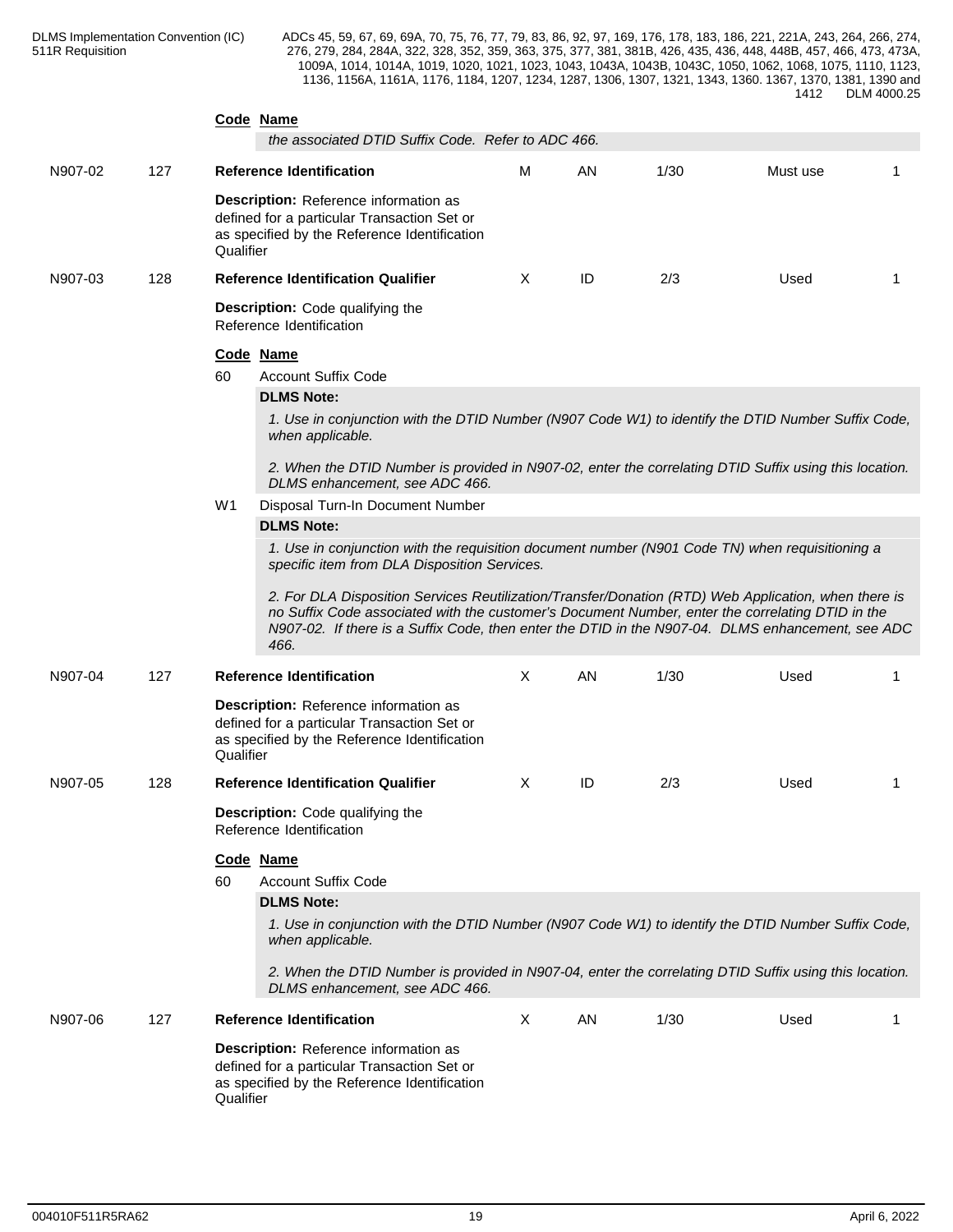**Code Name**

*the associated DTID Suffix Code. Refer to ADC 466.*

| Ref | ID | Name | Req | Type | Min/Max | Usage | Rep |
|---|---|---|---|---|---|---|---|
| N907-02 | 127 | **Reference Identification** | M | AN | 1/30 | Must use | 1 |

**Description:** Reference information as defined for a particular Transaction Set or as specified by the Reference Identification Qualifier

| Ref | ID | Name | Req | Type | Min/Max | Usage | Rep |
|---|---|---|---|---|---|---|---|
| N907-03 | 128 | **Reference Identification Qualifier** | X | ID | 2/3 | Used | 1 |

**Description:** Code qualifying the Reference Identification

**Code Name**

60 Account Suffix Code

**DLMS Note:**

*1. Use in conjunction with the DTID Number (N907 Code W1) to identify the DTID Number Suffix Code, when applicable.*

*2. When the DTID Number is provided in N907-02, enter the correlating DTID Suffix using this location. DLMS enhancement, see ADC 466.*

W1 Disposal Turn-In Document Number

**DLMS Note:**

*1. Use in conjunction with the requisition document number (N901 Code TN) when requisitioning a specific item from DLA Disposition Services.*

*2. For DLA Disposition Services Reutilization/Transfer/Donation (RTD) Web Application, when there is no Suffix Code associated with the customer's Document Number, enter the correlating DTID in the N907-02. If there is a Suffix Code, then enter the DTID in the N907-04. DLMS enhancement, see ADC 466.*

| Ref | ID | Name | Req | Type | Min/Max | Usage | Rep |
|---|---|---|---|---|---|---|---|
| N907-04 | 127 | **Reference Identification** | X | AN | 1/30 | Used | 1 |

**Description:** Reference information as defined for a particular Transaction Set or as specified by the Reference Identification Qualifier

| Ref | ID | Name | Req | Type | Min/Max | Usage | Rep |
|---|---|---|---|---|---|---|---|
| N907-05 | 128 | **Reference Identification Qualifier** | X | ID | 2/3 | Used | 1 |

**Description:** Code qualifying the Reference Identification

**Code Name**

60 Account Suffix Code

**DLMS Note:**

*1. Use in conjunction with the DTID Number (N907 Code W1) to identify the DTID Number Suffix Code, when applicable.*

*2. When the DTID Number is provided in N907-04, enter the correlating DTID Suffix using this location. DLMS enhancement, see ADC 466.*

| Ref | ID | Name | Req | Type | Min/Max | Usage | Rep |
|---|---|---|---|---|---|---|---|
| N907-06 | 127 | **Reference Identification** | X | AN | 1/30 | Used | 1 |

**Description:** Reference information as defined for a particular Transaction Set or as specified by the Reference Identification Qualifier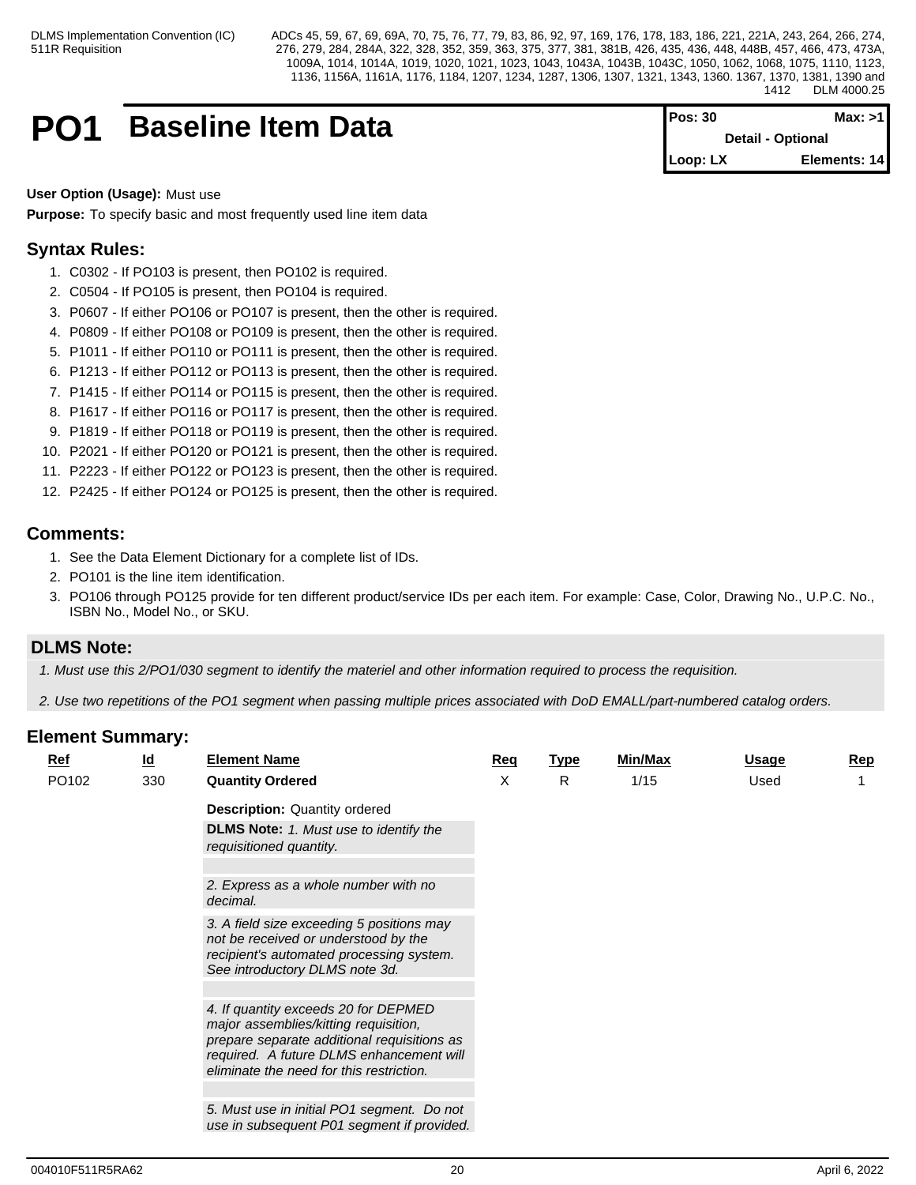# PO1 Baseline Item Data

| Pos: 30 | Max: >1 |
|---|---|
| Detail - Optional | |
| Loop: LX | Elements: 14 |

**User Option (Usage):** Must use

**Purpose:** To specify basic and most frequently used line item data

## Syntax Rules:

1. C0302 - If PO103 is present, then PO102 is required.
2. C0504 - If PO105 is present, then PO104 is required.
3. P0607 - If either PO106 or PO107 is present, then the other is required.
4. P0809 - If either PO108 or PO109 is present, then the other is required.
5. P1011 - If either PO110 or PO111 is present, then the other is required.
6. P1213 - If either PO112 or PO113 is present, then the other is required.
7. P1415 - If either PO114 or PO115 is present, then the other is required.
8. P1617 - If either PO116 or PO117 is present, then the other is required.
9. P1819 - If either PO118 or PO119 is present, then the other is required.
10. P2021 - If either PO120 or PO121 is present, then the other is required.
11. P2223 - If either PO122 or PO123 is present, then the other is required.
12. P2425 - If either PO124 or PO125 is present, then the other is required.

## Comments:

1. See the Data Element Dictionary for a complete list of IDs.
2. PO101 is the line item identification.
3. PO106 through PO125 provide for ten different product/service IDs per each item. For example: Case, Color, Drawing No., U.P.C. No., ISBN No., Model No., or SKU.

## DLMS Note:

*1. Must use this 2/PO1/030 segment to identify the materiel and other information required to process the requisition.*

*2. Use two repetitions of the PO1 segment when passing multiple prices associated with DoD EMALL/part-numbered catalog orders.*

## Element Summary:

| Ref | Id | Element Name | Req | Type | Min/Max | Usage | Rep |
|---|---|---|---|---|---|---|---|
| PO102 | 330 | **Quantity Ordered** | X | R | 1/15 | Used | 1 |

**Description:** Quantity ordered

**DLMS Note:** *1. Must use to identify the requisitioned quantity.*

*2. Express as a whole number with no decimal.*

*3. A field size exceeding 5 positions may not be received or understood by the recipient's automated processing system. See introductory DLMS note 3d.*

*4. If quantity exceeds 20 for DEPMED major assemblies/kitting requisition, prepare separate additional requisitions as required. A future DLMS enhancement will eliminate the need for this restriction.*

*5. Must use in initial PO1 segment. Do not use in subsequent P01 segment if provided.*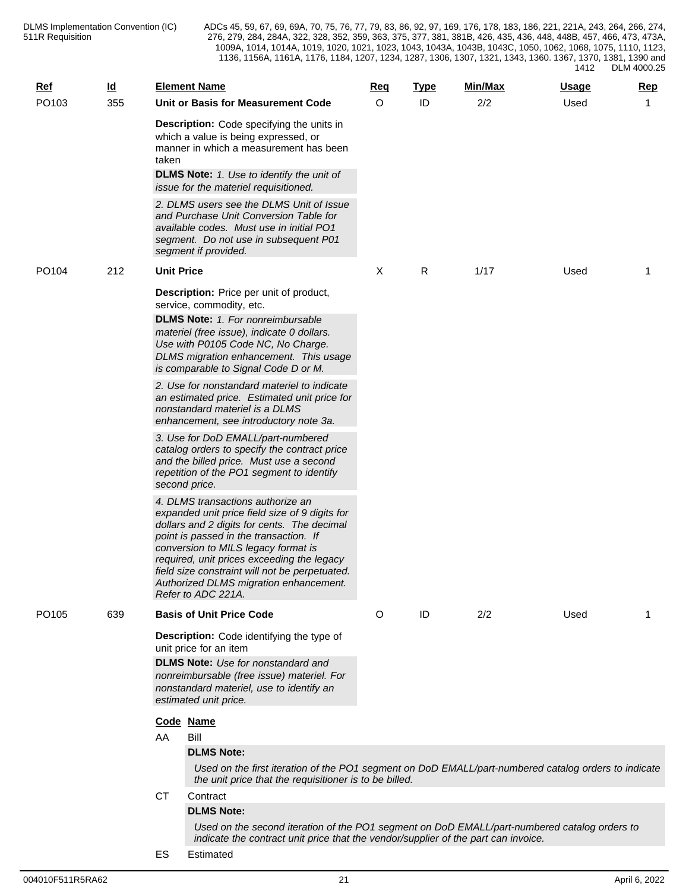| Ref | Id | Element Name | Req | Type | Min/Max | Usage | Rep |
|---|---|---|---|---|---|---|---|
| PO103 | 355 | **Unit or Basis for Measurement Code** | O | ID | 2/2 | Used | 1 |

**Description:** Code specifying the units in which a value is being expressed, or manner in which a measurement has been taken

**DLMS Note:** *1. Use to identify the unit of issue for the materiel requisitioned.*

*2. DLMS users see the DLMS Unit of Issue and Purchase Unit Conversion Table for available codes. Must use in initial PO1 segment. Do not use in subsequent P01 segment if provided.*

| Ref | Id | Element Name | Req | Type | Min/Max | Usage | Rep |
|---|---|---|---|---|---|---|---|
| PO104 | 212 | **Unit Price** | X | R | 1/17 | Used | 1 |

**Description:** Price per unit of product, service, commodity, etc.

**DLMS Note:** *1. For nonreimbursable materiel (free issue), indicate 0 dollars. Use with P0105 Code NC, No Charge. DLMS migration enhancement. This usage is comparable to Signal Code D or M.*

*2. Use for nonstandard materiel to indicate an estimated price. Estimated unit price for nonstandard materiel is a DLMS enhancement, see introductory note 3a.*

*3. Use for DoD EMALL/part-numbered catalog orders to specify the contract price and the billed price. Must use a second repetition of the PO1 segment to identify second price.*

*4. DLMS transactions authorize an expanded unit price field size of 9 digits for dollars and 2 digits for cents. The decimal point is passed in the transaction. If conversion to MILS legacy format is required, unit prices exceeding the legacy field size constraint will not be perpetuated. Authorized DLMS migration enhancement. Refer to ADC 221A.*

| Ref | Id | Element Name | Req | Type | Min/Max | Usage | Rep |
|---|---|---|---|---|---|---|---|
| PO105 | 639 | **Basis of Unit Price Code** | O | ID | 2/2 | Used | 1 |

**Description:** Code identifying the type of unit price for an item

**DLMS Note:** *Use for nonstandard and nonreimbursable (free issue) materiel. For nonstandard materiel, use to identify an estimated unit price.*

| Code | Name |
|---|---|
| AA | Bill |

**DLMS Note:**

*Used on the first iteration of the PO1 segment on DoD EMALL/part-numbered catalog orders to indicate the unit price that the requisitioner is to be billed.*

| Code | Name |
|---|---|
| CT | Contract |

**DLMS Note:**

*Used on the second iteration of the PO1 segment on DoD EMALL/part-numbered catalog orders to indicate the contract unit price that the vendor/supplier of the part can invoice.*

| Code | Name |
|---|---|
| ES | Estimated |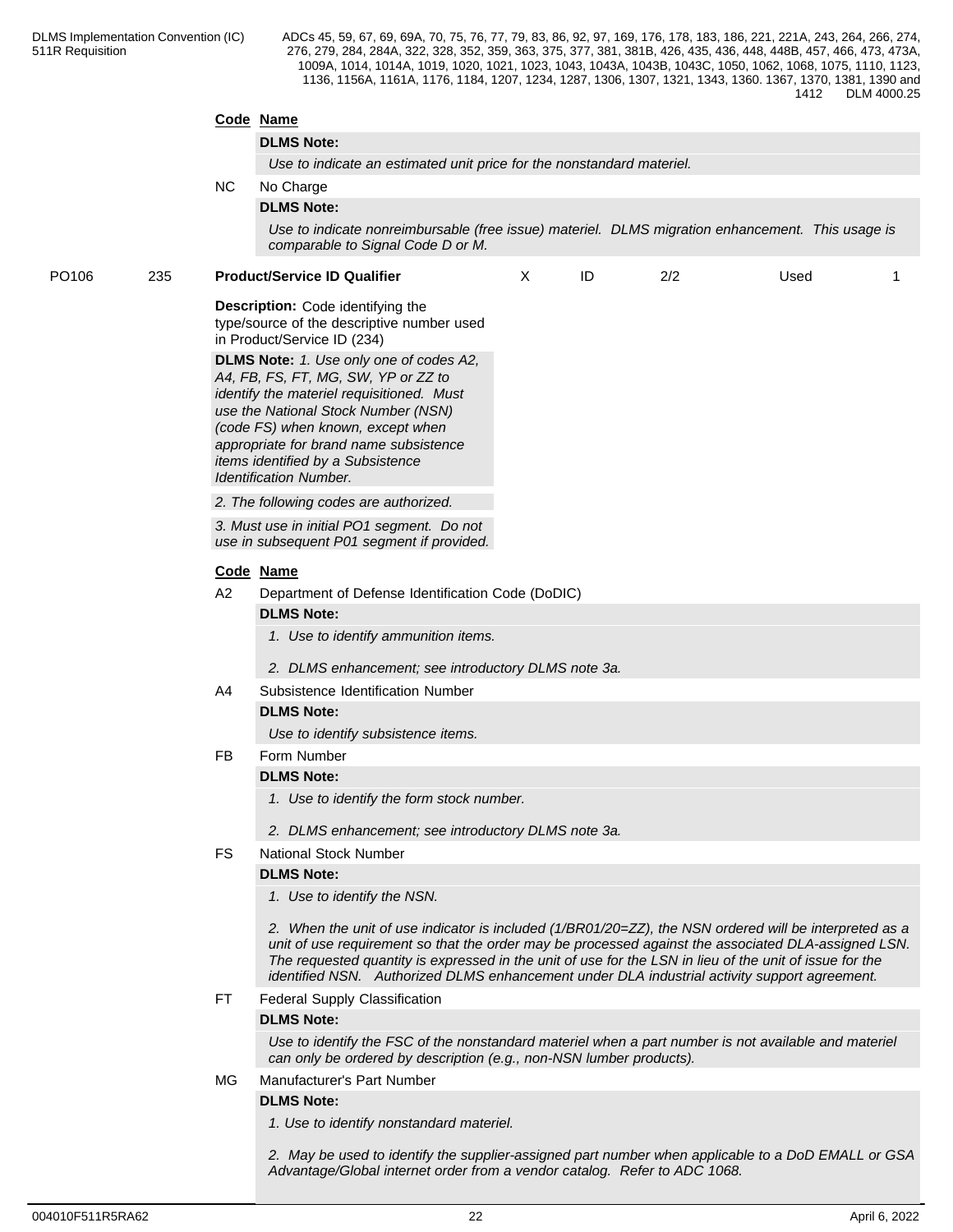**Code Name**

**DLMS Note:**

*Use to indicate an estimated unit price for the nonstandard materiel.*

NC No Charge

**DLMS Note:**

*Use to indicate nonreimbursable (free issue) materiel. DLMS migration enhancement. This usage is comparable to Signal Code D or M.*

| PO106 | 235 | **Product/Service ID Qualifier** | X | ID | 2/2 | Used | 1 |
|---|---|---|---|---|---|---|---|

**Description:** Code identifying the type/source of the descriptive number used in Product/Service ID (234)

**DLMS Note:** *1. Use only one of codes A2, A4, FB, FS, FT, MG, SW, YP or ZZ to identify the materiel requisitioned. Must use the National Stock Number (NSN) (code FS) when known, except when appropriate for brand name subsistence items identified by a Subsistence Identification Number.*

*2. The following codes are authorized.*

*3. Must use in initial PO1 segment. Do not use in subsequent P01 segment if provided.*

**Code Name**

A2 Department of Defense Identification Code (DoDIC)

**DLMS Note:**

*1. Use to identify ammunition items.*

*2. DLMS enhancement; see introductory DLMS note 3a.*

A4 Subsistence Identification Number

**DLMS Note:**

*Use to identify subsistence items.*

FB Form Number

**DLMS Note:**

*1. Use to identify the form stock number.*

*2. DLMS enhancement; see introductory DLMS note 3a.*

FS National Stock Number

**DLMS Note:**

*1. Use to identify the NSN.*

*2. When the unit of use indicator is included (1/BR01/20=ZZ), the NSN ordered will be interpreted as a unit of use requirement so that the order may be processed against the associated DLA-assigned LSN. The requested quantity is expressed in the unit of use for the LSN in lieu of the unit of issue for the identified NSN. Authorized DLMS enhancement under DLA industrial activity support agreement.*

FT Federal Supply Classification

**DLMS Note:**

*Use to identify the FSC of the nonstandard materiel when a part number is not available and materiel can only be ordered by description (e.g., non-NSN lumber products).*

MG Manufacturer's Part Number

**DLMS Note:**

*1. Use to identify nonstandard materiel.*

*2. May be used to identify the supplier-assigned part number when applicable to a DoD EMALL or GSA Advantage/Global internet order from a vendor catalog. Refer to ADC 1068.*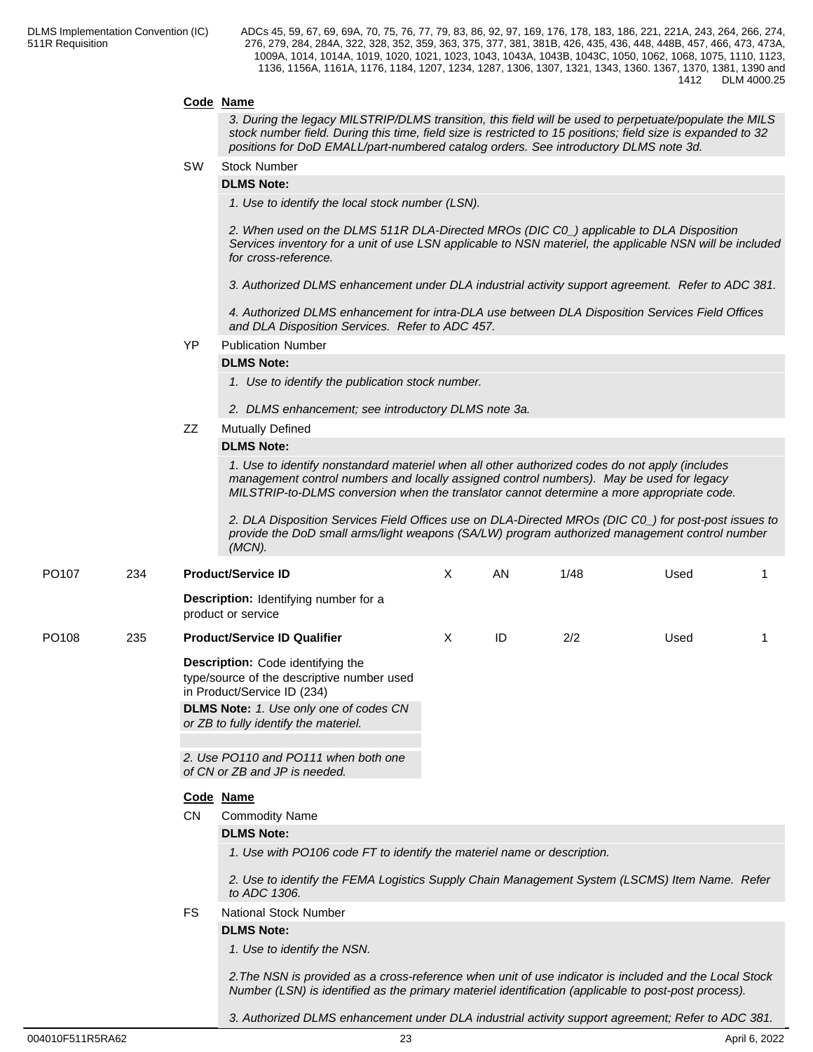**Code** **Name**

*3. During the legacy MILSTRIP/DLMS transition, this field will be used to perpetuate/populate the MILS stock number field. During this time, field size is restricted to 15 positions; field size is expanded to 32 positions for DoD EMALL/part-numbered catalog orders. See introductory DLMS note 3d.*

SW Stock Number

**DLMS Note:**

*1. Use to identify the local stock number (LSN).*

*2. When used on the DLMS 511R DLA-Directed MROs (DIC C0_) applicable to DLA Disposition Services inventory for a unit of use LSN applicable to NSN materiel, the applicable NSN will be included for cross-reference.*

*3. Authorized DLMS enhancement under DLA industrial activity support agreement. Refer to ADC 381.*

*4. Authorized DLMS enhancement for intra-DLA use between DLA Disposition Services Field Offices and DLA Disposition Services. Refer to ADC 457.*

YP Publication Number

**DLMS Note:**

*1. Use to identify the publication stock number.*

*2. DLMS enhancement; see introductory DLMS note 3a.*

ZZ Mutually Defined

**DLMS Note:**

*1. Use to identify nonstandard materiel when all other authorized codes do not apply (includes management control numbers and locally assigned control numbers). May be used for legacy MILSTRIP-to-DLMS conversion when the translator cannot determine a more appropriate code.*

*2. DLA Disposition Services Field Offices use on DLA-Directed MROs (DIC C0_) for post-post issues to provide the DoD small arms/light weapons (SA/LW) program authorized management control number (MCN).*

| PO107 | 234 | **Product/Service ID** | X | AN | 1/48 | Used | 1 |
|---|---|---|---|---|---|---|---|

**Description:** Identifying number for a product or service

| PO108 | 235 | **Product/Service ID Qualifier** | X | ID | 2/2 | Used | 1 |
|---|---|---|---|---|---|---|---|

**Description:** Code identifying the type/source of the descriptive number used in Product/Service ID (234)

**DLMS Note:** *1. Use only one of codes CN or ZB to fully identify the materiel.*

*2. Use PO110 and PO111 when both one of CN or ZB and JP is needed.*

**Code** **Name**

CN Commodity Name

**DLMS Note:**

*1. Use with PO106 code FT to identify the materiel name or description.*

*2. Use to identify the FEMA Logistics Supply Chain Management System (LSCMS) Item Name. Refer to ADC 1306.*

FS National Stock Number

**DLMS Note:**

*1. Use to identify the NSN.*

*2.The NSN is provided as a cross-reference when unit of use indicator is included and the Local Stock Number (LSN) is identified as the primary materiel identification (applicable to post-post process).*

*3. Authorized DLMS enhancement under DLA industrial activity support agreement; Refer to ADC 381.*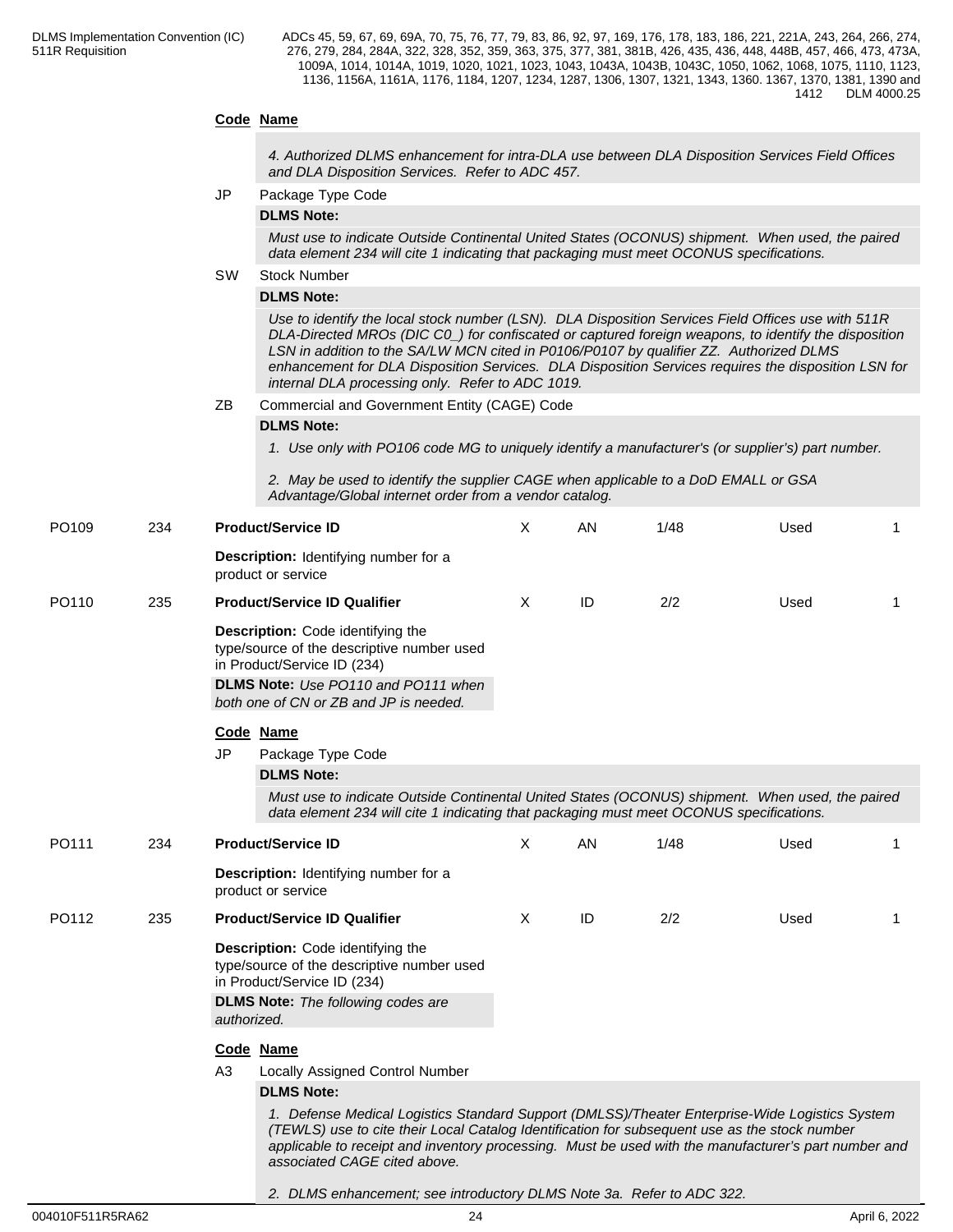**Code Name**

*4. Authorized DLMS enhancement for intra-DLA use between DLA Disposition Services Field Offices and DLA Disposition Services. Refer to ADC 457.*

JP Package Type Code

**DLMS Note:**

*Must use to indicate Outside Continental United States (OCONUS) shipment. When used, the paired data element 234 will cite 1 indicating that packaging must meet OCONUS specifications.*

SW Stock Number

**DLMS Note:**

*Use to identify the local stock number (LSN). DLA Disposition Services Field Offices use with 511R DLA-Directed MROs (DIC C0_) for confiscated or captured foreign weapons, to identify the disposition LSN in addition to the SA/LW MCN cited in P0106/P0107 by qualifier ZZ. Authorized DLMS enhancement for DLA Disposition Services. DLA Disposition Services requires the disposition LSN for internal DLA processing only. Refer to ADC 1019.*

ZB Commercial and Government Entity (CAGE) Code

**DLMS Note:**

*1. Use only with PO106 code MG to uniquely identify a manufacturer's (or supplier's) part number.*

*2. May be used to identify the supplier CAGE when applicable to a DoD EMALL or GSA Advantage/Global internet order from a vendor catalog.*

| | | | | | | | |
|---|---|---|---|---|---|---|---|
| PO109 | 234 | **Product/Service ID** | X | AN | 1/48 | Used | 1 |

**Description:** Identifying number for a product or service

| | | | | | | | |
|---|---|---|---|---|---|---|---|
| PO110 | 235 | **Product/Service ID Qualifier** | X | ID | 2/2 | Used | 1 |

**Description:** Code identifying the type/source of the descriptive number used in Product/Service ID (234)

**DLMS Note:** *Use PO110 and PO111 when both one of CN or ZB and JP is needed.*

**Code Name**

JP Package Type Code

**DLMS Note:**

*Must use to indicate Outside Continental United States (OCONUS) shipment. When used, the paired data element 234 will cite 1 indicating that packaging must meet OCONUS specifications.*

| | | | | | | | |
|---|---|---|---|---|---|---|---|
| PO111 | 234 | **Product/Service ID** | X | AN | 1/48 | Used | 1 |

**Description:** Identifying number for a product or service

| | | | | | | | |
|---|---|---|---|---|---|---|---|
| PO112 | 235 | **Product/Service ID Qualifier** | X | ID | 2/2 | Used | 1 |

**Description:** Code identifying the type/source of the descriptive number used in Product/Service ID (234)

**DLMS Note:** *The following codes are authorized.*

**Code Name**

A3 Locally Assigned Control Number

**DLMS Note:**

*1. Defense Medical Logistics Standard Support (DMLSS)/Theater Enterprise-Wide Logistics System (TEWLS) use to cite their Local Catalog Identification for subsequent use as the stock number applicable to receipt and inventory processing. Must be used with the manufacturer's part number and associated CAGE cited above.*

*2. DLMS enhancement; see introductory DLMS Note 3a. Refer to ADC 322.*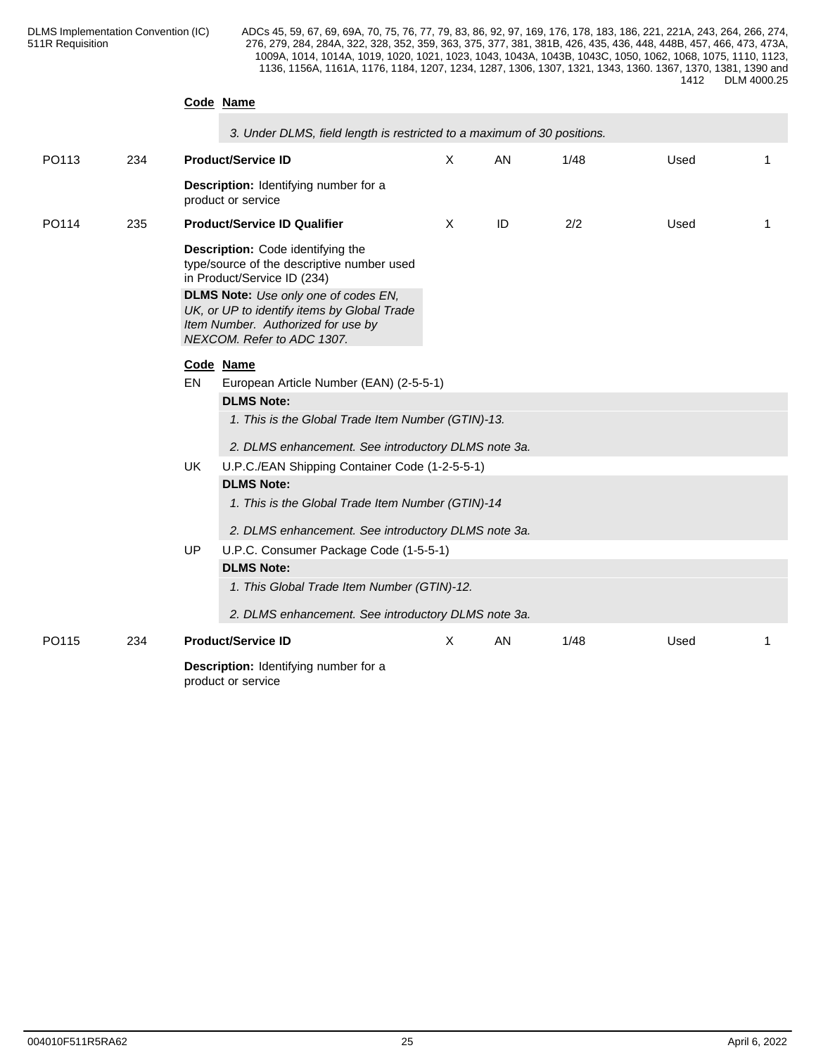**Code Name**

*3. Under DLMS, field length is restricted to a maximum of 30 positions.*

| PO113 | 234 | **Product/Service ID** | X | AN | 1/48 | Used | 1 |
|---|---|---|---|---|---|---|---|

**Description:** Identifying number for a product or service

| PO114 | 235 | **Product/Service ID Qualifier** | X | ID | 2/2 | Used | 1 |
|---|---|---|---|---|---|---|---|

**Description:** Code identifying the type/source of the descriptive number used in Product/Service ID (234)

**DLMS Note:** *Use only one of codes EN, UK, or UP to identify items by Global Trade Item Number. Authorized for use by NEXCOM. Refer to ADC 1307.*

**Code Name**

EN European Article Number (EAN) (2-5-5-1)

**DLMS Note:**

*1. This is the Global Trade Item Number (GTIN)-13.*

*2. DLMS enhancement. See introductory DLMS note 3a.*

UK U.P.C./EAN Shipping Container Code (1-2-5-5-1)

**DLMS Note:**

*1. This is the Global Trade Item Number (GTIN)-14*

*2. DLMS enhancement. See introductory DLMS note 3a.*

UP U.P.C. Consumer Package Code (1-5-5-1)

**DLMS Note:**

*1. This Global Trade Item Number (GTIN)-12.*

*2. DLMS enhancement. See introductory DLMS note 3a.*

| PO115 | 234 | **Product/Service ID** | X | AN | 1/48 | Used | 1 |
|---|---|---|---|---|---|---|---|

**Description:** Identifying number for a product or service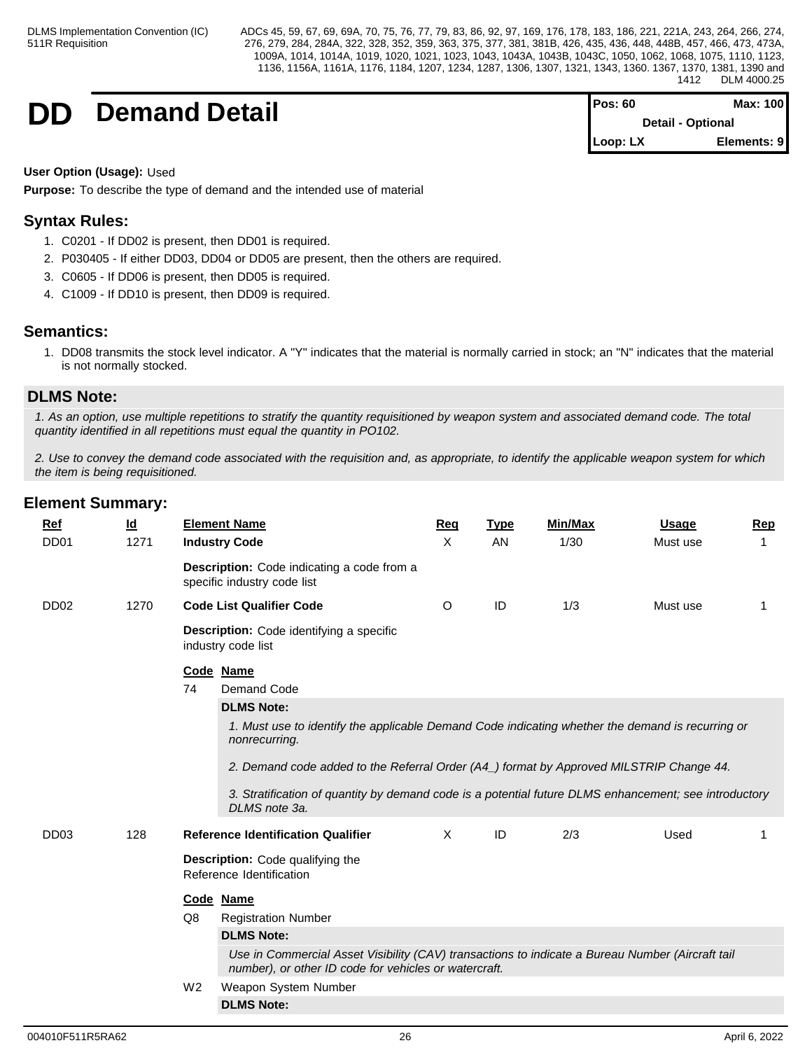# DD Demand Detail

| Pos: 60 | Max: 100 |
|---|---|
| Detail - Optional | |
| Loop: LX | Elements: 9 |

**User Option (Usage):** Used

**Purpose:** To describe the type of demand and the intended use of material

## Syntax Rules:

1. C0201 - If DD02 is present, then DD01 is required.
2. P030405 - If either DD03, DD04 or DD05 are present, then the others are required.
3. C0605 - If DD06 is present, then DD05 is required.
4. C1009 - If DD10 is present, then DD09 is required.

## Semantics:

1. DD08 transmits the stock level indicator. A "Y" indicates that the material is normally carried in stock; an "N" indicates that the material is not normally stocked.

## DLMS Note:

*1. As an option, use multiple repetitions to stratify the quantity requisitioned by weapon system and associated demand code. The total quantity identified in all repetitions must equal the quantity in PO102.*

*2. Use to convey the demand code associated with the requisition and, as appropriate, to identify the applicable weapon system for which the item is being requisitioned.*

## Element Summary:

| Ref | Id | Element Name | Req | Type | Min/Max | Usage | Rep |
|---|---|---|---|---|---|---|---|
| DD01 | 1271 | **Industry Code** | X | AN | 1/30 | Must use | 1 |
| DD02 | 1270 | **Code List Qualifier Code** | O | ID | 1/3 | Must use | 1 |
| DD03 | 128 | **Reference Identification Qualifier** | X | ID | 2/3 | Used | 1 |

**DD01 — Industry Code**

**Description:** Code indicating a code from a specific industry code list

**DD02 — Code List Qualifier Code**

**Description:** Code identifying a specific industry code list

| Code | Name |
|---|---|
| 74 | Demand Code |

**DLMS Note:**

*1. Must use to identify the applicable Demand Code indicating whether the demand is recurring or nonrecurring.*

*2. Demand code added to the Referral Order (A4_) format by Approved MILSTRIP Change 44.*

*3. Stratification of quantity by demand code is a potential future DLMS enhancement; see introductory DLMS note 3a.*

**DD03 — Reference Identification Qualifier**

**Description:** Code qualifying the Reference Identification

| Code | Name |
|---|---|
| Q8 | Registration Number |

**DLMS Note:**

*Use in Commercial Asset Visibility (CAV) transactions to indicate a Bureau Number (Aircraft tail number), or other ID code for vehicles or watercraft.*

| Code | Name |
|---|---|
| W2 | Weapon System Number |

**DLMS Note:**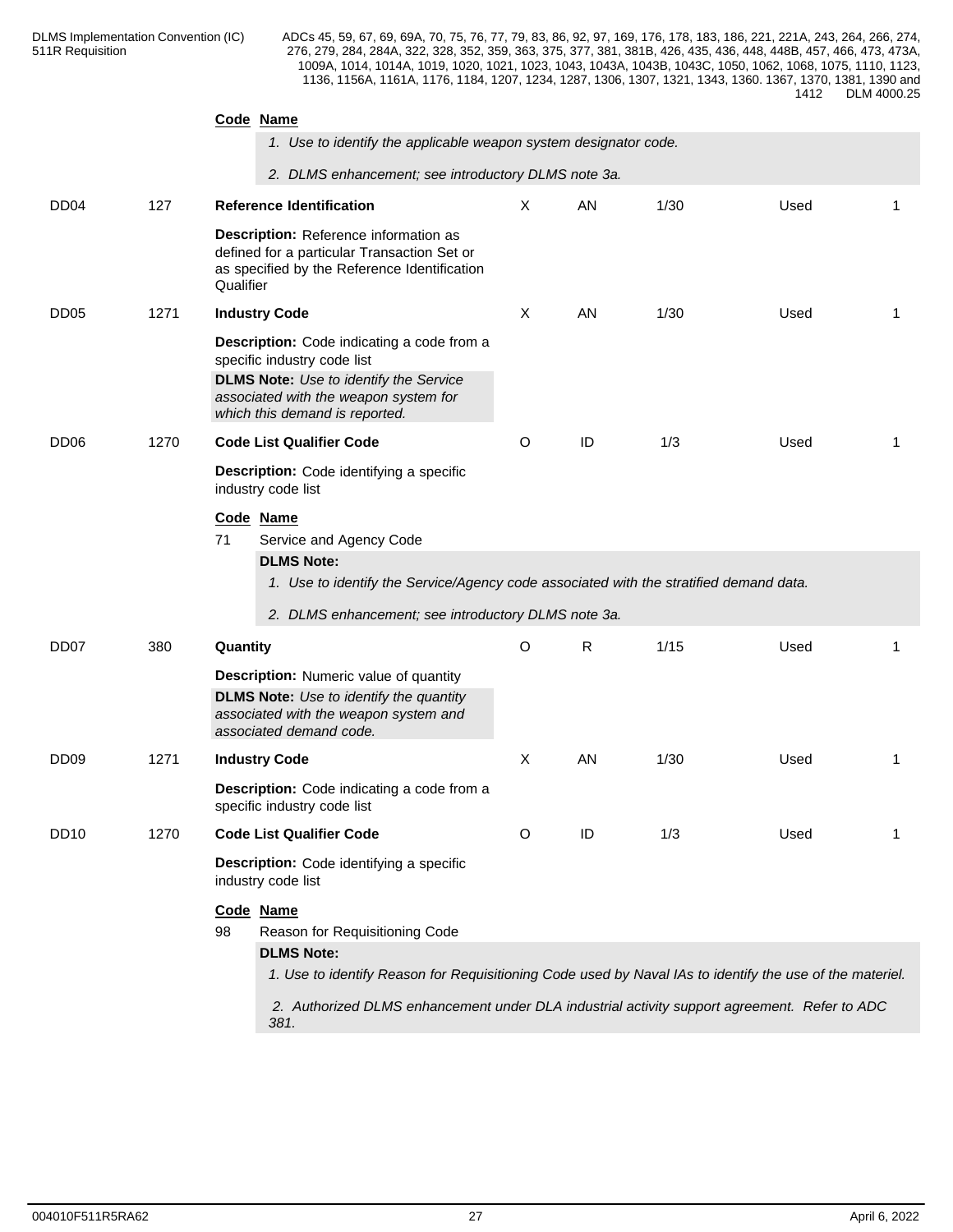**Code Name**

*1. Use to identify the applicable weapon system designator code.*

*2. DLMS enhancement; see introductory DLMS note 3a.*

| | | | | | | | |
|---|---|---|---|---|---|---|---|
| DD04 | 127 | **Reference Identification** | X | AN | 1/30 | Used | 1 |

**Description:** Reference information as defined for a particular Transaction Set or as specified by the Reference Identification Qualifier

| | | | | | | | |
|---|---|---|---|---|---|---|---|
| DD05 | 1271 | **Industry Code** | X | AN | 1/30 | Used | 1 |

**Description:** Code indicating a code from a specific industry code list

**DLMS Note:** *Use to identify the Service associated with the weapon system for which this demand is reported.*

| | | | | | | | |
|---|---|---|---|---|---|---|---|
| DD06 | 1270 | **Code List Qualifier Code** | O | ID | 1/3 | Used | 1 |

**Description:** Code identifying a specific industry code list

**Code Name**

71 Service and Agency Code

**DLMS Note:**

*1. Use to identify the Service/Agency code associated with the stratified demand data.*

*2. DLMS enhancement; see introductory DLMS note 3a.*

| | | | | | | | |
|---|---|---|---|---|---|---|---|
| DD07 | 380 | **Quantity** | O | R | 1/15 | Used | 1 |

**Description:** Numeric value of quantity

**DLMS Note:** *Use to identify the quantity associated with the weapon system and associated demand code.*

| | | | | | | | |
|---|---|---|---|---|---|---|---|
| DD09 | 1271 | **Industry Code** | X | AN | 1/30 | Used | 1 |

**Description:** Code indicating a code from a specific industry code list

| | | | | | | | |
|---|---|---|---|---|---|---|---|
| DD10 | 1270 | **Code List Qualifier Code** | O | ID | 1/3 | Used | 1 |

**Description:** Code identifying a specific industry code list

**Code Name**

98 Reason for Requisitioning Code

**DLMS Note:**

*1. Use to identify Reason for Requisitioning Code used by Naval IAs to identify the use of the materiel.*

*2. Authorized DLMS enhancement under DLA industrial activity support agreement. Refer to ADC 381.*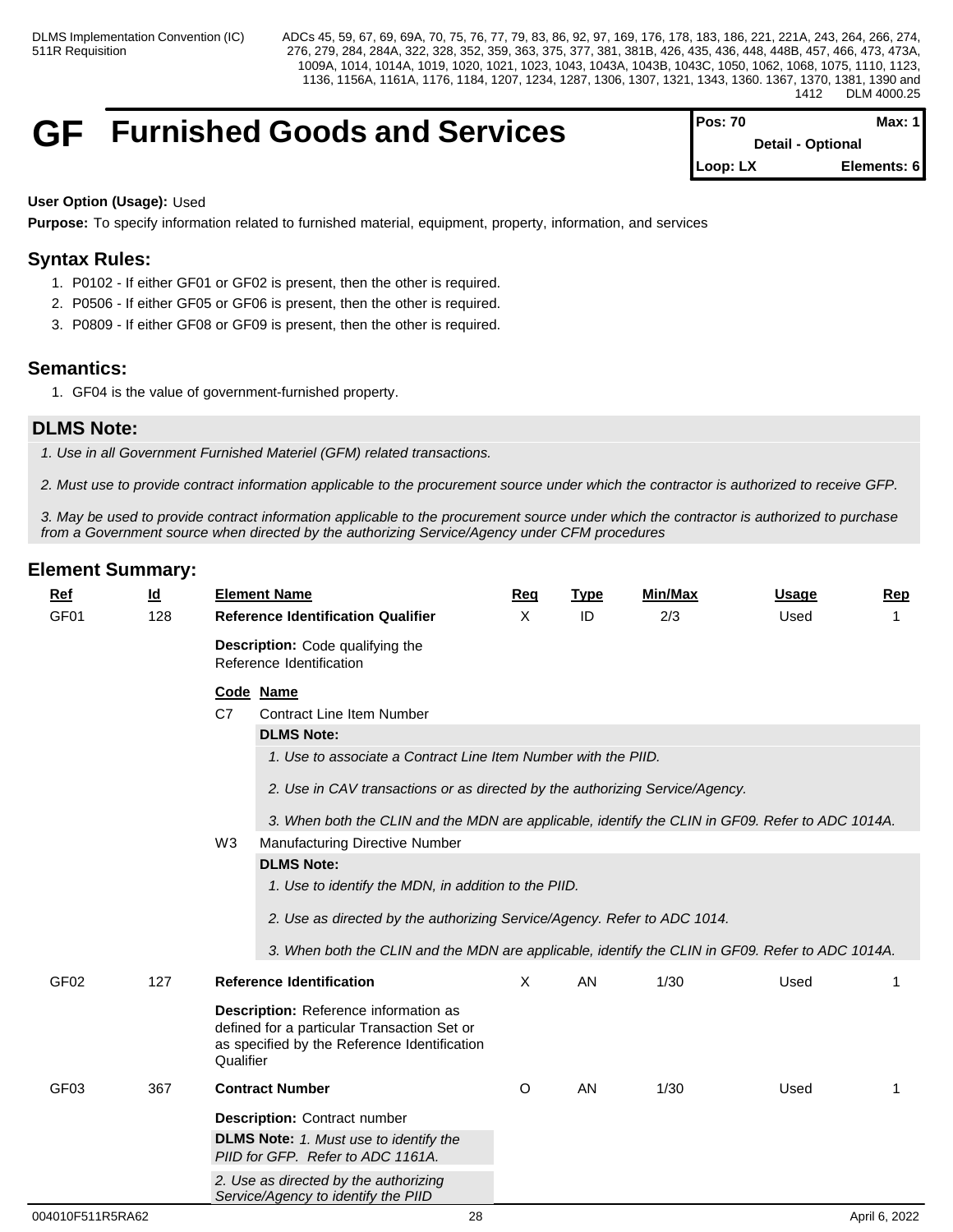# GF Furnished Goods and Services

| Pos: 70 | Max: 1 |
|---|---|
| Detail - Optional | |
| Loop: LX | Elements: 6 |

**User Option (Usage):** Used

**Purpose:** To specify information related to furnished material, equipment, property, information, and services

## Syntax Rules:

1. P0102 - If either GF01 or GF02 is present, then the other is required.
2. P0506 - If either GF05 or GF06 is present, then the other is required.
3. P0809 - If either GF08 or GF09 is present, then the other is required.

## Semantics:

1. GF04 is the value of government-furnished property.

## DLMS Note:

*1. Use in all Government Furnished Materiel (GFM) related transactions.*

*2. Must use to provide contract information applicable to the procurement source under which the contractor is authorized to receive GFP.*

*3. May be used to provide contract information applicable to the procurement source under which the contractor is authorized to purchase from a Government source when directed by the authorizing Service/Agency under CFM procedures*

## Element Summary:

| Ref | Id | Element Name | Req | Type | Min/Max | Usage | Rep |
|---|---|---|---|---|---|---|---|
| GF01 | 128 | **Reference Identification Qualifier** | X | ID | 2/3 | Used | 1 |

**Description:** Code qualifying the Reference Identification

| Code | Name |
|---|---|
| C7 | Contract Line Item Number |
| W3 | Manufacturing Directive Number |

**C7 - Contract Line Item Number**

**DLMS Note:**

*1. Use to associate a Contract Line Item Number with the PIID.*

*2. Use in CAV transactions or as directed by the authorizing Service/Agency.*

*3. When both the CLIN and the MDN are applicable, identify the CLIN in GF09. Refer to ADC 1014A.*

**W3 - Manufacturing Directive Number**

**DLMS Note:**

*1. Use to identify the MDN, in addition to the PIID.*

*2. Use as directed by the authorizing Service/Agency. Refer to ADC 1014.*

*3. When both the CLIN and the MDN are applicable, identify the CLIN in GF09. Refer to ADC 1014A.*

| Ref | Id | Element Name | Req | Type | Min/Max | Usage | Rep |
|---|---|---|---|---|---|---|---|
| GF02 | 127 | **Reference Identification** | X | AN | 1/30 | Used | 1 |

**Description:** Reference information as defined for a particular Transaction Set or as specified by the Reference Identification Qualifier

| Ref | Id | Element Name | Req | Type | Min/Max | Usage | Rep |
|---|---|---|---|---|---|---|---|
| GF03 | 367 | **Contract Number** | O | AN | 1/30 | Used | 1 |

**Description:** Contract number

**DLMS Note:** *1. Must use to identify the PIID for GFP. Refer to ADC 1161A.*

*2. Use as directed by the authorizing Service/Agency to identify the PIID*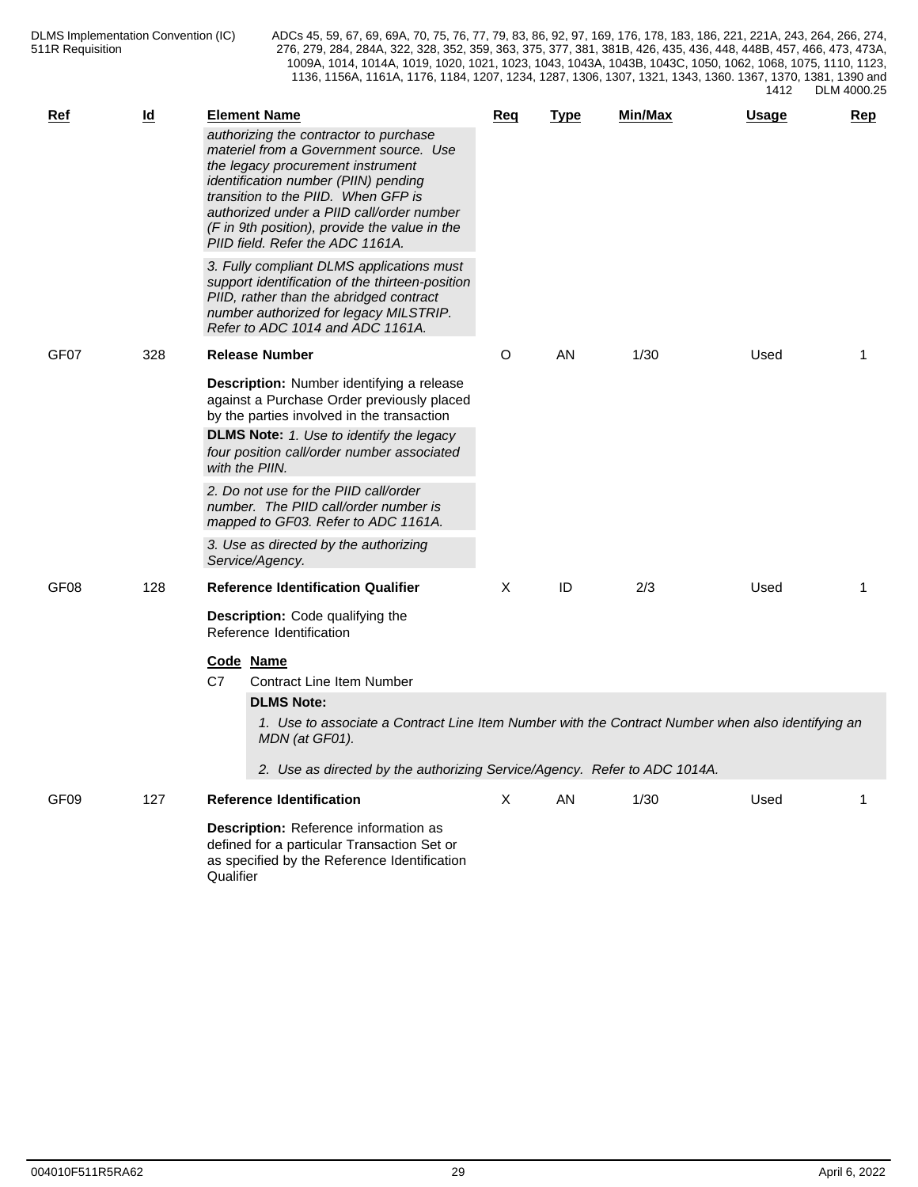| Ref | Id | Element Name | Req | Type | Min/Max | Usage | Rep |
|---|---|---|---|---|---|---|---|
| | | *authorizing the contractor to purchase materiel from a Government source. Use the legacy procurement instrument identification number (PIIN) pending transition to the PIID. When GFP is authorized under a PIID call/order number (F in 9th position), provide the value in the PIID field. Refer the ADC 1161A.* | | | | | |
| | | *3. Fully compliant DLMS applications must support identification of the thirteen-position PIID, rather than the abridged contract number authorized for legacy MILSTRIP. Refer to ADC 1014 and ADC 1161A.* | | | | | |
| GF07 | 328 | **Release Number** | O | AN | 1/30 | Used | 1 |
| | | **Description:** Number identifying a release against a Purchase Order previously placed by the parties involved in the transaction | | | | | |
| | | **DLMS Note:** *1. Use to identify the legacy four position call/order number associated with the PIIN.* | | | | | |
| | | *2. Do not use for the PIID call/order number. The PIID call/order number is mapped to GF03. Refer to ADC 1161A.* | | | | | |
| | | *3. Use as directed by the authorizing Service/Agency.* | | | | | |
| GF08 | 128 | **Reference Identification Qualifier** | X | ID | 2/3 | Used | 1 |
| | | **Description:** Code qualifying the Reference Identification | | | | | |
| GF09 | 127 | **Reference Identification** | X | AN | 1/30 | Used | 1 |
| | | **Description:** Reference information as defined for a particular Transaction Set or as specified by the Reference Identification Qualifier | | | | | |

GF08 codes:

| Code | Name |
|---|---|
| C7 | Contract Line Item Number |

**DLMS Note:**

*1. Use to associate a Contract Line Item Number with the Contract Number when also identifying an MDN (at GF01).*

*2. Use as directed by the authorizing Service/Agency. Refer to ADC 1014A.*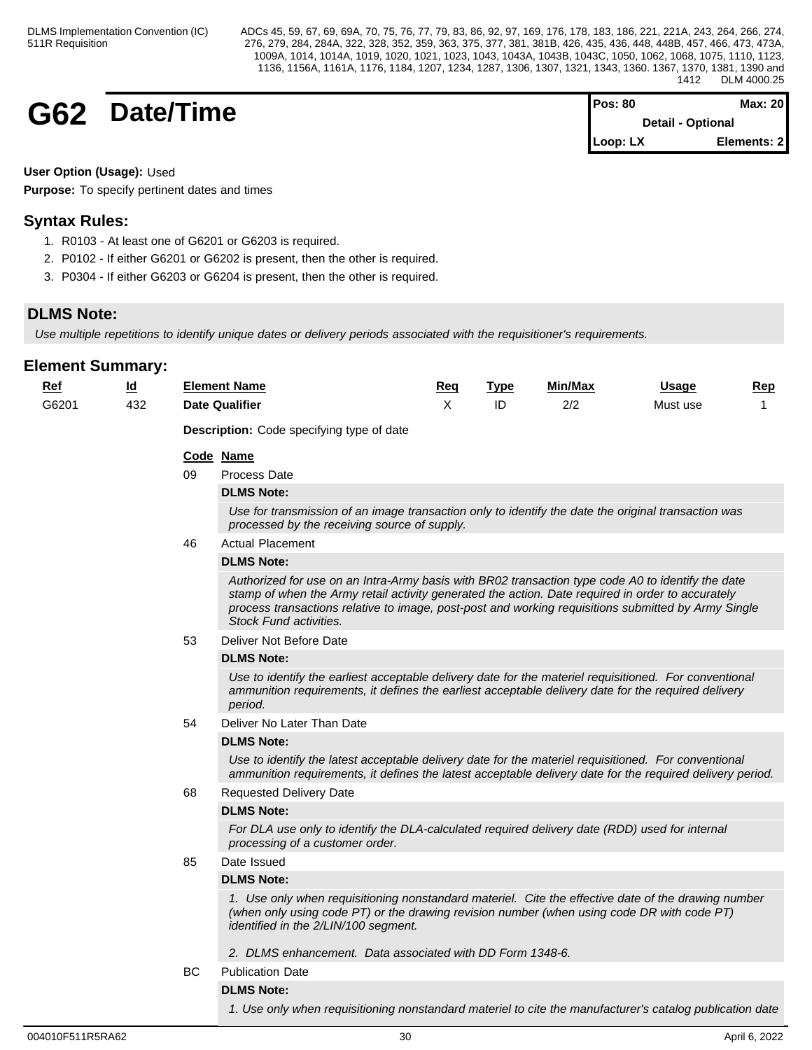# G62 Date/Time

| Pos: 80 | Max: 20 |
|---|---|
| Detail - Optional | |
| Loop: LX | Elements: 2 |

**User Option (Usage):** Used

**Purpose:** To specify pertinent dates and times

## Syntax Rules:

1. R0103 - At least one of G6201 or G6203 is required.
2. P0102 - If either G6201 or G6202 is present, then the other is required.
3. P0304 - If either G6203 or G6204 is present, then the other is required.

## DLMS Note:

*Use multiple repetitions to identify unique dates or delivery periods associated with the requisitioner's requirements.*

## Element Summary:

| Ref | Id | Element Name | Req | Type | Min/Max | Usage | Rep |
|---|---|---|---|---|---|---|---|
| G6201 | 432 | **Date Qualifier** | X | ID | 2/2 | Must use | 1 |

**Description:** Code specifying type of date

| Code | Name |
|---|---|
| 09 | Process Date |

**DLMS Note:**

*Use for transmission of an image transaction only to identify the date the original transaction was processed by the receiving source of supply.*

| Code | Name |
|---|---|
| 46 | Actual Placement |

**DLMS Note:**

*Authorized for use on an Intra-Army basis with BR02 transaction type code A0 to identify the date stamp of when the Army retail activity generated the action. Date required in order to accurately process transactions relative to image, post-post and working requisitions submitted by Army Single Stock Fund activities.*

| Code | Name |
|---|---|
| 53 | Deliver Not Before Date |

**DLMS Note:**

*Use to identify the earliest acceptable delivery date for the materiel requisitioned. For conventional ammunition requirements, it defines the earliest acceptable delivery date for the required delivery period.*

| Code | Name |
|---|---|
| 54 | Deliver No Later Than Date |

**DLMS Note:**

*Use to identify the latest acceptable delivery date for the materiel requisitioned. For conventional ammunition requirements, it defines the latest acceptable delivery date for the required delivery period.*

| Code | Name |
|---|---|
| 68 | Requested Delivery Date |

**DLMS Note:**

*For DLA use only to identify the DLA-calculated required delivery date (RDD) used for internal processing of a customer order.*

| Code | Name |
|---|---|
| 85 | Date Issued |

**DLMS Note:**

*1. Use only when requisitioning nonstandard materiel. Cite the effective date of the drawing number (when only using code PT) or the drawing revision number (when using code DR with code PT) identified in the 2/LIN/100 segment.*

*2. DLMS enhancement. Data associated with DD Form 1348-6.*

| Code | Name |
|---|---|
| BC | Publication Date |

**DLMS Note:**

*1. Use only when requisitioning nonstandard materiel to cite the manufacturer's catalog publication date*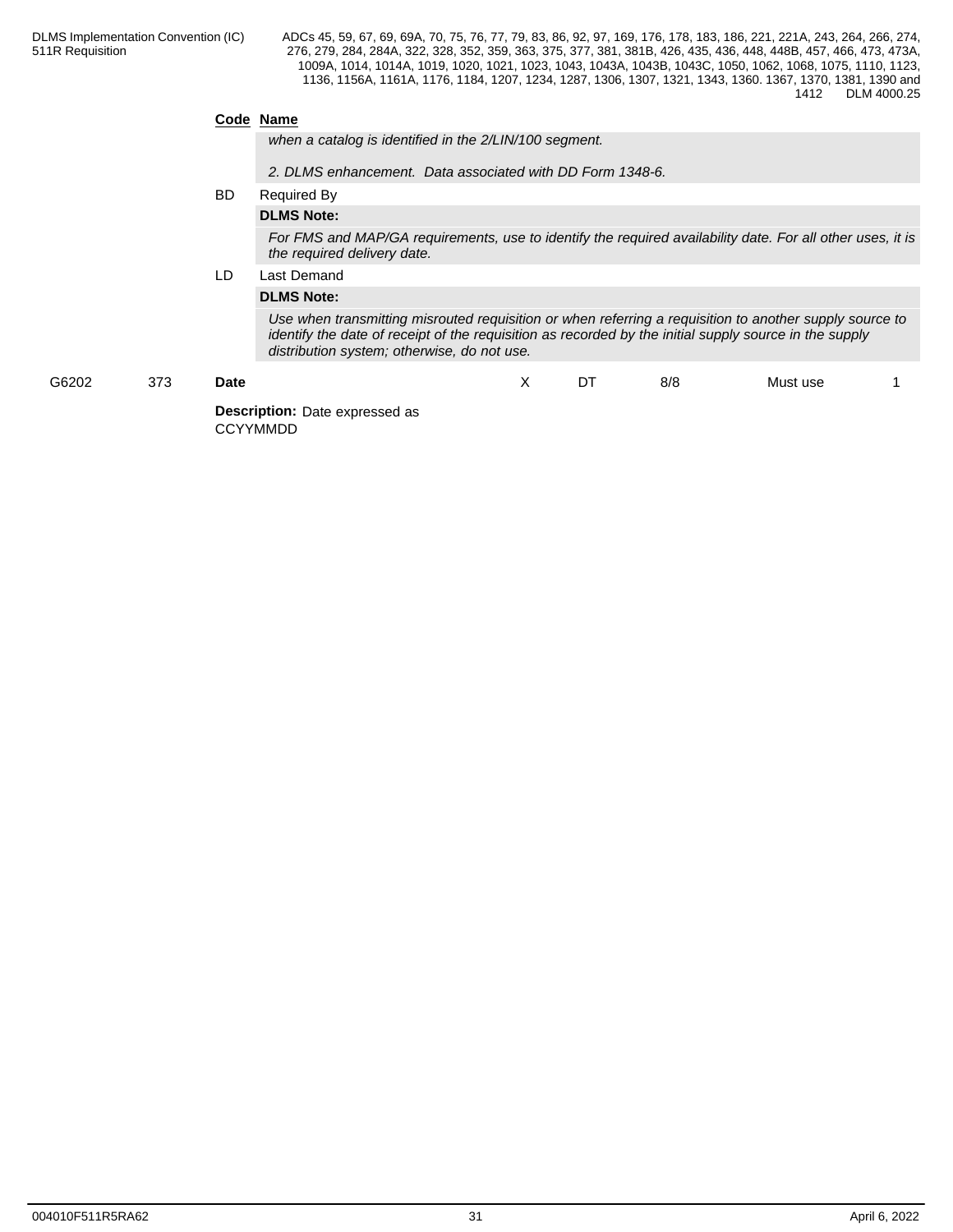| Code | Name |
|---|---|
| | *when a catalog is identified in the 2/LIN/100 segment.*<br><br>*2. DLMS enhancement. Data associated with DD Form 1348-6.* |
| BD | Required By |
| | **DLMS Note:** |
| | *For FMS and MAP/GA requirements, use to identify the required availability date. For all other uses, it is the required delivery date.* |
| LD | Last Demand |
| | **DLMS Note:** |
| | *Use when transmitting misrouted requisition or when referring a requisition to another supply source to identify the date of receipt of the requisition as recorded by the initial supply source in the supply distribution system; otherwise, do not use.* |

| | | | | | | | |
|---|---|---|---|---|---|---|---|
| G6202 | 373 | **Date** | X | DT | 8/8 | Must use | 1 |

**Description:** Date expressed as CCYYMMDD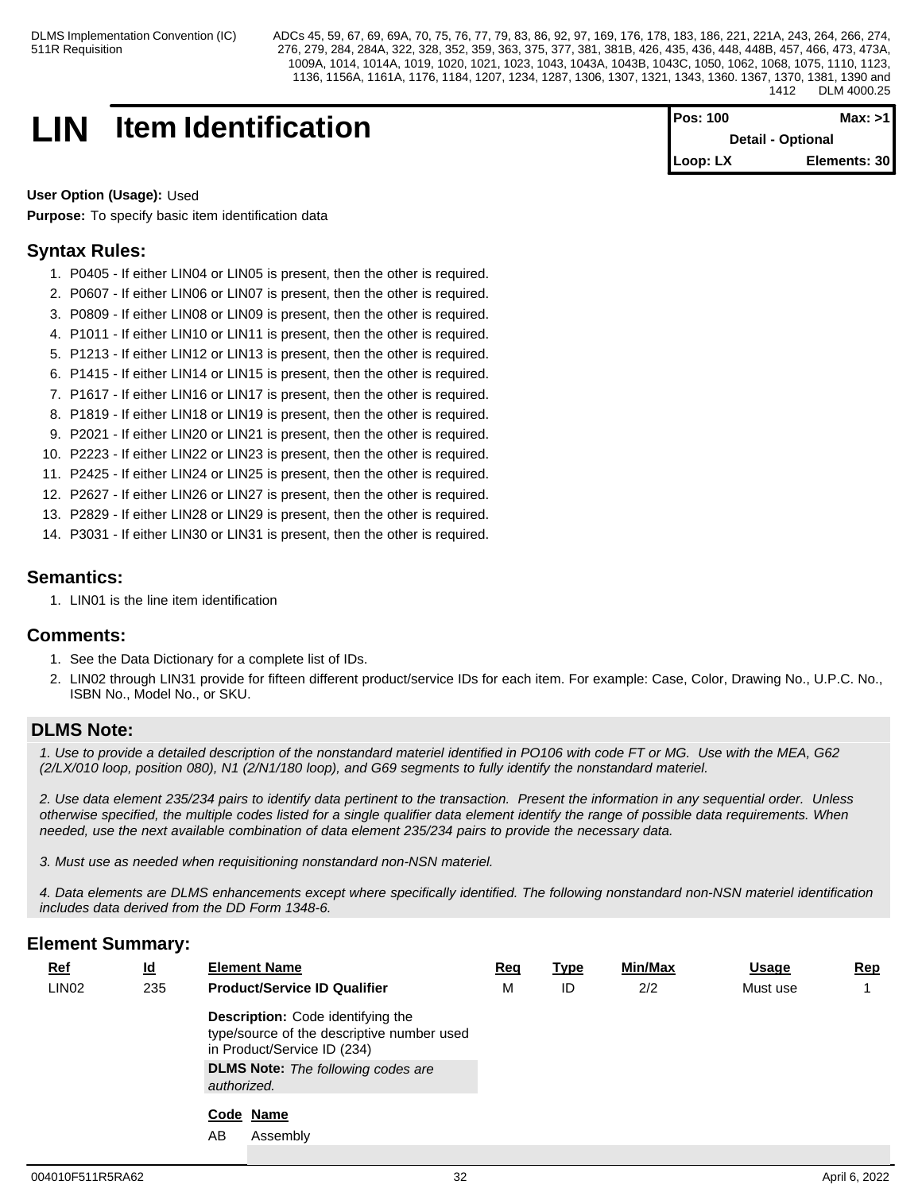# LIN Item Identification

| Pos: 100 | Max: >1 |
|---|---|
| Detail - Optional | |
| Loop: LX | Elements: 30 |

**User Option (Usage):** Used

**Purpose:** To specify basic item identification data

## Syntax Rules:

1. P0405 - If either LIN04 or LIN05 is present, then the other is required.
2. P0607 - If either LIN06 or LIN07 is present, then the other is required.
3. P0809 - If either LIN08 or LIN09 is present, then the other is required.
4. P1011 - If either LIN10 or LIN11 is present, then the other is required.
5. P1213 - If either LIN12 or LIN13 is present, then the other is required.
6. P1415 - If either LIN14 or LIN15 is present, then the other is required.
7. P1617 - If either LIN16 or LIN17 is present, then the other is required.
8. P1819 - If either LIN18 or LIN19 is present, then the other is required.
9. P2021 - If either LIN20 or LIN21 is present, then the other is required.
10. P2223 - If either LIN22 or LIN23 is present, then the other is required.
11. P2425 - If either LIN24 or LIN25 is present, then the other is required.
12. P2627 - If either LIN26 or LIN27 is present, then the other is required.
13. P2829 - If either LIN28 or LIN29 is present, then the other is required.
14. P3031 - If either LIN30 or LIN31 is present, then the other is required.

## Semantics:

1. LIN01 is the line item identification

## Comments:

1. See the Data Dictionary for a complete list of IDs.
2. LIN02 through LIN31 provide for fifteen different product/service IDs for each item. For example: Case, Color, Drawing No., U.P.C. No., ISBN No., Model No., or SKU.

## DLMS Note:

*1. Use to provide a detailed description of the nonstandard materiel identified in PO106 with code FT or MG. Use with the MEA, G62 (2/LX/010 loop, position 080), N1 (2/N1/180 loop), and G69 segments to fully identify the nonstandard materiel.*

*2. Use data element 235/234 pairs to identify data pertinent to the transaction. Present the information in any sequential order. Unless otherwise specified, the multiple codes listed for a single qualifier data element identify the range of possible data requirements. When needed, use the next available combination of data element 235/234 pairs to provide the necessary data.*

*3. Must use as needed when requisitioning nonstandard non-NSN materiel.*

*4. Data elements are DLMS enhancements except where specifically identified. The following nonstandard non-NSN materiel identification includes data derived from the DD Form 1348-6.*

## Element Summary:

| Ref | Id | Element Name | Req | Type | Min/Max | Usage | Rep |
|---|---|---|---|---|---|---|---|
| LIN02 | 235 | **Product/Service ID Qualifier** | M | ID | 2/2 | Must use | 1 |

**Description:** Code identifying the type/source of the descriptive number used in Product/Service ID (234)

**DLMS Note:** *The following codes are authorized.*

| Code | Name |
|---|---|
| AB | Assembly |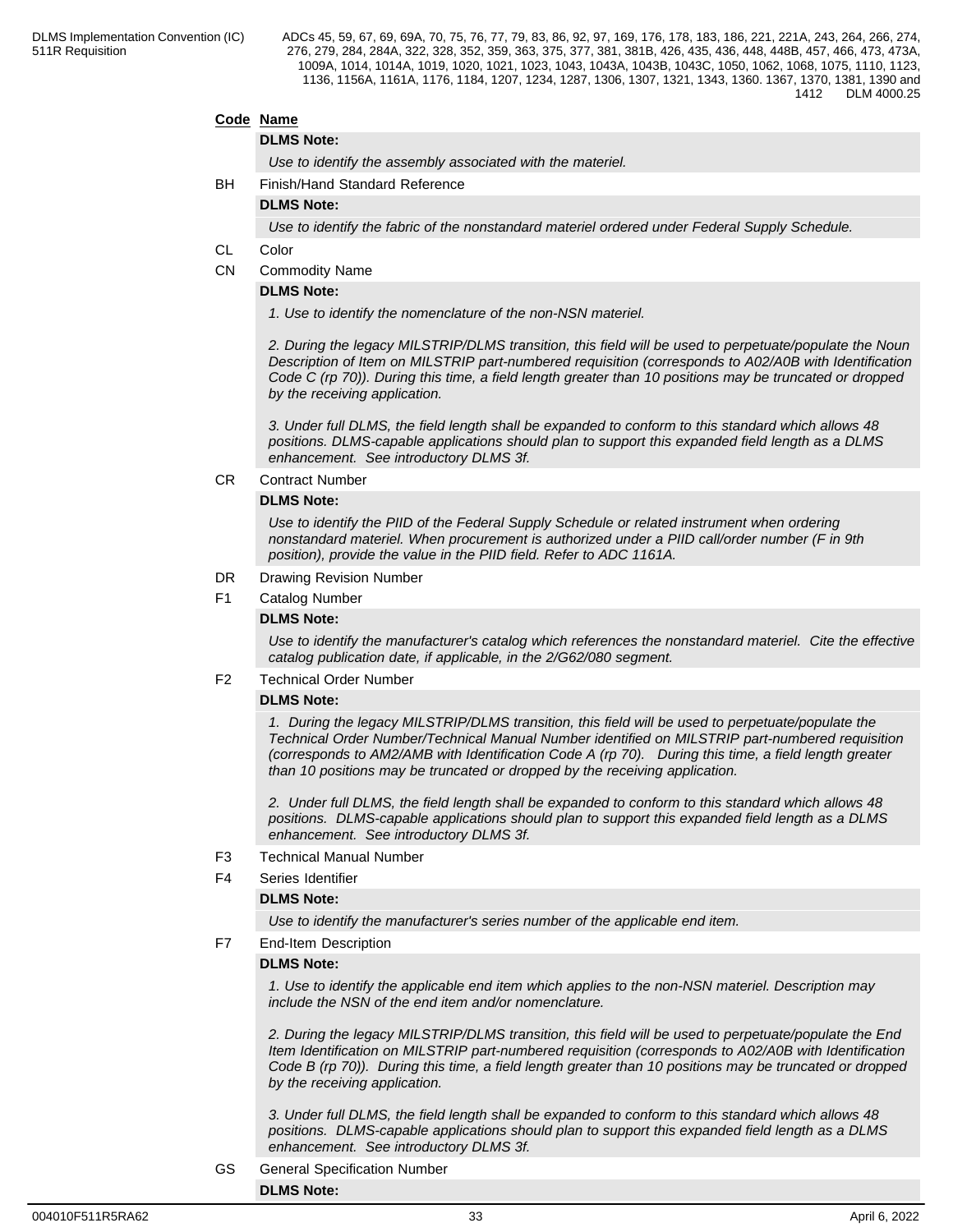| Code | Name |
|---|---|

**DLMS Note:**

*Use to identify the assembly associated with the materiel.*

BH Finish/Hand Standard Reference

**DLMS Note:**

*Use to identify the fabric of the nonstandard materiel ordered under Federal Supply Schedule.*

CL Color

CN Commodity Name

**DLMS Note:**

*1. Use to identify the nomenclature of the non-NSN materiel.*

*2. During the legacy MILSTRIP/DLMS transition, this field will be used to perpetuate/populate the Noun Description of Item on MILSTRIP part-numbered requisition (corresponds to A02/A0B with Identification Code C (rp 70)). During this time, a field length greater than 10 positions may be truncated or dropped by the receiving application.*

*3. Under full DLMS, the field length shall be expanded to conform to this standard which allows 48 positions. DLMS-capable applications should plan to support this expanded field length as a DLMS enhancement. See introductory DLMS 3f.*

CR Contract Number

**DLMS Note:**

*Use to identify the PIID of the Federal Supply Schedule or related instrument when ordering nonstandard materiel. When procurement is authorized under a PIID call/order number (F in 9th position), provide the value in the PIID field. Refer to ADC 1161A.*

DR Drawing Revision Number

F1 Catalog Number

**DLMS Note:**

*Use to identify the manufacturer's catalog which references the nonstandard materiel. Cite the effective catalog publication date, if applicable, in the 2/G62/080 segment.*

F2 Technical Order Number

**DLMS Note:**

*1. During the legacy MILSTRIP/DLMS transition, this field will be used to perpetuate/populate the Technical Order Number/Technical Manual Number identified on MILSTRIP part-numbered requisition (corresponds to AM2/AMB with Identification Code A (rp 70). During this time, a field length greater than 10 positions may be truncated or dropped by the receiving application.*

*2. Under full DLMS, the field length shall be expanded to conform to this standard which allows 48 positions. DLMS-capable applications should plan to support this expanded field length as a DLMS enhancement. See introductory DLMS 3f.*

F3 Technical Manual Number

F4 Series Identifier

**DLMS Note:**

*Use to identify the manufacturer's series number of the applicable end item.*

F7 End-Item Description

**DLMS Note:**

*1. Use to identify the applicable end item which applies to the non-NSN materiel. Description may include the NSN of the end item and/or nomenclature.*

*2. During the legacy MILSTRIP/DLMS transition, this field will be used to perpetuate/populate the End Item Identification on MILSTRIP part-numbered requisition (corresponds to A02/A0B with Identification Code B (rp 70)). During this time, a field length greater than 10 positions may be truncated or dropped by the receiving application.*

*3. Under full DLMS, the field length shall be expanded to conform to this standard which allows 48 positions. DLMS-capable applications should plan to support this expanded field length as a DLMS enhancement. See introductory DLMS 3f.*

GS General Specification Number

**DLMS Note:**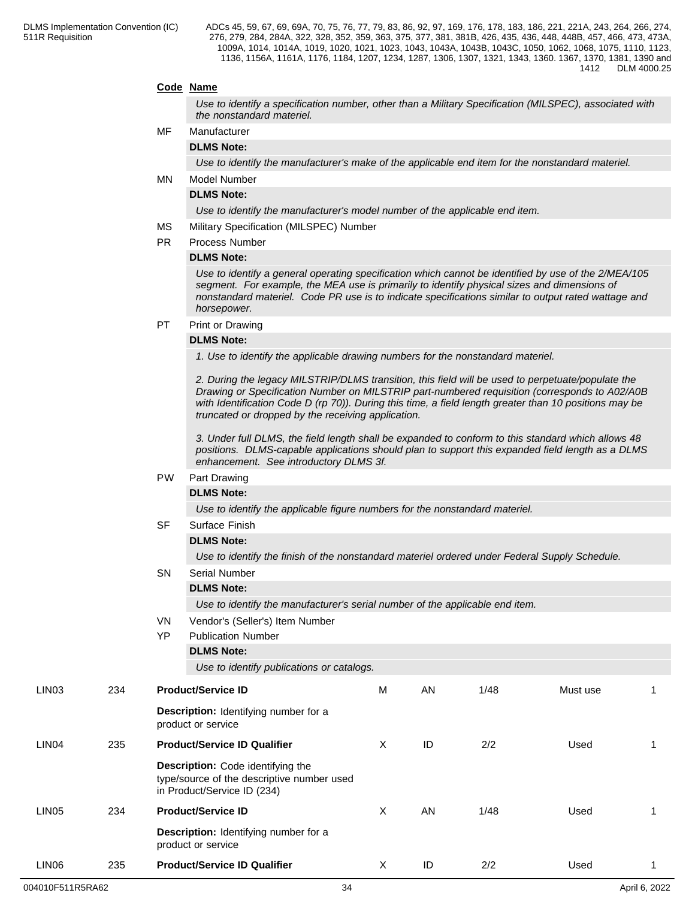**Code** **Name**

*Use to identify a specification number, other than a Military Specification (MILSPEC), associated with the nonstandard materiel.*

MF Manufacturer

**DLMS Note:**

*Use to identify the manufacturer's make of the applicable end item for the nonstandard materiel.*

MN Model Number

**DLMS Note:**

*Use to identify the manufacturer's model number of the applicable end item.*

MS Military Specification (MILSPEC) Number

PR Process Number

**DLMS Note:**

*Use to identify a general operating specification which cannot be identified by use of the 2/MEA/105 segment. For example, the MEA use is primarily to identify physical sizes and dimensions of nonstandard materiel. Code PR use is to indicate specifications similar to output rated wattage and horsepower.*

PT Print or Drawing

**DLMS Note:**

*1. Use to identify the applicable drawing numbers for the nonstandard materiel.*

*2. During the legacy MILSTRIP/DLMS transition, this field will be used to perpetuate/populate the Drawing or Specification Number on MILSTRIP part-numbered requisition (corresponds to A02/A0B with Identification Code D (rp 70)). During this time, a field length greater than 10 positions may be truncated or dropped by the receiving application.*

*3. Under full DLMS, the field length shall be expanded to conform to this standard which allows 48 positions. DLMS-capable applications should plan to support this expanded field length as a DLMS enhancement. See introductory DLMS 3f.*

PW Part Drawing

**DLMS Note:**

*Use to identify the applicable figure numbers for the nonstandard materiel.*

SF Surface Finish

**DLMS Note:**

*Use to identify the finish of the nonstandard materiel ordered under Federal Supply Schedule.*

SN Serial Number

**DLMS Note:**

*Use to identify the manufacturer's serial number of the applicable end item.*

VN Vendor's (Seller's) Item Number

YP Publication Number

**DLMS Note:**

*Use to identify publications or catalogs.*

| | | | | | | | |
|---|---|---|---|---|---|---|---|
| LIN03 | 234 | **Product/Service ID**<br>**Description:** Identifying number for a product or service | M | AN | 1/48 | Must use | 1 |
| LIN04 | 235 | **Product/Service ID Qualifier**<br>**Description:** Code identifying the type/source of the descriptive number used in Product/Service ID (234) | X | ID | 2/2 | Used | 1 |
| LIN05 | 234 | **Product/Service ID**<br>**Description:** Identifying number for a product or service | X | AN | 1/48 | Used | 1 |
| LIN06 | 235 | **Product/Service ID Qualifier** | X | ID | 2/2 | Used | 1 |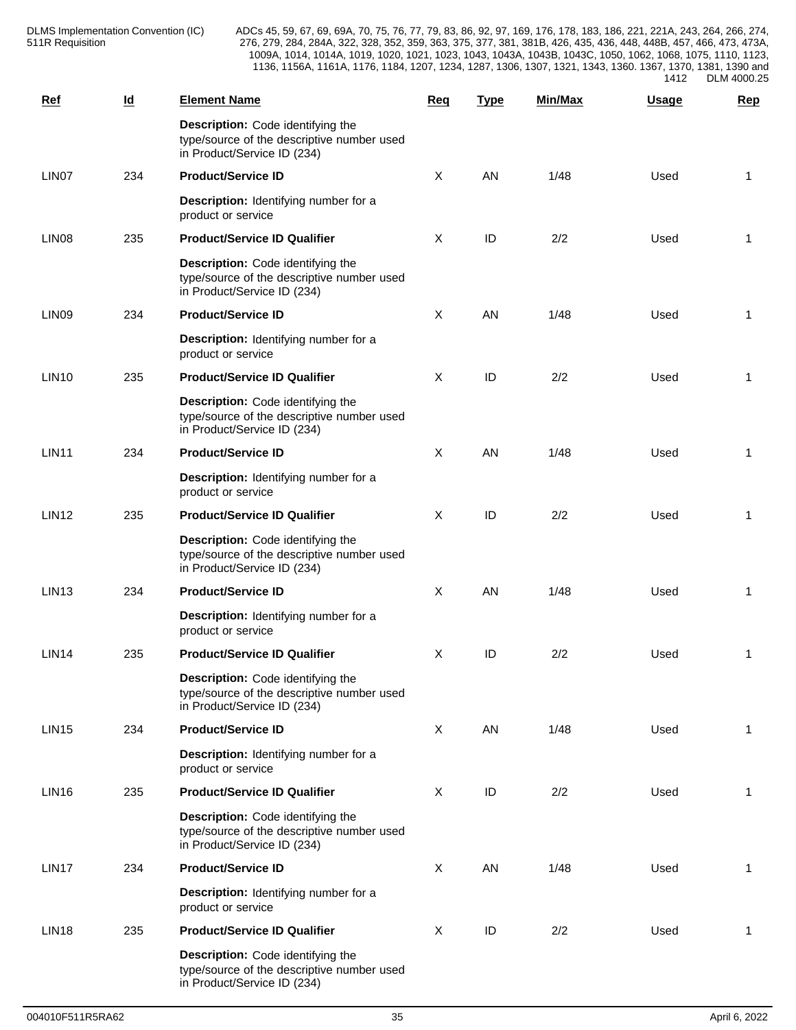| Ref | Id | Element Name | Req | Type | Min/Max | Usage | Rep |
|---|---|---|---|---|---|---|---|
| | | **Description:** Code identifying the type/source of the descriptive number used in Product/Service ID (234) | | | | | |
| LIN07 | 234 | **Product/Service ID** | X | AN | 1/48 | Used | 1 |
| | | **Description:** Identifying number for a product or service | | | | | |
| LIN08 | 235 | **Product/Service ID Qualifier** | X | ID | 2/2 | Used | 1 |
| | | **Description:** Code identifying the type/source of the descriptive number used in Product/Service ID (234) | | | | | |
| LIN09 | 234 | **Product/Service ID** | X | AN | 1/48 | Used | 1 |
| | | **Description:** Identifying number for a product or service | | | | | |
| LIN10 | 235 | **Product/Service ID Qualifier** | X | ID | 2/2 | Used | 1 |
| | | **Description:** Code identifying the type/source of the descriptive number used in Product/Service ID (234) | | | | | |
| LIN11 | 234 | **Product/Service ID** | X | AN | 1/48 | Used | 1 |
| | | **Description:** Identifying number for a product or service | | | | | |
| LIN12 | 235 | **Product/Service ID Qualifier** | X | ID | 2/2 | Used | 1 |
| | | **Description:** Code identifying the type/source of the descriptive number used in Product/Service ID (234) | | | | | |
| LIN13 | 234 | **Product/Service ID** | X | AN | 1/48 | Used | 1 |
| | | **Description:** Identifying number for a product or service | | | | | |
| LIN14 | 235 | **Product/Service ID Qualifier** | X | ID | 2/2 | Used | 1 |
| | | **Description:** Code identifying the type/source of the descriptive number used in Product/Service ID (234) | | | | | |
| LIN15 | 234 | **Product/Service ID** | X | AN | 1/48 | Used | 1 |
| | | **Description:** Identifying number for a product or service | | | | | |
| LIN16 | 235 | **Product/Service ID Qualifier** | X | ID | 2/2 | Used | 1 |
| | | **Description:** Code identifying the type/source of the descriptive number used in Product/Service ID (234) | | | | | |
| LIN17 | 234 | **Product/Service ID** | X | AN | 1/48 | Used | 1 |
| | | **Description:** Identifying number for a product or service | | | | | |
| LIN18 | 235 | **Product/Service ID Qualifier** | X | ID | 2/2 | Used | 1 |
| | | **Description:** Code identifying the type/source of the descriptive number used in Product/Service ID (234) | | | | | |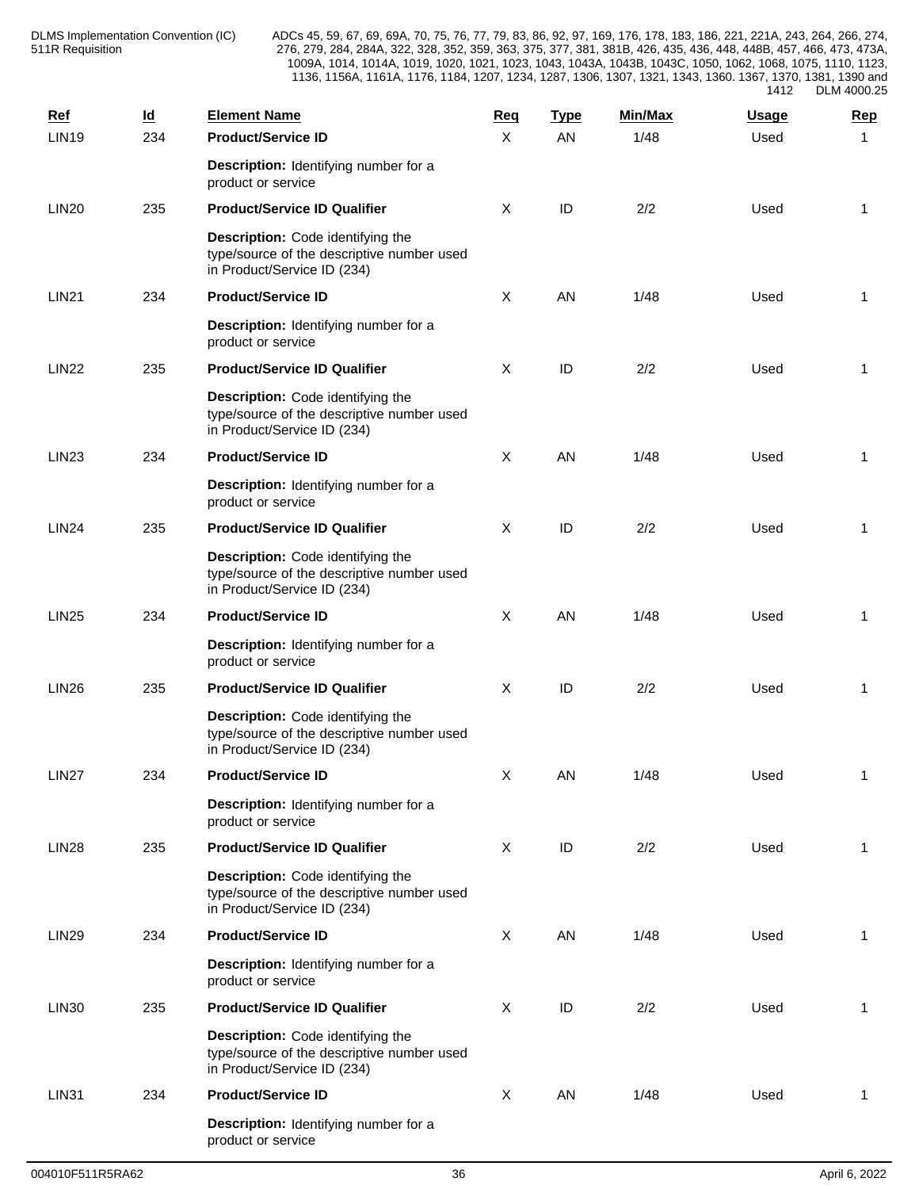| Ref | Id | Element Name | Req | Type | Min/Max | Usage | Rep |
|---|---|---|---|---|---|---|---|
| LIN19 | 234 | **Product/Service ID** | X | AN | 1/48 | Used | 1 |
| | | **Description:** Identifying number for a product or service | | | | | |
| LIN20 | 235 | **Product/Service ID Qualifier** | X | ID | 2/2 | Used | 1 |
| | | **Description:** Code identifying the type/source of the descriptive number used in Product/Service ID (234) | | | | | |
| LIN21 | 234 | **Product/Service ID** | X | AN | 1/48 | Used | 1 |
| | | **Description:** Identifying number for a product or service | | | | | |
| LIN22 | 235 | **Product/Service ID Qualifier** | X | ID | 2/2 | Used | 1 |
| | | **Description:** Code identifying the type/source of the descriptive number used in Product/Service ID (234) | | | | | |
| LIN23 | 234 | **Product/Service ID** | X | AN | 1/48 | Used | 1 |
| | | **Description:** Identifying number for a product or service | | | | | |
| LIN24 | 235 | **Product/Service ID Qualifier** | X | ID | 2/2 | Used | 1 |
| | | **Description:** Code identifying the type/source of the descriptive number used in Product/Service ID (234) | | | | | |
| LIN25 | 234 | **Product/Service ID** | X | AN | 1/48 | Used | 1 |
| | | **Description:** Identifying number for a product or service | | | | | |
| LIN26 | 235 | **Product/Service ID Qualifier** | X | ID | 2/2 | Used | 1 |
| | | **Description:** Code identifying the type/source of the descriptive number used in Product/Service ID (234) | | | | | |
| LIN27 | 234 | **Product/Service ID** | X | AN | 1/48 | Used | 1 |
| | | **Description:** Identifying number for a product or service | | | | | |
| LIN28 | 235 | **Product/Service ID Qualifier** | X | ID | 2/2 | Used | 1 |
| | | **Description:** Code identifying the type/source of the descriptive number used in Product/Service ID (234) | | | | | |
| LIN29 | 234 | **Product/Service ID** | X | AN | 1/48 | Used | 1 |
| | | **Description:** Identifying number for a product or service | | | | | |
| LIN30 | 235 | **Product/Service ID Qualifier** | X | ID | 2/2 | Used | 1 |
| | | **Description:** Code identifying the type/source of the descriptive number used in Product/Service ID (234) | | | | | |
| LIN31 | 234 | **Product/Service ID** | X | AN | 1/48 | Used | 1 |
| | | **Description:** Identifying number for a product or service | | | | | |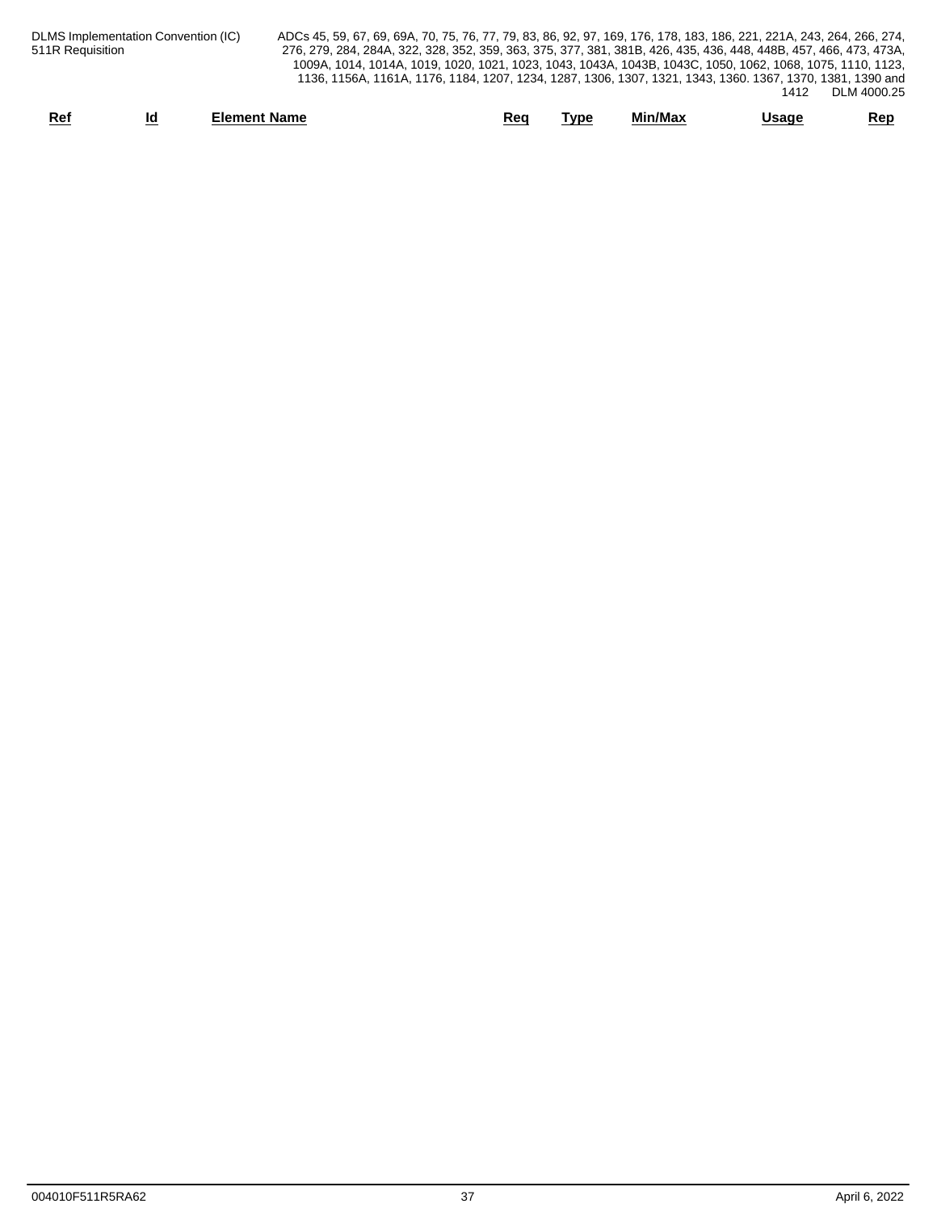| Ref | Id | Element Name | Req | Type | Min/Max | Usage | Rep |
|---|---|---|---|---|---|---|---|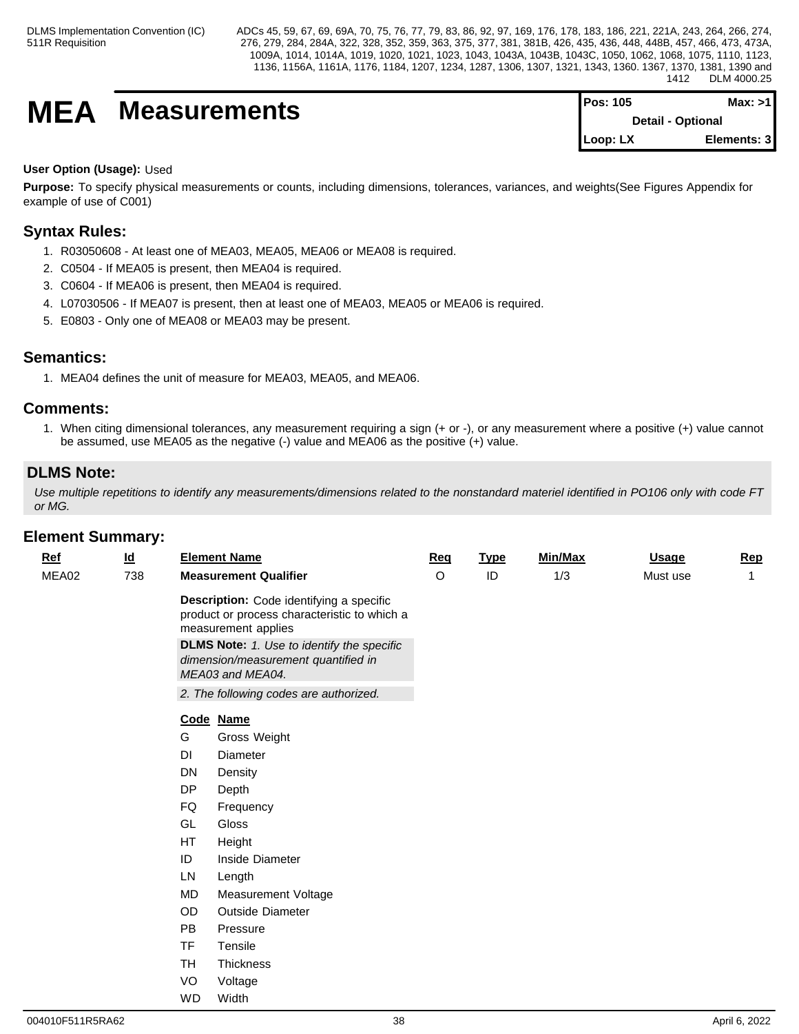# MEA Measurements

| Pos: 105 | Max: >1 |
|---|---|
| Detail - Optional | |
| Loop: LX | Elements: 3 |

**User Option (Usage):** Used

**Purpose:** To specify physical measurements or counts, including dimensions, tolerances, variances, and weights(See Figures Appendix for example of use of C001)

## Syntax Rules:

1. R03050608 - At least one of MEA03, MEA05, MEA06 or MEA08 is required.
2. C0504 - If MEA05 is present, then MEA04 is required.
3. C0604 - If MEA06 is present, then MEA04 is required.
4. L07030506 - If MEA07 is present, then at least one of MEA03, MEA05 or MEA06 is required.
5. E0803 - Only one of MEA08 or MEA03 may be present.

## Semantics:

1. MEA04 defines the unit of measure for MEA03, MEA05, and MEA06.

## Comments:

1. When citing dimensional tolerances, any measurement requiring a sign (+ or -), or any measurement where a positive (+) value cannot be assumed, use MEA05 as the negative (-) value and MEA06 as the positive (+) value.

## DLMS Note:

*Use multiple repetitions to identify any measurements/dimensions related to the nonstandard materiel identified in PO106 only with code FT or MG.*

## Element Summary:

| Ref | Id | Element Name | Req | Type | Min/Max | Usage | Rep |
|---|---|---|---|---|---|---|---|
| MEA02 | 738 | **Measurement Qualifier** | O | ID | 1/3 | Must use | 1 |

**Description:** Code identifying a specific product or process characteristic to which a measurement applies

**DLMS Note:** *1. Use to identify the specific dimension/measurement quantified in MEA03 and MEA04.*

*2. The following codes are authorized.*

| Code | Name |
|---|---|
| G | Gross Weight |
| DI | Diameter |
| DN | Density |
| DP | Depth |
| FQ | Frequency |
| GL | Gloss |
| HT | Height |
| ID | Inside Diameter |
| LN | Length |
| MD | Measurement Voltage |
| OD | Outside Diameter |
| PB | Pressure |
| TF | Tensile |
| TH | Thickness |
| VO | Voltage |
| WD | Width |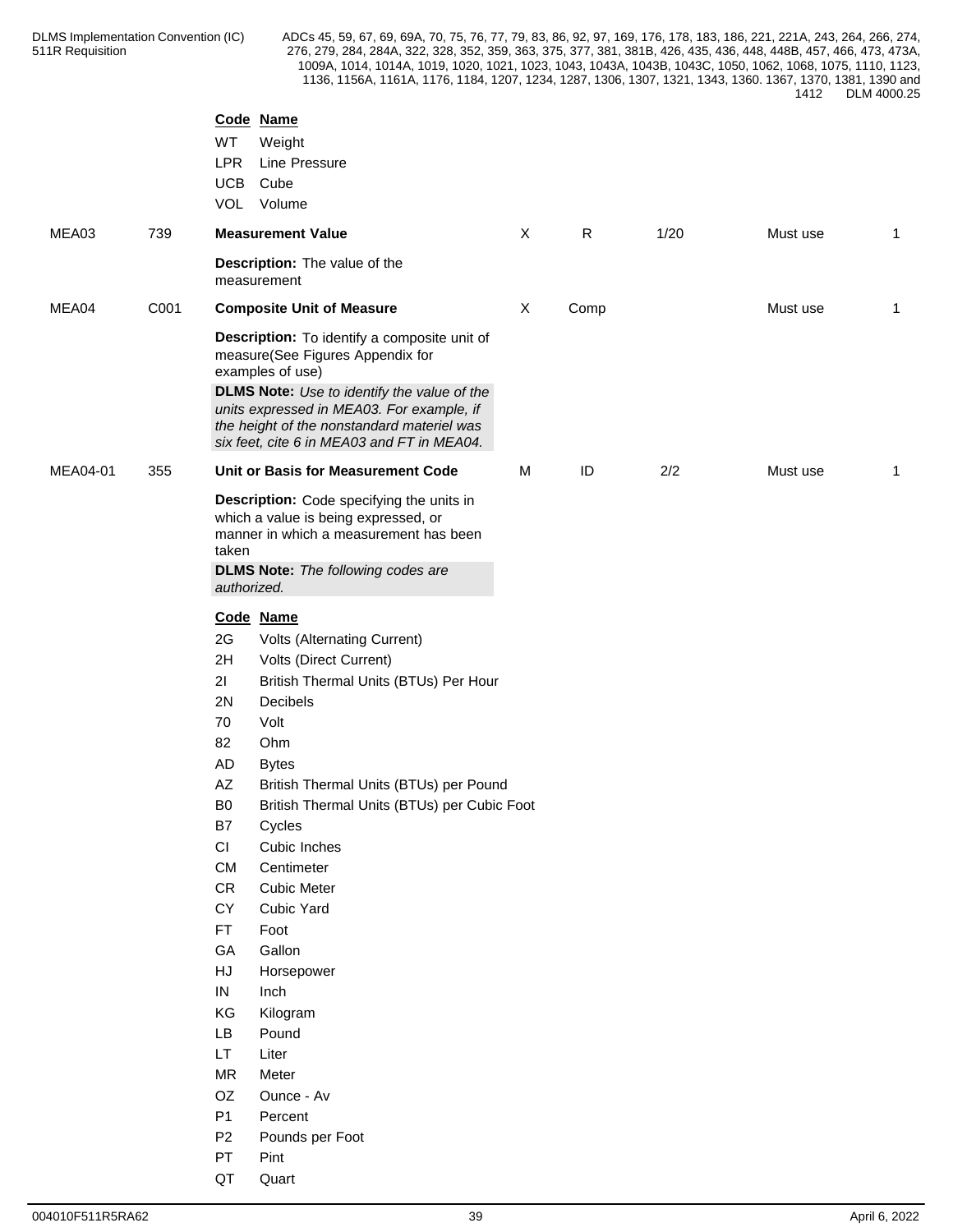| Code | Name |
|---|---|
| WT | Weight |
| LPR | Line Pressure |
| UCB | Cube |
| VOL | Volume |

| | | | | | | | |
|---|---|---|---|---|---|---|---|
| MEA03 | 739 | **Measurement Value** | X | R | 1/20 | Must use | 1 |
| | | **Description:** The value of the measurement | | | | | |
| MEA04 | C001 | **Composite Unit of Measure** | X | Comp | | Must use | 1 |
| | | **Description:** To identify a composite unit of measure(See Figures Appendix for examples of use)<br>**DLMS Note:** *Use to identify the value of the units expressed in MEA03. For example, if the height of the nonstandard materiel was six feet, cite 6 in MEA03 and FT in MEA04.* | | | | | |
| MEA04-01 | 355 | **Unit or Basis for Measurement Code** | M | ID | 2/2 | Must use | 1 |
| | | **Description:** Code specifying the units in which a value is being expressed, or manner in which a measurement has been taken<br>**DLMS Note:** *The following codes are authorized.* | | | | | |

| Code | Name |
|---|---|
| 2G | Volts (Alternating Current) |
| 2H | Volts (Direct Current) |
| 2I | British Thermal Units (BTUs) Per Hour |
| 2N | Decibels |
| 70 | Volt |
| 82 | Ohm |
| AD | Bytes |
| AZ | British Thermal Units (BTUs) per Pound |
| B0 | British Thermal Units (BTUs) per Cubic Foot |
| B7 | Cycles |
| CI | Cubic Inches |
| CM | Centimeter |
| CR | Cubic Meter |
| CY | Cubic Yard |
| FT | Foot |
| GA | Gallon |
| HJ | Horsepower |
| IN | Inch |
| KG | Kilogram |
| LB | Pound |
| LT | Liter |
| MR | Meter |
| OZ | Ounce - Av |
| P1 | Percent |
| P2 | Pounds per Foot |
| PT | Pint |
| QT | Quart |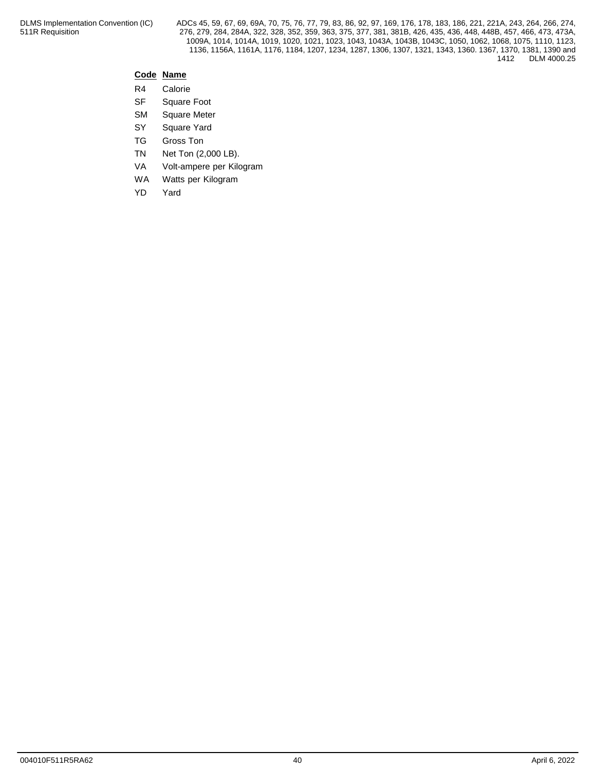| Code | Name |
|---|---|
| R4 | Calorie |
| SF | Square Foot |
| SM | Square Meter |
| SY | Square Yard |
| TG | Gross Ton |
| TN | Net Ton (2,000 LB). |
| VA | Volt-ampere per Kilogram |
| WA | Watts per Kilogram |
| YD | Yard |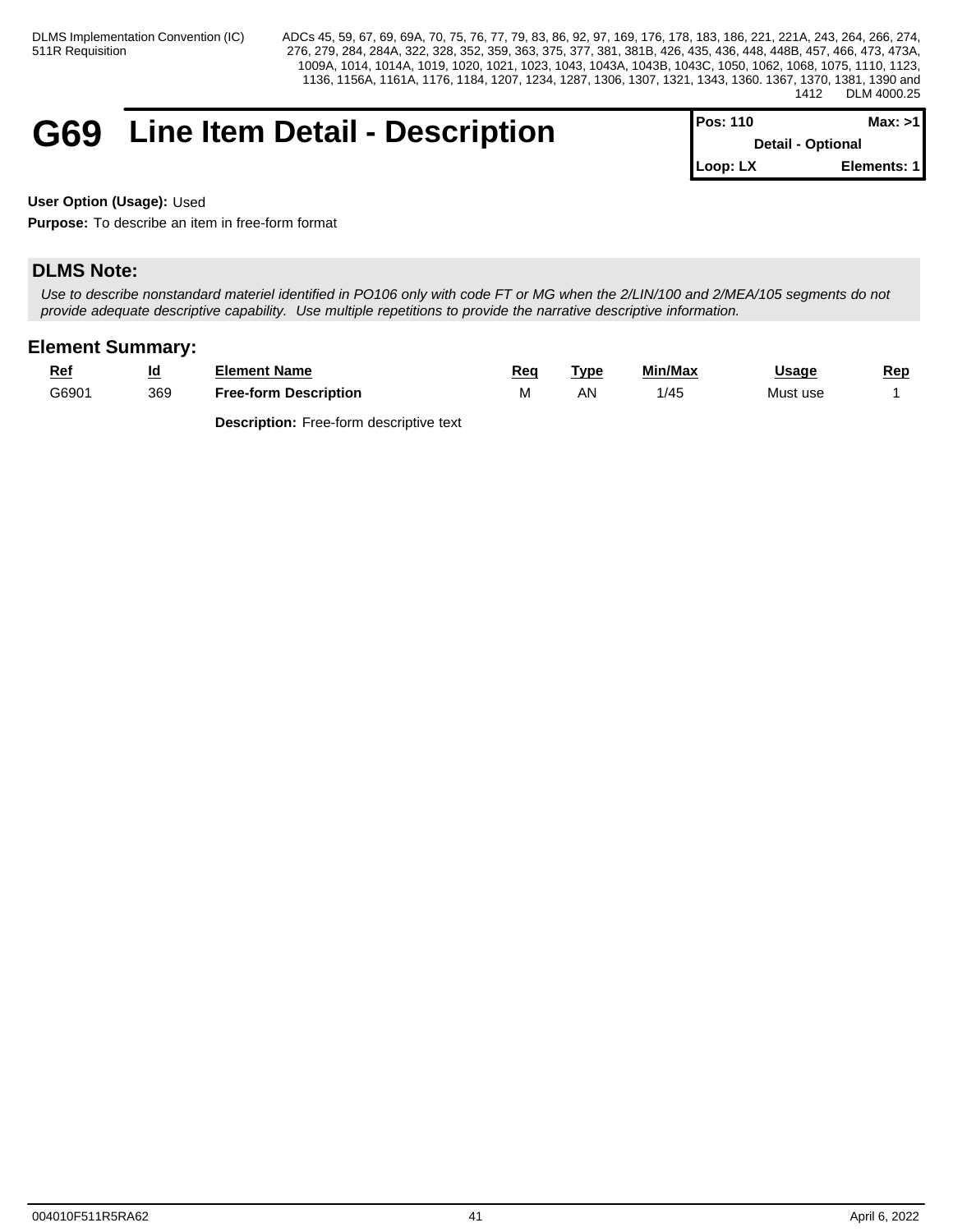# G69 Line Item Detail - Description

| Pos: 110 | Max: >1 |
| --- | --- |
| Detail - Optional | |
| Loop: LX | Elements: 1 |

**User Option (Usage):** Used

**Purpose:** To describe an item in free-form format

## DLMS Note:

*Use to describe nonstandard materiel identified in PO106 only with code FT or MG when the 2/LIN/100 and 2/MEA/105 segments do not provide adequate descriptive capability. Use multiple repetitions to provide the narrative descriptive information.*

## Element Summary:

| Ref | Id | Element Name | Req | Type | Min/Max | Usage | Rep |
| --- | --- | --- | --- | --- | --- | --- | --- |
| G6901 | 369 | **Free-form Description** | M | AN | 1/45 | Must use | 1 |
| | | **Description:** Free-form descriptive text | | | | | |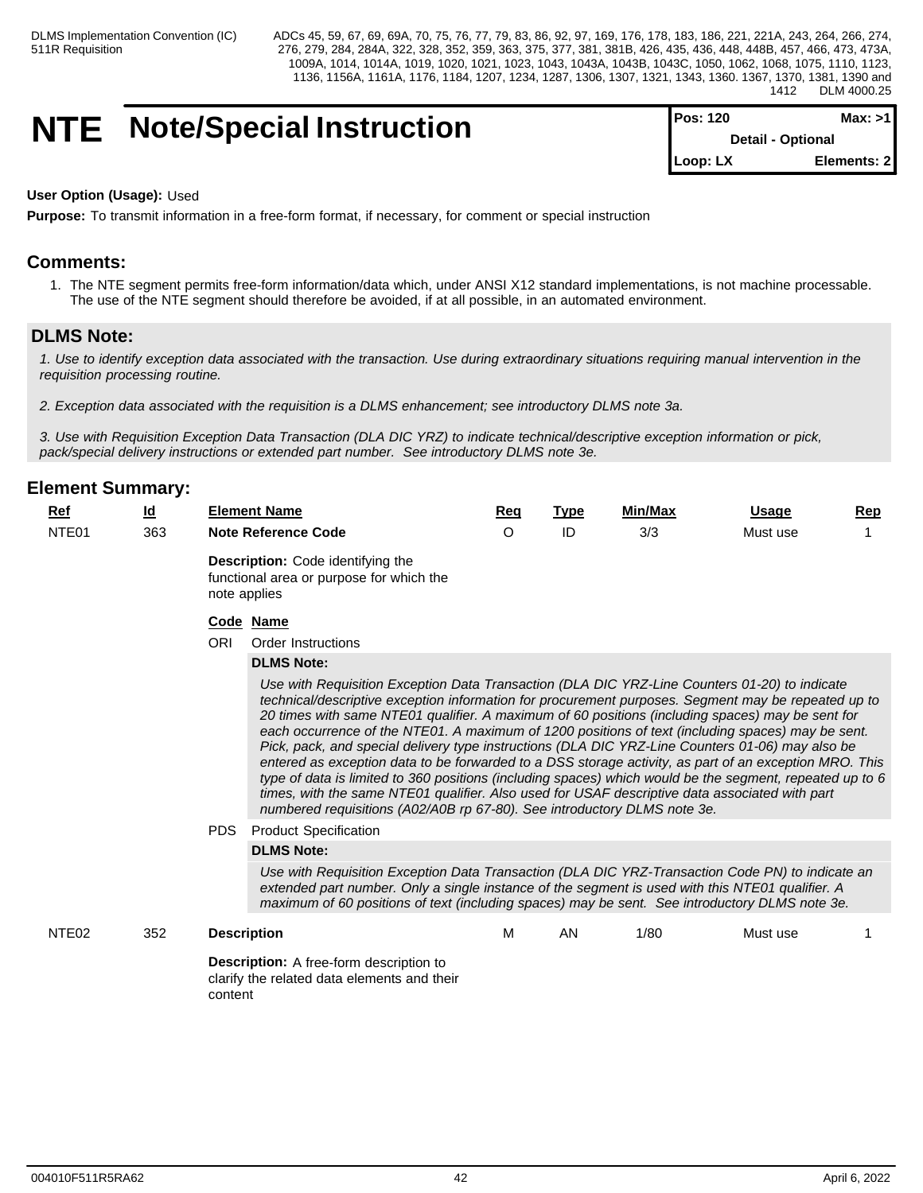# NTE Note/Special Instruction

| Pos: 120 | Max: >1 |
|---|---|
| Detail - Optional | |
| Loop: LX | Elements: 2 |

**User Option (Usage):** Used

**Purpose:** To transmit information in a free-form format, if necessary, for comment or special instruction

## Comments:

1. The NTE segment permits free-form information/data which, under ANSI X12 standard implementations, is not machine processable. The use of the NTE segment should therefore be avoided, if at all possible, in an automated environment.

## DLMS Note:

*1. Use to identify exception data associated with the transaction. Use during extraordinary situations requiring manual intervention in the requisition processing routine.*

*2. Exception data associated with the requisition is a DLMS enhancement; see introductory DLMS note 3a.*

*3. Use with Requisition Exception Data Transaction (DLA DIC YRZ) to indicate technical/descriptive exception information or pick, pack/special delivery instructions or extended part number.  See introductory DLMS note 3e.*

## Element Summary:

| Ref | Id | Element Name | Req | Type | Min/Max | Usage | Rep |
|---|---|---|---|---|---|---|---|
| NTE01 | 363 | **Note Reference Code** | O | ID | 3/3 | Must use | 1 |

**Description:** Code identifying the functional area or purpose for which the note applies

**Code Name**

ORI Order Instructions

**DLMS Note:**

*Use with Requisition Exception Data Transaction (DLA DIC YRZ-Line Counters 01-20) to indicate technical/descriptive exception information for procurement purposes. Segment may be repeated up to 20 times with same NTE01 qualifier. A maximum of 60 positions (including spaces) may be sent for each occurrence of the NTE01. A maximum of 1200 positions of text (including spaces) may be sent. Pick, pack, and special delivery type instructions (DLA DIC YRZ-Line Counters 01-06) may also be entered as exception data to be forwarded to a DSS storage activity, as part of an exception MRO. This type of data is limited to 360 positions (including spaces) which would be the segment, repeated up to 6 times, with the same NTE01 qualifier. Also used for USAF descriptive data associated with part numbered requisitions (A02/A0B rp 67-80). See introductory DLMS note 3e.*

PDS Product Specification

**DLMS Note:**

*Use with Requisition Exception Data Transaction (DLA DIC YRZ-Transaction Code PN) to indicate an extended part number. Only a single instance of the segment is used with this NTE01 qualifier. A maximum of 60 positions of text (including spaces) may be sent.  See introductory DLMS note 3e.*

| Ref | Id | Element Name | Req | Type | Min/Max | Usage | Rep |
|---|---|---|---|---|---|---|---|
| NTE02 | 352 | **Description** | M | AN | 1/80 | Must use | 1 |

**Description:** A free-form description to clarify the related data elements and their content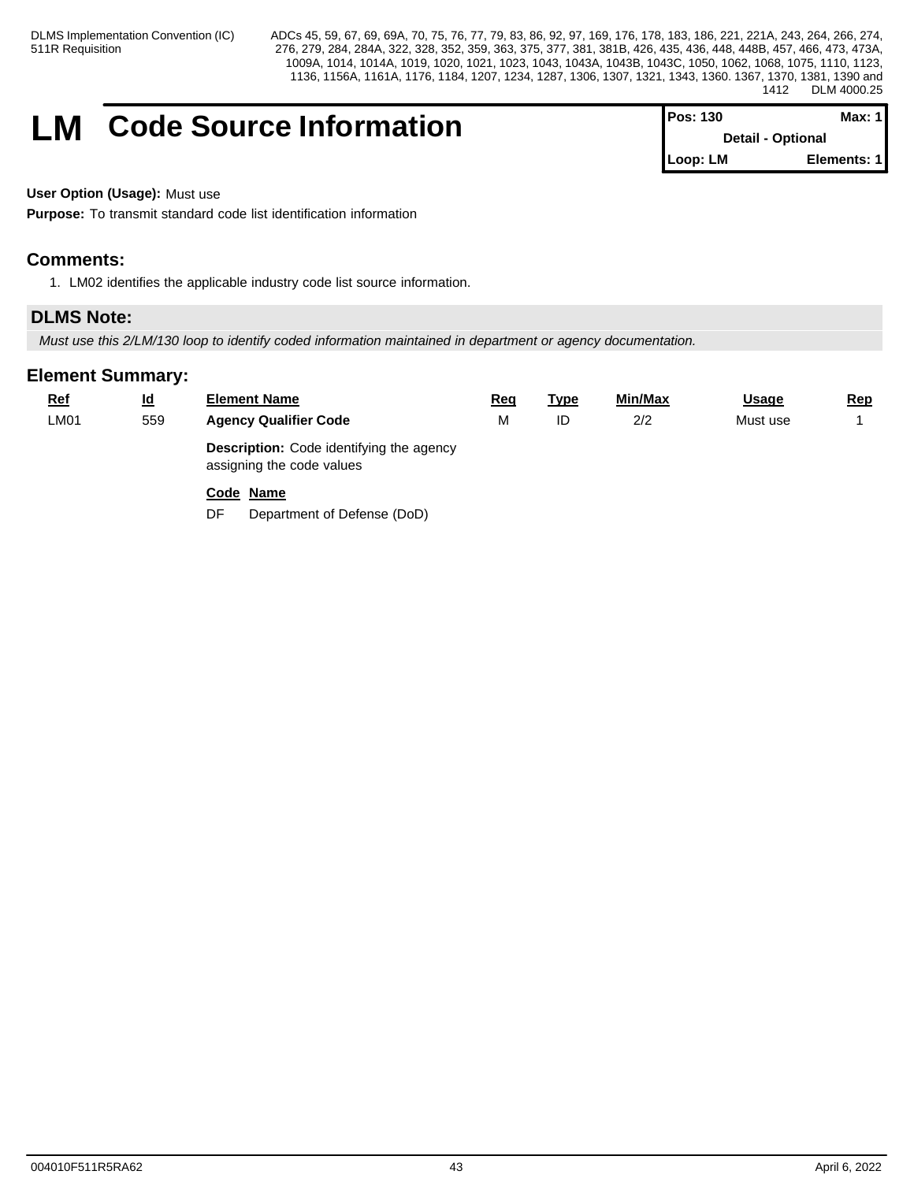# LM Code Source Information

| Pos: 130 | Max: 1 |
|---|---|
| Detail - Optional | |
| Loop: LM | Elements: 1 |

**User Option (Usage):** Must use

**Purpose:** To transmit standard code list identification information

## Comments:

1. LM02 identifies the applicable industry code list source information.

## DLMS Note:

*Must use this 2/LM/130 loop to identify coded information maintained in department or agency documentation.*

## Element Summary:

| Ref | Id | Element Name | Req | Type | Min/Max | Usage | Rep |
|---|---|---|---|---|---|---|---|
| LM01 | 559 | **Agency Qualifier Code** | M | ID | 2/2 | Must use | 1 |
| | | **Description:** Code identifying the agency assigning the code values | | | | | |
| | | **Code Name** | | | | | |
| | | DF Department of Defense (DoD) | | | | | |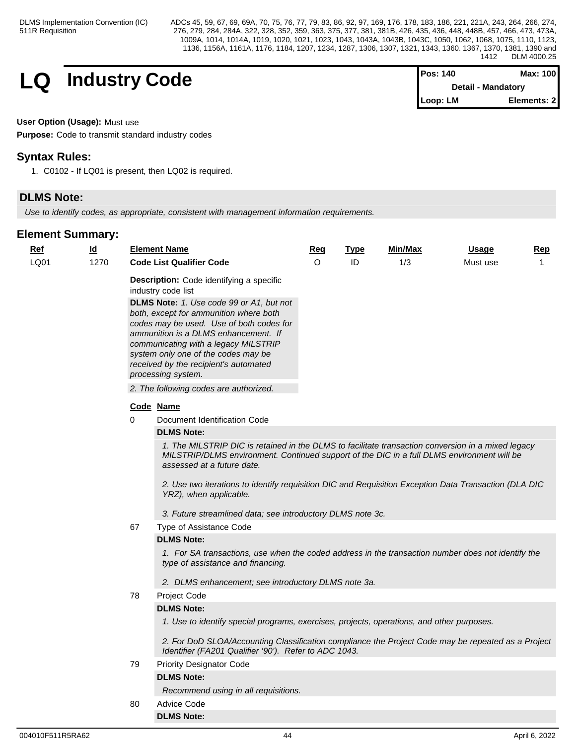# LQ Industry Code

| Pos: 140 | Max: 100 |
|---|---|
| Detail - Mandatory | |
| Loop: LM | Elements: 2 |

**User Option (Usage):** Must use

**Purpose:** Code to transmit standard industry codes

## Syntax Rules:

1. C0102 - If LQ01 is present, then LQ02 is required.

## DLMS Note:

*Use to identify codes, as appropriate, consistent with management information requirements.*

## Element Summary:

| Ref | Id | Element Name | Req | Type | Min/Max | Usage | Rep |
|---|---|---|---|---|---|---|---|
| LQ01 | 1270 | **Code List Qualifier Code** | O | ID | 1/3 | Must use | 1 |

**Description:** Code identifying a specific industry code list

**DLMS Note:** *1. Use code 99 or A1, but not both, except for ammunition where both codes may be used. Use of both codes for ammunition is a DLMS enhancement. If communicating with a legacy MILSTRIP system only one of the codes may be received by the recipient's automated processing system.*

*2. The following codes are authorized.*

| Code | Name |
|---|---|
| 0 | Document Identification Code |

**DLMS Note:**

*1. The MILSTRIP DIC is retained in the DLMS to facilitate transaction conversion in a mixed legacy MILSTRIP/DLMS environment. Continued support of the DIC in a full DLMS environment will be assessed at a future date.*

*2. Use two iterations to identify requisition DIC and Requisition Exception Data Transaction (DLA DIC YRZ), when applicable.*

*3. Future streamlined data; see introductory DLMS note 3c.*

| Code | Name |
|---|---|
| 67 | Type of Assistance Code |

**DLMS Note:**

*1. For SA transactions, use when the coded address in the transaction number does not identify the type of assistance and financing.*

*2. DLMS enhancement; see introductory DLMS note 3a.*

| Code | Name |
|---|---|
| 78 | Project Code |

**DLMS Note:**

*1. Use to identify special programs, exercises, projects, operations, and other purposes.*

*2. For DoD SLOA/Accounting Classification compliance the Project Code may be repeated as a Project Identifier (FA201 Qualifier '90'). Refer to ADC 1043.*

| Code | Name |
|---|---|
| 79 | Priority Designator Code |

**DLMS Note:**

*Recommend using in all requisitions.*

| Code | Name |
|---|---|
| 80 | Advice Code |

**DLMS Note:**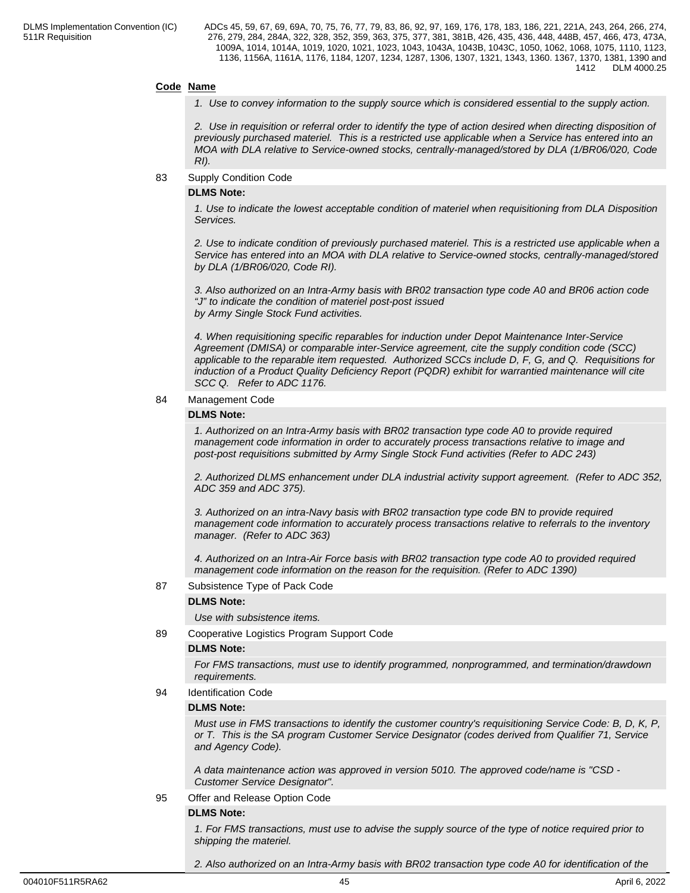**Code** **Name**

*1. Use to convey information to the supply source which is considered essential to the supply action.*

*2. Use in requisition or referral order to identify the type of action desired when directing disposition of previously purchased materiel. This is a restricted use applicable when a Service has entered into an MOA with DLA relative to Service-owned stocks, centrally-managed/stored by DLA (1/BR06/020, Code RI).*

83 Supply Condition Code

**DLMS Note:**

*1. Use to indicate the lowest acceptable condition of materiel when requisitioning from DLA Disposition Services.*

*2. Use to indicate condition of previously purchased materiel. This is a restricted use applicable when a Service has entered into an MOA with DLA relative to Service-owned stocks, centrally-managed/stored by DLA (1/BR06/020, Code RI).*

*3. Also authorized on an Intra-Army basis with BR02 transaction type code A0 and BR06 action code "J" to indicate the condition of materiel post-post issued by Army Single Stock Fund activities.*

*4. When requisitioning specific reparables for induction under Depot Maintenance Inter-Service Agreement (DMISA) or comparable inter-Service agreement, cite the supply condition code (SCC) applicable to the reparable item requested. Authorized SCCs include D, F, G, and Q. Requisitions for induction of a Product Quality Deficiency Report (PQDR) exhibit for warrantied maintenance will cite SCC Q. Refer to ADC 1176.*

84 Management Code

**DLMS Note:**

*1. Authorized on an Intra-Army basis with BR02 transaction type code A0 to provide required management code information in order to accurately process transactions relative to image and post-post requisitions submitted by Army Single Stock Fund activities (Refer to ADC 243)*

*2. Authorized DLMS enhancement under DLA industrial activity support agreement. (Refer to ADC 352, ADC 359 and ADC 375).*

*3. Authorized on an intra-Navy basis with BR02 transaction type code BN to provide required management code information to accurately process transactions relative to referrals to the inventory manager. (Refer to ADC 363)*

*4. Authorized on an Intra-Air Force basis with BR02 transaction type code A0 to provided required management code information on the reason for the requisition. (Refer to ADC 1390)*

87 Subsistence Type of Pack Code

**DLMS Note:**

*Use with subsistence items.*

89 Cooperative Logistics Program Support Code

**DLMS Note:**

*For FMS transactions, must use to identify programmed, nonprogrammed, and termination/drawdown requirements.*

94 Identification Code

**DLMS Note:**

*Must use in FMS transactions to identify the customer country's requisitioning Service Code: B, D, K, P, or T. This is the SA program Customer Service Designator (codes derived from Qualifier 71, Service and Agency Code).*

*A data maintenance action was approved in version 5010. The approved code/name is "CSD - Customer Service Designator".*

95 Offer and Release Option Code

**DLMS Note:**

*1. For FMS transactions, must use to advise the supply source of the type of notice required prior to shipping the materiel.*

*2. Also authorized on an Intra-Army basis with BR02 transaction type code A0 for identification of the*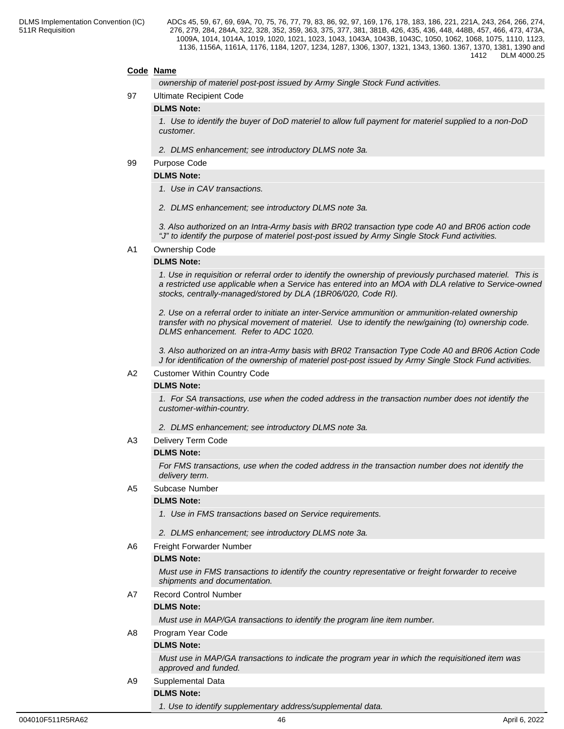**Code** **Name**

*ownership of materiel post-post issued by Army Single Stock Fund activities.*

97 Ultimate Recipient Code

**DLMS Note:**

*1. Use to identify the buyer of DoD materiel to allow full payment for materiel supplied to a non-DoD customer.*

*2. DLMS enhancement; see introductory DLMS note 3a.*

99 Purpose Code

**DLMS Note:**

*1. Use in CAV transactions.*

*2. DLMS enhancement; see introductory DLMS note 3a.*

*3. Also authorized on an Intra-Army basis with BR02 transaction type code A0 and BR06 action code "J" to identify the purpose of materiel post-post issued by Army Single Stock Fund activities.*

A1 Ownership Code

**DLMS Note:**

*1. Use in requisition or referral order to identify the ownership of previously purchased materiel. This is a restricted use applicable when a Service has entered into an MOA with DLA relative to Service-owned stocks, centrally-managed/stored by DLA (1BR06/020, Code RI).*

*2. Use on a referral order to initiate an inter-Service ammunition or ammunition-related ownership transfer with no physical movement of materiel. Use to identify the new/gaining (to) ownership code. DLMS enhancement. Refer to ADC 1020.*

*3. Also authorized on an intra-Army basis with BR02 Transaction Type Code A0 and BR06 Action Code J for identification of the ownership of materiel post-post issued by Army Single Stock Fund activities.*

A2 Customer Within Country Code

**DLMS Note:**

*1. For SA transactions, use when the coded address in the transaction number does not identify the customer-within-country.*

*2. DLMS enhancement; see introductory DLMS note 3a.*

A3 Delivery Term Code

**DLMS Note:**

*For FMS transactions, use when the coded address in the transaction number does not identify the delivery term.*

A5 Subcase Number

**DLMS Note:**

*1. Use in FMS transactions based on Service requirements.*

*2. DLMS enhancement; see introductory DLMS note 3a.*

A6 Freight Forwarder Number

**DLMS Note:**

*Must use in FMS transactions to identify the country representative or freight forwarder to receive shipments and documentation.*

A7 Record Control Number

**DLMS Note:**

*Must use in MAP/GA transactions to identify the program line item number.*

A8 Program Year Code

**DLMS Note:**

*Must use in MAP/GA transactions to indicate the program year in which the requisitioned item was approved and funded.*

A9 Supplemental Data

**DLMS Note:**

*1. Use to identify supplementary address/supplemental data.*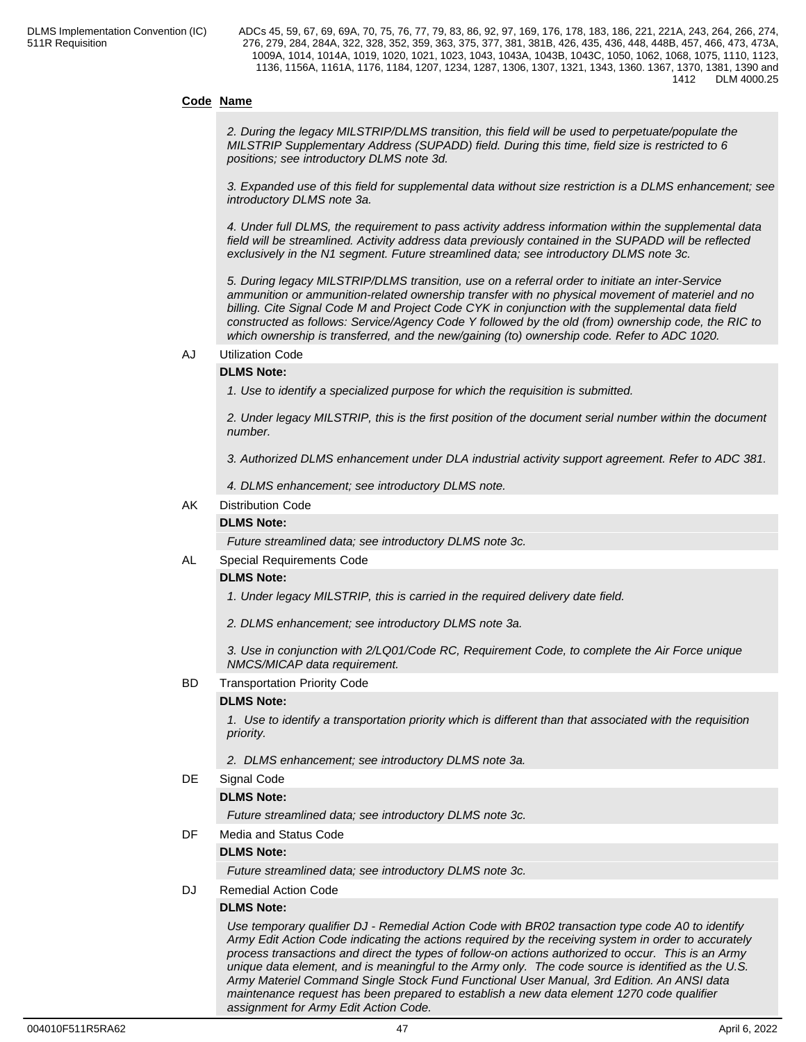**Code Name**

*2. During the legacy MILSTRIP/DLMS transition, this field will be used to perpetuate/populate the MILSTRIP Supplementary Address (SUPADD) field. During this time, field size is restricted to 6 positions; see introductory DLMS note 3d.*

*3. Expanded use of this field for supplemental data without size restriction is a DLMS enhancement; see introductory DLMS note 3a.*

*4. Under full DLMS, the requirement to pass activity address information within the supplemental data field will be streamlined. Activity address data previously contained in the SUPADD will be reflected exclusively in the N1 segment. Future streamlined data; see introductory DLMS note 3c.*

*5. During legacy MILSTRIP/DLMS transition, use on a referral order to initiate an inter-Service ammunition or ammunition-related ownership transfer with no physical movement of materiel and no billing. Cite Signal Code M and Project Code CYK in conjunction with the supplemental data field constructed as follows: Service/Agency Code Y followed by the old (from) ownership code, the RIC to which ownership is transferred, and the new/gaining (to) ownership code. Refer to ADC 1020.*

AJ Utilization Code

**DLMS Note:**

*1. Use to identify a specialized purpose for which the requisition is submitted.*

*2. Under legacy MILSTRIP, this is the first position of the document serial number within the document number.*

*3. Authorized DLMS enhancement under DLA industrial activity support agreement. Refer to ADC 381.*

*4. DLMS enhancement; see introductory DLMS note.*

AK Distribution Code

**DLMS Note:**

*Future streamlined data; see introductory DLMS note 3c.*

AL Special Requirements Code

**DLMS Note:**

*1. Under legacy MILSTRIP, this is carried in the required delivery date field.*

*2. DLMS enhancement; see introductory DLMS note 3a.*

*3. Use in conjunction with 2/LQ01/Code RC, Requirement Code, to complete the Air Force unique NMCS/MICAP data requirement.*

BD Transportation Priority Code

**DLMS Note:**

*1. Use to identify a transportation priority which is different than that associated with the requisition priority.*

*2. DLMS enhancement; see introductory DLMS note 3a.*

DE Signal Code

**DLMS Note:**

*Future streamlined data; see introductory DLMS note 3c.*

DF Media and Status Code

**DLMS Note:**

*Future streamlined data; see introductory DLMS note 3c.*

DJ Remedial Action Code

**DLMS Note:**

*Use temporary qualifier DJ - Remedial Action Code with BR02 transaction type code A0 to identify Army Edit Action Code indicating the actions required by the receiving system in order to accurately process transactions and direct the types of follow-on actions authorized to occur. This is an Army unique data element, and is meaningful to the Army only. The code source is identified as the U.S. Army Materiel Command Single Stock Fund Functional User Manual, 3rd Edition. An ANSI data maintenance request has been prepared to establish a new data element 1270 code qualifier assignment for Army Edit Action Code.*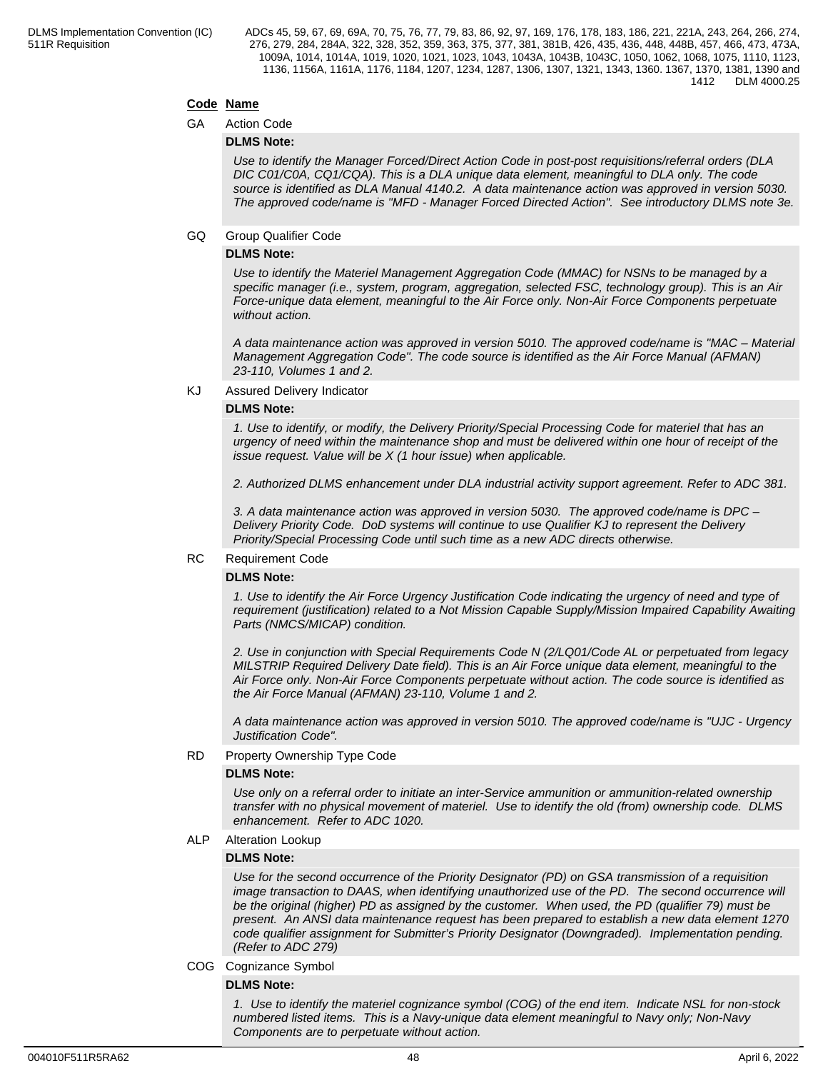| Code | Name |
|---|---|
| GA | Action Code |

**DLMS Note:**

*Use to identify the Manager Forced/Direct Action Code in post-post requisitions/referral orders (DLA DIC C01/C0A, CQ1/CQA). This is a DLA unique data element, meaningful to DLA only. The code source is identified as DLA Manual 4140.2. A data maintenance action was approved in version 5030. The approved code/name is "MFD - Manager Forced Directed Action". See introductory DLMS note 3e.*

| Code | Name |
|---|---|
| GQ | Group Qualifier Code |

**DLMS Note:**

*Use to identify the Materiel Management Aggregation Code (MMAC) for NSNs to be managed by a specific manager (i.e., system, program, aggregation, selected FSC, technology group). This is an Air Force-unique data element, meaningful to the Air Force only. Non-Air Force Components perpetuate without action.*

*A data maintenance action was approved in version 5010. The approved code/name is "MAC – Material Management Aggregation Code". The code source is identified as the Air Force Manual (AFMAN) 23-110, Volumes 1 and 2.*

| Code | Name |
|---|---|
| KJ | Assured Delivery Indicator |

**DLMS Note:**

*1. Use to identify, or modify, the Delivery Priority/Special Processing Code for materiel that has an urgency of need within the maintenance shop and must be delivered within one hour of receipt of the issue request. Value will be X (1 hour issue) when applicable.*

*2. Authorized DLMS enhancement under DLA industrial activity support agreement. Refer to ADC 381.*

*3. A data maintenance action was approved in version 5030. The approved code/name is DPC – Delivery Priority Code. DoD systems will continue to use Qualifier KJ to represent the Delivery Priority/Special Processing Code until such time as a new ADC directs otherwise.*

| Code | Name |
|---|---|
| RC | Requirement Code |

**DLMS Note:**

*1. Use to identify the Air Force Urgency Justification Code indicating the urgency of need and type of requirement (justification) related to a Not Mission Capable Supply/Mission Impaired Capability Awaiting Parts (NMCS/MICAP) condition.*

*2. Use in conjunction with Special Requirements Code N (2/LQ01/Code AL or perpetuated from legacy MILSTRIP Required Delivery Date field). This is an Air Force unique data element, meaningful to the Air Force only. Non-Air Force Components perpetuate without action. The code source is identified as the Air Force Manual (AFMAN) 23-110, Volume 1 and 2.*

*A data maintenance action was approved in version 5010. The approved code/name is "UJC - Urgency Justification Code".*

| Code | Name |
|---|---|
| RD | Property Ownership Type Code |

**DLMS Note:**

*Use only on a referral order to initiate an inter-Service ammunition or ammunition-related ownership transfer with no physical movement of materiel. Use to identify the old (from) ownership code. DLMS enhancement. Refer to ADC 1020.*

| Code | Name |
|---|---|
| ALP | Alteration Lookup |

**DLMS Note:**

*Use for the second occurrence of the Priority Designator (PD) on GSA transmission of a requisition image transaction to DAAS, when identifying unauthorized use of the PD. The second occurrence will be the original (higher) PD as assigned by the customer. When used, the PD (qualifier 79) must be present. An ANSI data maintenance request has been prepared to establish a new data element 1270 code qualifier assignment for Submitter's Priority Designator (Downgraded). Implementation pending. (Refer to ADC 279)*

| Code | Name |
|---|---|
| COG | Cognizance Symbol |

**DLMS Note:**

*1. Use to identify the materiel cognizance symbol (COG) of the end item. Indicate NSL for non-stock numbered listed items. This is a Navy-unique data element meaningful to Navy only; Non-Navy Components are to perpetuate without action.*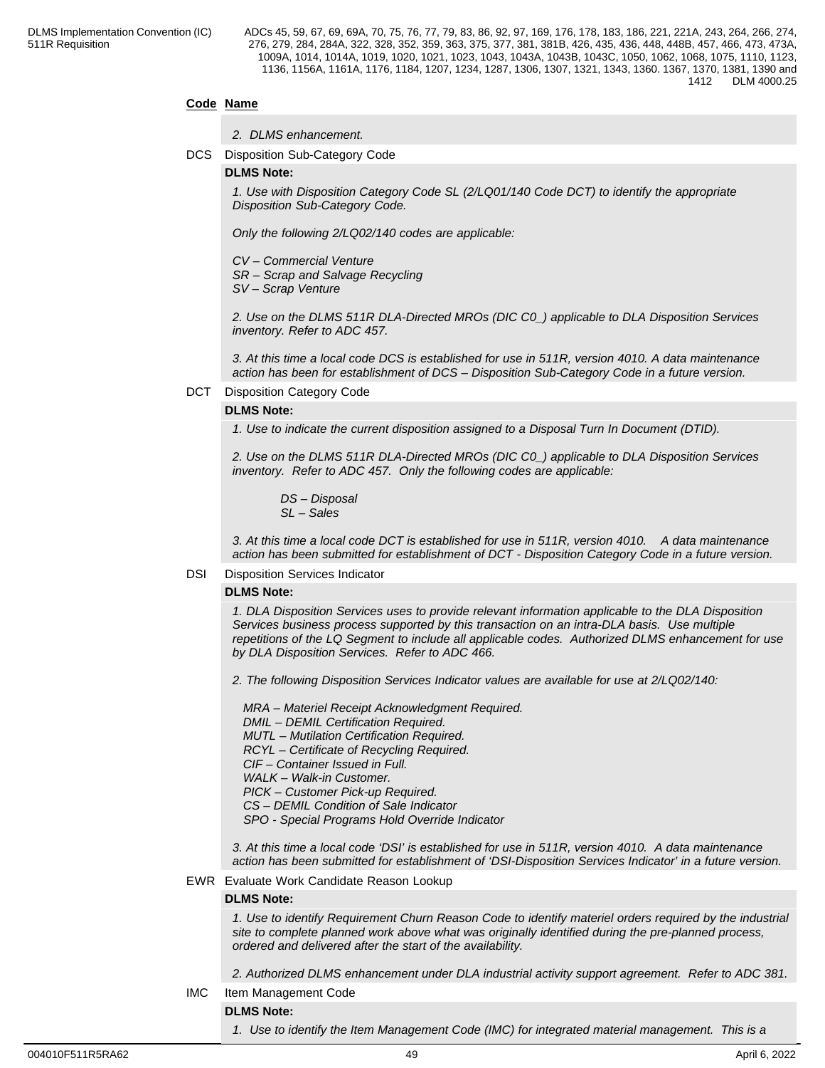**Code Name**

*2. DLMS enhancement.*

DCS Disposition Sub-Category Code

**DLMS Note:**

*1. Use with Disposition Category Code SL (2/LQ01/140 Code DCT) to identify the appropriate Disposition Sub-Category Code.*

*Only the following 2/LQ02/140 codes are applicable:*

*CV – Commercial Venture*
*SR – Scrap and Salvage Recycling*
*SV – Scrap Venture*

*2. Use on the DLMS 511R DLA-Directed MROs (DIC C0_) applicable to DLA Disposition Services inventory. Refer to ADC 457.*

*3. At this time a local code DCS is established for use in 511R, version 4010. A data maintenance action has been for establishment of DCS – Disposition Sub-Category Code in a future version.*

DCT Disposition Category Code

**DLMS Note:**

*1. Use to indicate the current disposition assigned to a Disposal Turn In Document (DTID).*

*2. Use on the DLMS 511R DLA-Directed MROs (DIC C0_) applicable to DLA Disposition Services inventory. Refer to ADC 457. Only the following codes are applicable:*

*DS – Disposal*
*SL – Sales*

*3. At this time a local code DCT is established for use in 511R, version 4010. A data maintenance action has been submitted for establishment of DCT - Disposition Category Code in a future version.*

DSI Disposition Services Indicator

**DLMS Note:**

*1. DLA Disposition Services uses to provide relevant information applicable to the DLA Disposition Services business process supported by this transaction on an intra-DLA basis. Use multiple repetitions of the LQ Segment to include all applicable codes. Authorized DLMS enhancement for use by DLA Disposition Services. Refer to ADC 466.*

*2. The following Disposition Services Indicator values are available for use at 2/LQ02/140:*

*MRA – Materiel Receipt Acknowledgment Required.*
*DMIL – DEMIL Certification Required.*
*MUTL – Mutilation Certification Required.*
*RCYL – Certificate of Recycling Required.*
*CIF – Container Issued in Full.*
*WALK – Walk-in Customer.*
*PICK – Customer Pick-up Required.*
*CS – DEMIL Condition of Sale Indicator*
*SPO - Special Programs Hold Override Indicator*

*3. At this time a local code 'DSI' is established for use in 511R, version 4010. A data maintenance action has been submitted for establishment of 'DSI-Disposition Services Indicator' in a future version.*

EWR Evaluate Work Candidate Reason Lookup

**DLMS Note:**

*1. Use to identify Requirement Churn Reason Code to identify materiel orders required by the industrial site to complete planned work above what was originally identified during the pre-planned process, ordered and delivered after the start of the availability.*

*2. Authorized DLMS enhancement under DLA industrial activity support agreement. Refer to ADC 381.*

IMC Item Management Code

**DLMS Note:**

*1. Use to identify the Item Management Code (IMC) for integrated material management. This is a*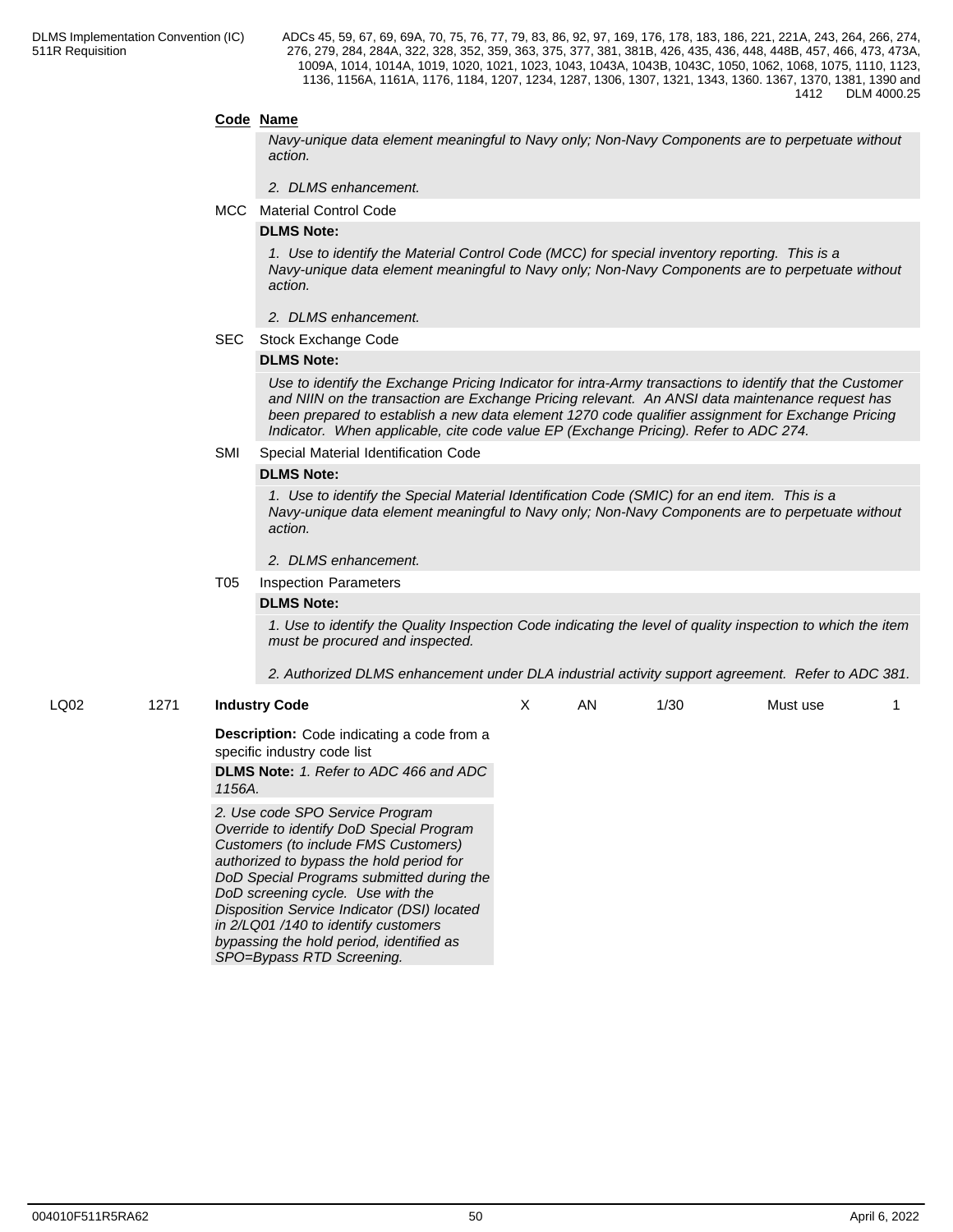**Code** **Name**

*Navy-unique data element meaningful to Navy only; Non-Navy Components are to perpetuate without action.*

*2. DLMS enhancement.*

MCC Material Control Code

**DLMS Note:**

*1. Use to identify the Material Control Code (MCC) for special inventory reporting. This is a Navy-unique data element meaningful to Navy only; Non-Navy Components are to perpetuate without action.*

*2. DLMS enhancement.*

SEC Stock Exchange Code

**DLMS Note:**

*Use to identify the Exchange Pricing Indicator for intra-Army transactions to identify that the Customer and NIIN on the transaction are Exchange Pricing relevant. An ANSI data maintenance request has been prepared to establish a new data element 1270 code qualifier assignment for Exchange Pricing Indicator. When applicable, cite code value EP (Exchange Pricing). Refer to ADC 274.*

SMI Special Material Identification Code

**DLMS Note:**

*1. Use to identify the Special Material Identification Code (SMIC) for an end item. This is a Navy-unique data element meaningful to Navy only; Non-Navy Components are to perpetuate without action.*

*2. DLMS enhancement.*

T05 Inspection Parameters

**DLMS Note:**

*1. Use to identify the Quality Inspection Code indicating the level of quality inspection to which the item must be procured and inspected.*

*2. Authorized DLMS enhancement under DLA industrial activity support agreement. Refer to ADC 381.*

| LQ02 | 1271 | **Industry Code** | X | AN | 1/30 | Must use | 1 |
|---|---|---|---|---|---|---|---|

**Description:** Code indicating a code from a specific industry code list

**DLMS Note:** *1. Refer to ADC 466 and ADC 1156A.*

*2. Use code SPO Service Program Override to identify DoD Special Program Customers (to include FMS Customers) authorized to bypass the hold period for DoD Special Programs submitted during the DoD screening cycle. Use with the Disposition Service Indicator (DSI) located in 2/LQ01 /140 to identify customers bypassing the hold period, identified as SPO=Bypass RTD Screening.*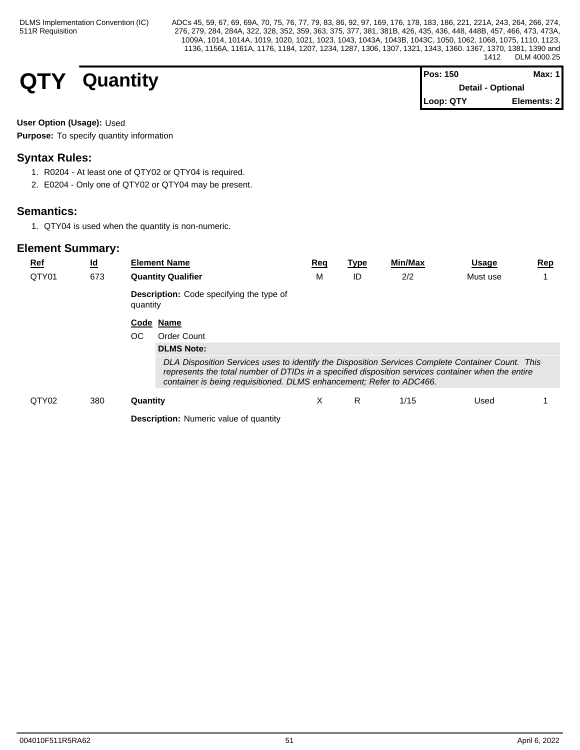# QTY Quantity

| Pos: 150 | Max: 1 |
| --- | --- |
| Detail - Optional | |
| Loop: QTY | Elements: 2 |

**User Option (Usage):** Used

**Purpose:** To specify quantity information

## Syntax Rules:

1. R0204 - At least one of QTY02 or QTY04 is required.
2. E0204 - Only one of QTY02 or QTY04 may be present.

## Semantics:

1. QTY04 is used when the quantity is non-numeric.

## Element Summary:

| Ref | Id | Element Name | Req | Type | Min/Max | Usage | Rep |
| --- | --- | --- | --- | --- | --- | --- | --- |
| QTY01 | 673 | **Quantity Qualifier** | M | ID | 2/2 | Must use | 1 |

**Description:** Code specifying the type of quantity

| Code | Name |
| --- | --- |
| OC | Order Count |

**DLMS Note:**

*DLA Disposition Services uses to identify the Disposition Services Complete Container Count. This represents the total number of DTIDs in a specified disposition services container when the entire container is being requisitioned. DLMS enhancement; Refer to ADC466.*

| Ref | Id | Element Name | Req | Type | Min/Max | Usage | Rep |
| --- | --- | --- | --- | --- | --- | --- | --- |
| QTY02 | 380 | **Quantity** | X | R | 1/15 | Used | 1 |

**Description:** Numeric value of quantity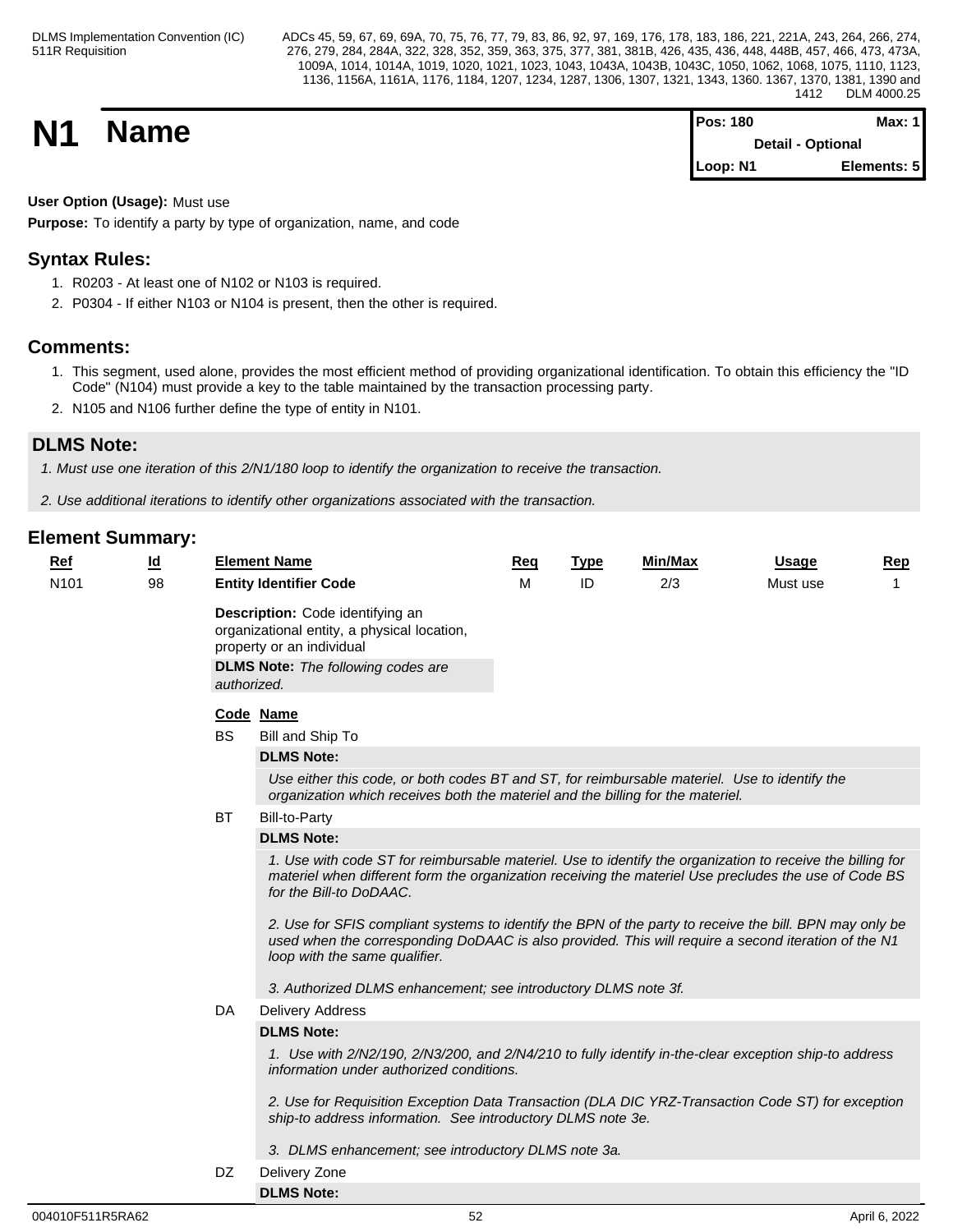# N1 Name

| Pos: 180 | Max: 1 |
|---|---|
| Detail - Optional | |
| Loop: N1 | Elements: 5 |

**User Option (Usage):** Must use

**Purpose:** To identify a party by type of organization, name, and code

## Syntax Rules:

1. R0203 - At least one of N102 or N103 is required.
2. P0304 - If either N103 or N104 is present, then the other is required.

## Comments:

1. This segment, used alone, provides the most efficient method of providing organizational identification. To obtain this efficiency the "ID Code" (N104) must provide a key to the table maintained by the transaction processing party.
2. N105 and N106 further define the type of entity in N101.

## DLMS Note:

*1. Must use one iteration of this 2/N1/180 loop to identify the organization to receive the transaction.*

*2. Use additional iterations to identify other organizations associated with the transaction.*

## Element Summary:

| Ref | Id | Element Name | Req | Type | Min/Max | Usage | Rep |
|---|---|---|---|---|---|---|---|
| N101 | 98 | **Entity Identifier Code** | M | ID | 2/3 | Must use | 1 |

**Description:** Code identifying an organizational entity, a physical location, property or an individual

**DLMS Note:** *The following codes are authorized.*

| Code | Name |
|---|---|
| BS | Bill and Ship To |
| BT | Bill-to-Party |
| DA | Delivery Address |
| DZ | Delivery Zone |

**BS** Bill and Ship To

**DLMS Note:**

*Use either this code, or both codes BT and ST, for reimbursable materiel. Use to identify the organization which receives both the materiel and the billing for the materiel.*

**BT** Bill-to-Party

**DLMS Note:**

*1. Use with code ST for reimbursable materiel. Use to identify the organization to receive the billing for materiel when different form the organization receiving the materiel Use precludes the use of Code BS for the Bill-to DoDAAC.*

*2. Use for SFIS compliant systems to identify the BPN of the party to receive the bill. BPN may only be used when the corresponding DoDAAC is also provided. This will require a second iteration of the N1 loop with the same qualifier.*

*3. Authorized DLMS enhancement; see introductory DLMS note 3f.*

**DA** Delivery Address

**DLMS Note:**

*1. Use with 2/N2/190, 2/N3/200, and 2/N4/210 to fully identify in-the-clear exception ship-to address information under authorized conditions.*

*2. Use for Requisition Exception Data Transaction (DLA DIC YRZ-Transaction Code ST) for exception ship-to address information. See introductory DLMS note 3e.*

*3. DLMS enhancement; see introductory DLMS note 3a.*

**DZ** Delivery Zone

**DLMS Note:**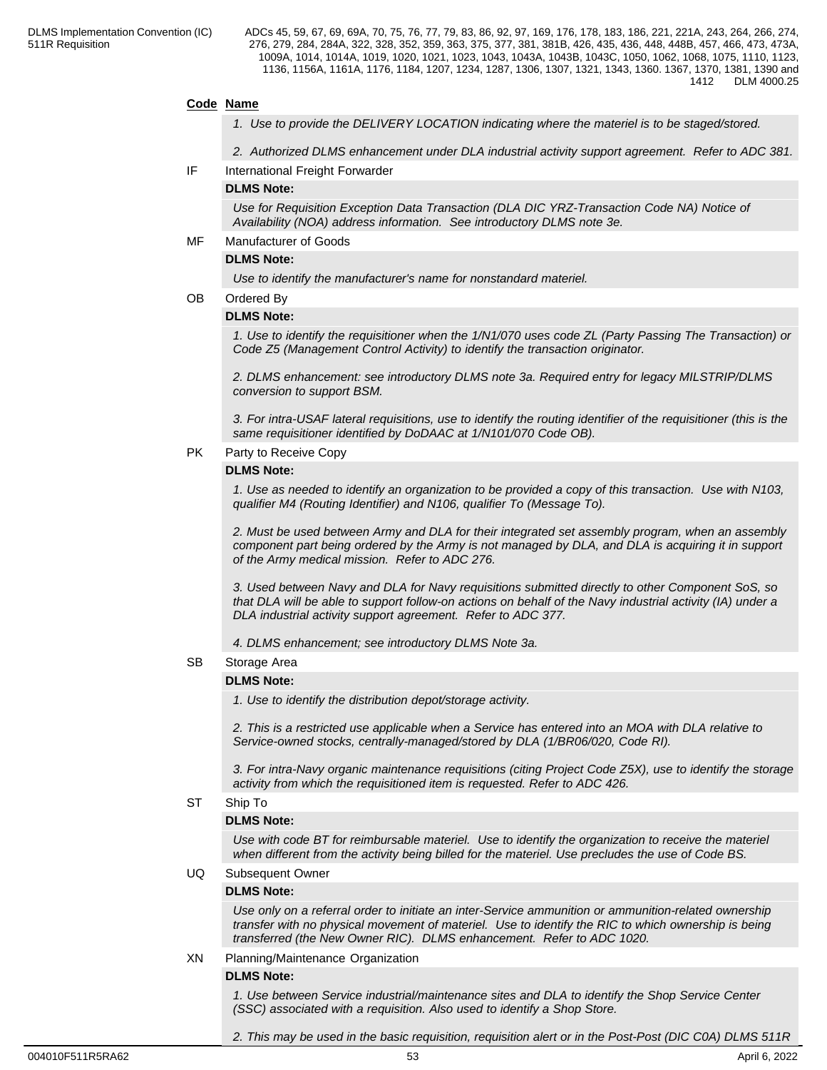**Code Name**

*1. Use to provide the DELIVERY LOCATION indicating where the materiel is to be staged/stored.*

*2. Authorized DLMS enhancement under DLA industrial activity support agreement. Refer to ADC 381.*

IF International Freight Forwarder

**DLMS Note:**

*Use for Requisition Exception Data Transaction (DLA DIC YRZ-Transaction Code NA) Notice of Availability (NOA) address information. See introductory DLMS note 3e.*

MF Manufacturer of Goods

**DLMS Note:**

*Use to identify the manufacturer's name for nonstandard materiel.*

OB Ordered By

**DLMS Note:**

*1. Use to identify the requisitioner when the 1/N1/070 uses code ZL (Party Passing The Transaction) or Code Z5 (Management Control Activity) to identify the transaction originator.*

*2. DLMS enhancement: see introductory DLMS note 3a. Required entry for legacy MILSTRIP/DLMS conversion to support BSM.*

*3. For intra-USAF lateral requisitions, use to identify the routing identifier of the requisitioner (this is the same requisitioner identified by DoDAAC at 1/N101/070 Code OB).*

PK Party to Receive Copy

**DLMS Note:**

*1. Use as needed to identify an organization to be provided a copy of this transaction. Use with N103, qualifier M4 (Routing Identifier) and N106, qualifier To (Message To).*

*2. Must be used between Army and DLA for their integrated set assembly program, when an assembly component part being ordered by the Army is not managed by DLA, and DLA is acquiring it in support of the Army medical mission. Refer to ADC 276.*

*3. Used between Navy and DLA for Navy requisitions submitted directly to other Component SoS, so that DLA will be able to support follow-on actions on behalf of the Navy industrial activity (IA) under a DLA industrial activity support agreement. Refer to ADC 377.*

*4. DLMS enhancement; see introductory DLMS Note 3a.*

SB Storage Area

**DLMS Note:**

*1. Use to identify the distribution depot/storage activity.*

*2. This is a restricted use applicable when a Service has entered into an MOA with DLA relative to Service-owned stocks, centrally-managed/stored by DLA (1/BR06/020, Code RI).*

*3. For intra-Navy organic maintenance requisitions (citing Project Code Z5X), use to identify the storage activity from which the requisitioned item is requested. Refer to ADC 426.*

ST Ship To

**DLMS Note:**

*Use with code BT for reimbursable materiel. Use to identify the organization to receive the materiel when different from the activity being billed for the materiel. Use precludes the use of Code BS.*

UQ Subsequent Owner

**DLMS Note:**

*Use only on a referral order to initiate an inter-Service ammunition or ammunition-related ownership transfer with no physical movement of materiel. Use to identify the RIC to which ownership is being transferred (the New Owner RIC). DLMS enhancement. Refer to ADC 1020.*

XN Planning/Maintenance Organization

**DLMS Note:**

*1. Use between Service industrial/maintenance sites and DLA to identify the Shop Service Center (SSC) associated with a requisition. Also used to identify a Shop Store.*

*2. This may be used in the basic requisition, requisition alert or in the Post-Post (DIC C0A) DLMS 511R*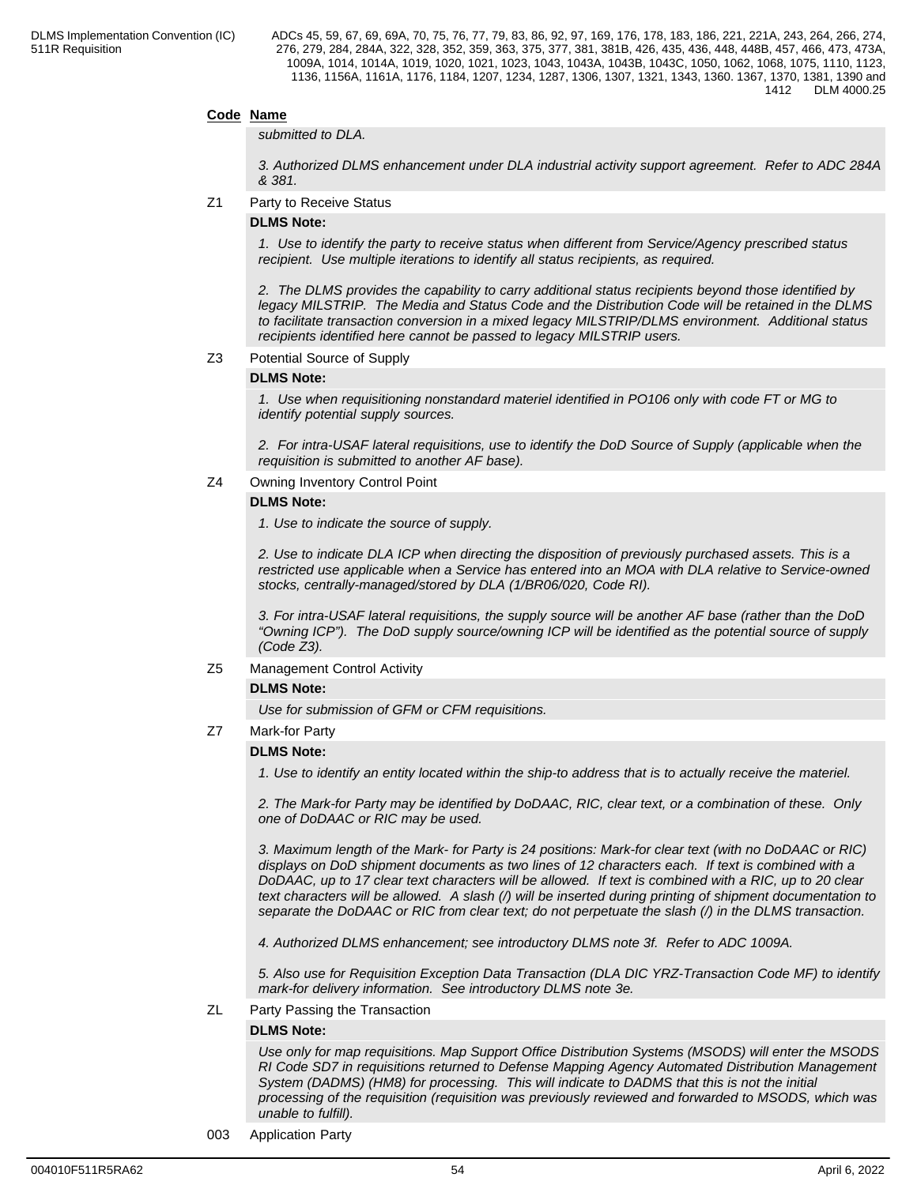**Code** **Name**

*submitted to DLA.*

*3. Authorized DLMS enhancement under DLA industrial activity support agreement. Refer to ADC 284A & 381.*

Z1 Party to Receive Status

**DLMS Note:**

*1. Use to identify the party to receive status when different from Service/Agency prescribed status recipient. Use multiple iterations to identify all status recipients, as required.*

*2. The DLMS provides the capability to carry additional status recipients beyond those identified by legacy MILSTRIP. The Media and Status Code and the Distribution Code will be retained in the DLMS to facilitate transaction conversion in a mixed legacy MILSTRIP/DLMS environment. Additional status recipients identified here cannot be passed to legacy MILSTRIP users.*

Z3 Potential Source of Supply

**DLMS Note:**

*1. Use when requisitioning nonstandard materiel identified in PO106 only with code FT or MG to identify potential supply sources.*

*2. For intra-USAF lateral requisitions, use to identify the DoD Source of Supply (applicable when the requisition is submitted to another AF base).*

Z4 Owning Inventory Control Point

**DLMS Note:**

*1. Use to indicate the source of supply.*

*2. Use to indicate DLA ICP when directing the disposition of previously purchased assets. This is a restricted use applicable when a Service has entered into an MOA with DLA relative to Service-owned stocks, centrally-managed/stored by DLA (1/BR06/020, Code RI).*

*3. For intra-USAF lateral requisitions, the supply source will be another AF base (rather than the DoD "Owning ICP"). The DoD supply source/owning ICP will be identified as the potential source of supply (Code Z3).*

Z5 Management Control Activity

**DLMS Note:**

*Use for submission of GFM or CFM requisitions.*

Z7 Mark-for Party

**DLMS Note:**

*1. Use to identify an entity located within the ship-to address that is to actually receive the materiel.*

*2. The Mark-for Party may be identified by DoDAAC, RIC, clear text, or a combination of these. Only one of DoDAAC or RIC may be used.*

*3. Maximum length of the Mark- for Party is 24 positions: Mark-for clear text (with no DoDAAC or RIC) displays on DoD shipment documents as two lines of 12 characters each. If text is combined with a DoDAAC, up to 17 clear text characters will be allowed. If text is combined with a RIC, up to 20 clear text characters will be allowed. A slash (/) will be inserted during printing of shipment documentation to separate the DoDAAC or RIC from clear text; do not perpetuate the slash (/) in the DLMS transaction.*

*4. Authorized DLMS enhancement; see introductory DLMS note 3f. Refer to ADC 1009A.*

*5. Also use for Requisition Exception Data Transaction (DLA DIC YRZ-Transaction Code MF) to identify mark-for delivery information. See introductory DLMS note 3e.*

ZL Party Passing the Transaction

**DLMS Note:**

*Use only for map requisitions. Map Support Office Distribution Systems (MSODS) will enter the MSODS RI Code SD7 in requisitions returned to Defense Mapping Agency Automated Distribution Management System (DADMS) (HM8) for processing. This will indicate to DADMS that this is not the initial processing of the requisition (requisition was previously reviewed and forwarded to MSODS, which was unable to fulfill).*

003 Application Party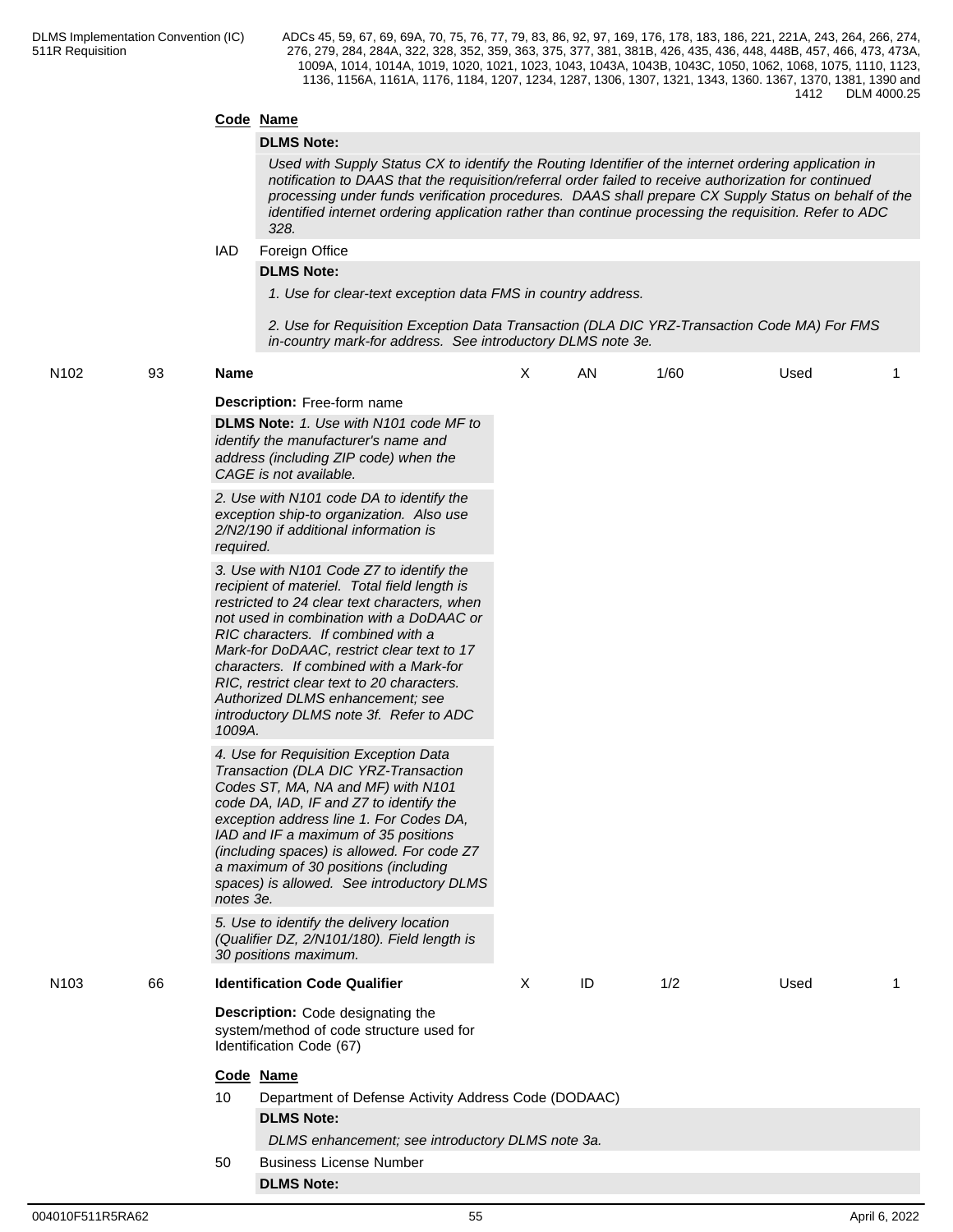**Code Name**

**DLMS Note:**

*Used with Supply Status CX to identify the Routing Identifier of the internet ordering application in notification to DAAS that the requisition/referral order failed to receive authorization for continued processing under funds verification procedures. DAAS shall prepare CX Supply Status on behalf of the identified internet ordering application rather than continue processing the requisition. Refer to ADC 328.*

IAD Foreign Office

**DLMS Note:**

*1. Use for clear-text exception data FMS in country address.*

*2. Use for Requisition Exception Data Transaction (DLA DIC YRZ-Transaction Code MA) For FMS in-country mark-for address. See introductory DLMS note 3e.*

| N102 | 93 | **Name** | X | AN | 1/60 | Used | 1 |
|---|---|---|---|---|---|---|---|

**Description:** Free-form name

**DLMS Note:** *1. Use with N101 code MF to identify the manufacturer's name and address (including ZIP code) when the CAGE is not available.*

*2. Use with N101 code DA to identify the exception ship-to organization. Also use 2/N2/190 if additional information is required.*

*3. Use with N101 Code Z7 to identify the recipient of materiel. Total field length is restricted to 24 clear text characters, when not used in combination with a DoDAAC or RIC characters. If combined with a Mark-for DoDAAC, restrict clear text to 17 characters. If combined with a Mark-for RIC, restrict clear text to 20 characters. Authorized DLMS enhancement; see introductory DLMS note 3f. Refer to ADC 1009A.*

*4. Use for Requisition Exception Data Transaction (DLA DIC YRZ-Transaction Codes ST, MA, NA and MF) with N101 code DA, IAD, IF and Z7 to identify the exception address line 1. For Codes DA, IAD and IF a maximum of 35 positions (including spaces) is allowed. For code Z7 a maximum of 30 positions (including spaces) is allowed. See introductory DLMS notes 3e.*

*5. Use to identify the delivery location (Qualifier DZ, 2/N101/180). Field length is 30 positions maximum.*

| N103 | 66 | **Identification Code Qualifier** | X | ID | 1/2 | Used | 1 |
|---|---|---|---|---|---|---|---|

**Description:** Code designating the system/method of code structure used for Identification Code (67)

**Code Name**

10 Department of Defense Activity Address Code (DODAAC)

**DLMS Note:**

*DLMS enhancement; see introductory DLMS note 3a.*

50 Business License Number

**DLMS Note:**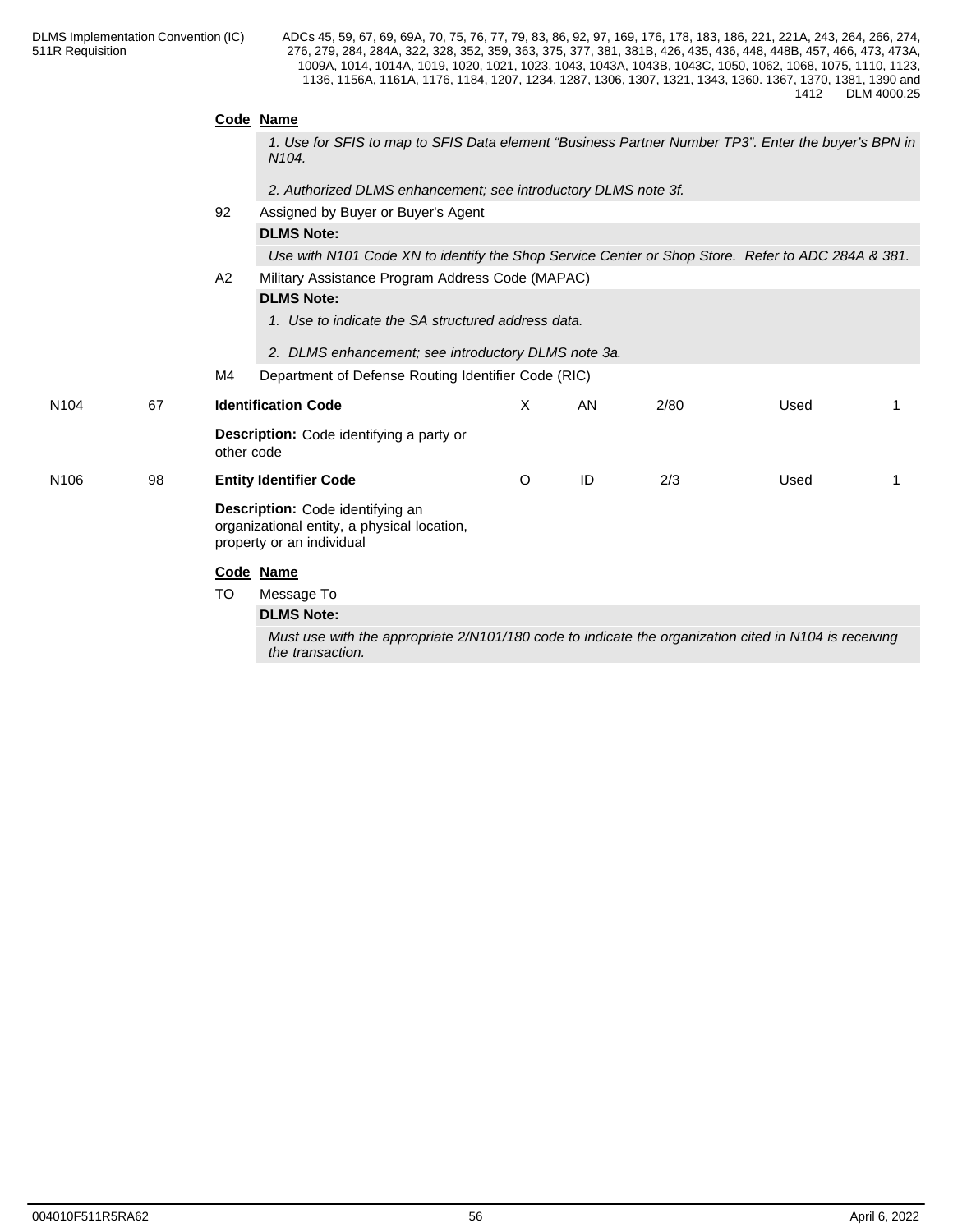**Code** **Name**

*1. Use for SFIS to map to SFIS Data element "Business Partner Number TP3". Enter the buyer's BPN in N104.*

*2. Authorized DLMS enhancement; see introductory DLMS note 3f.*

92 Assigned by Buyer or Buyer's Agent

**DLMS Note:**

*Use with N101 Code XN to identify the Shop Service Center or Shop Store. Refer to ADC 284A & 381.*

A2 Military Assistance Program Address Code (MAPAC)

**DLMS Note:**

*1. Use to indicate the SA structured address data.*

*2. DLMS enhancement; see introductory DLMS note 3a.*

M4 Department of Defense Routing Identifier Code (RIC)

| | | | | | | | |
|---|---|---|---|---|---|---|---|
| N104 | 67 | **Identification Code** | X | AN | 2/80 | Used | 1 |

**Description:** Code identifying a party or other code

| | | | | | | | |
|---|---|---|---|---|---|---|---|
| N106 | 98 | **Entity Identifier Code** | O | ID | 2/3 | Used | 1 |

**Description:** Code identifying an organizational entity, a physical location, property or an individual

**Code** **Name**

TO Message To

**DLMS Note:**

*Must use with the appropriate 2/N101/180 code to indicate the organization cited in N104 is receiving the transaction.*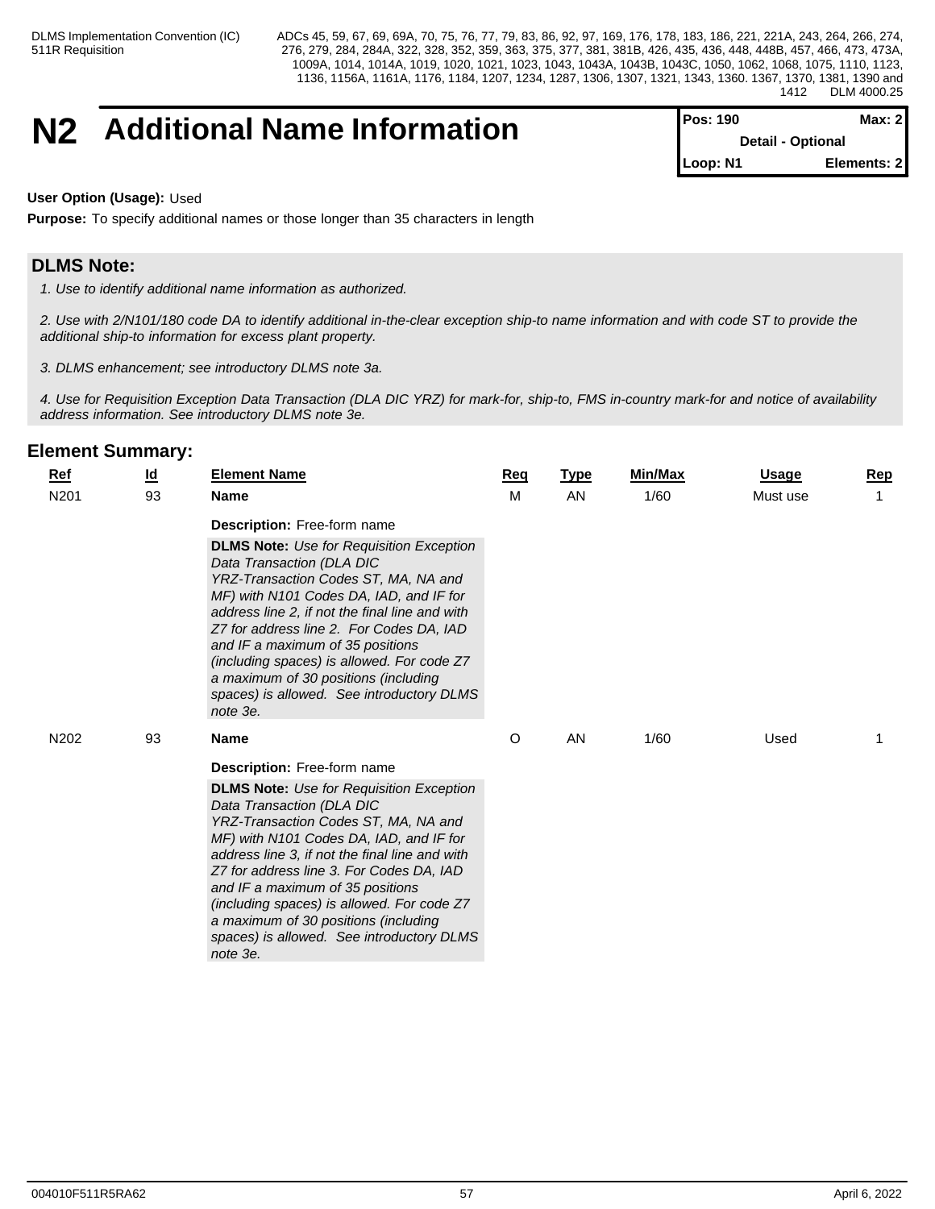# N2 Additional Name Information

| Pos: 190 | Max: 2 |
|---|---|
| Detail - Optional | |
| Loop: N1 | Elements: 2 |

**User Option (Usage):** Used

**Purpose:** To specify additional names or those longer than 35 characters in length

## DLMS Note:

*1. Use to identify additional name information as authorized.*

*2. Use with 2/N101/180 code DA to identify additional in-the-clear exception ship-to name information and with code ST to provide the additional ship-to information for excess plant property.*

*3. DLMS enhancement; see introductory DLMS note 3a.*

*4. Use for Requisition Exception Data Transaction (DLA DIC YRZ) for mark-for, ship-to, FMS in-country mark-for and notice of availability address information. See introductory DLMS note 3e.*

## Element Summary:

| Ref | Id | Element Name | Req | Type | Min/Max | Usage | Rep |
|---|---|---|---|---|---|---|---|
| N201 | 93 | **Name**<br>**Description:** Free-form name<br>**DLMS Note:** *Use for Requisition Exception Data Transaction (DLA DIC YRZ-Transaction Codes ST, MA, NA and MF) with N101 Codes DA, IAD, and IF for address line 2, if not the final line and with Z7 for address line 2. For Codes DA, IAD and IF a maximum of 35 positions (including spaces) is allowed. For code Z7 a maximum of 30 positions (including spaces) is allowed. See introductory DLMS note 3e.* | M | AN | 1/60 | Must use | 1 |
| N202 | 93 | **Name**<br>**Description:** Free-form name<br>**DLMS Note:** *Use for Requisition Exception Data Transaction (DLA DIC YRZ-Transaction Codes ST, MA, NA and MF) with N101 Codes DA, IAD, and IF for address line 3, if not the final line and with Z7 for address line 3. For Codes DA, IAD and IF a maximum of 35 positions (including spaces) is allowed. For code Z7 a maximum of 30 positions (including spaces) is allowed. See introductory DLMS note 3e.* | O | AN | 1/60 | Used | 1 |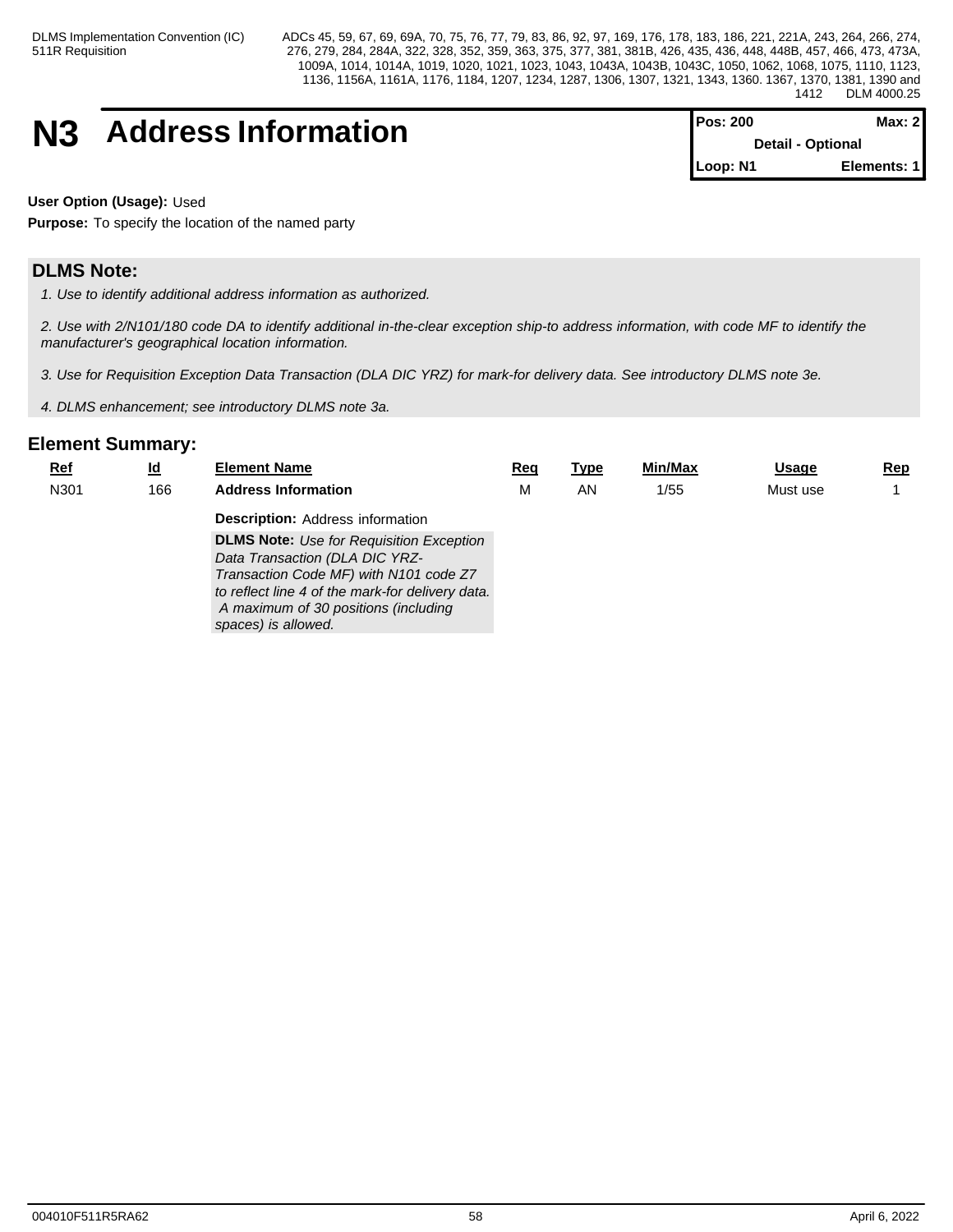# N3 Address Information

| Pos: 200 | Max: 2 |
|---|---|
| Detail - Optional | |
| Loop: N1 | Elements: 1 |

**User Option (Usage):** Used

**Purpose:** To specify the location of the named party

## DLMS Note:

*1. Use to identify additional address information as authorized.*

*2. Use with 2/N101/180 code DA to identify additional in-the-clear exception ship-to address information, with code MF to identify the manufacturer's geographical location information.*

*3. Use for Requisition Exception Data Transaction (DLA DIC YRZ) for mark-for delivery data. See introductory DLMS note 3e.*

*4. DLMS enhancement; see introductory DLMS note 3a.*

## Element Summary:

| Ref | Id | Element Name | Req | Type | Min/Max | Usage | Rep |
|---|---|---|---|---|---|---|---|
| N301 | 166 | **Address Information** | M | AN | 1/55 | Must use | 1 |

**Description:** Address information

**DLMS Note:** *Use for Requisition Exception Data Transaction (DLA DIC YRZ-Transaction Code MF) with N101 code Z7 to reflect line 4 of the mark-for delivery data. A maximum of 30 positions (including spaces) is allowed.*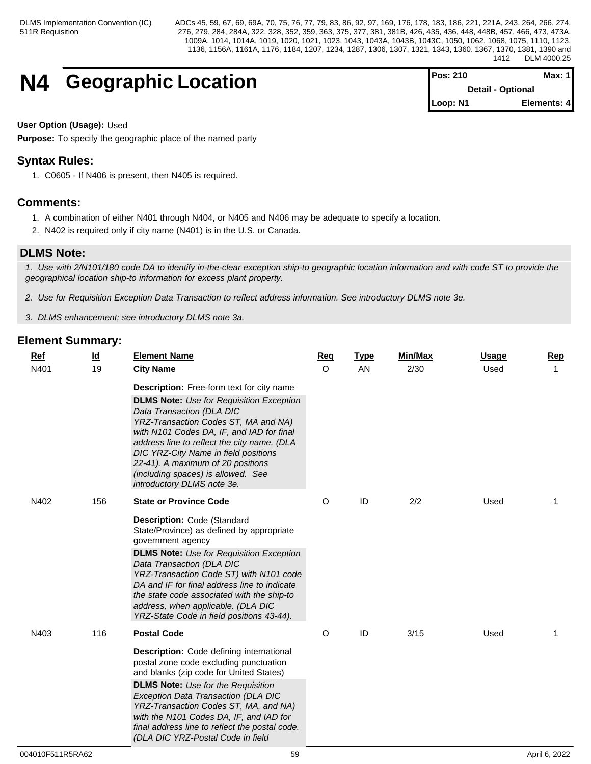# N4 Geographic Location

| Pos: 210 | Max: 1 |
|---|---|
| Detail - Optional | |
| Loop: N1 | Elements: 4 |

**User Option (Usage):** Used

**Purpose:** To specify the geographic place of the named party

## Syntax Rules:

1. C0605 - If N406 is present, then N405 is required.

## Comments:

1. A combination of either N401 through N404, or N405 and N406 may be adequate to specify a location.
2. N402 is required only if city name (N401) is in the U.S. or Canada.

## DLMS Note:

*1. Use with 2/N101/180 code DA to identify in-the-clear exception ship-to geographic location information and with code ST to provide the geographical location ship-to information for excess plant property.*

*2. Use for Requisition Exception Data Transaction to reflect address information. See introductory DLMS note 3e.*

*3. DLMS enhancement; see introductory DLMS note 3a.*

## Element Summary:

| Ref | Id | Element Name | Req | Type | Min/Max | Usage | Rep |
|---|---|---|---|---|---|---|---|
| N401 | 19 | **City Name**<br><br>**Description:** Free-form text for city name<br><br>**DLMS Note:** *Use for Requisition Exception Data Transaction (DLA DIC YRZ-Transaction Codes ST, MA and NA) with N101 Codes DA, IF, and IAD for final address line to reflect the city name. (DLA DIC YRZ-City Name in field positions 22-41). A maximum of 20 positions (including spaces) is allowed. See introductory DLMS note 3e.* | O | AN | 2/30 | Used | 1 |
| N402 | 156 | **State or Province Code**<br><br>**Description:** Code (Standard State/Province) as defined by appropriate government agency<br><br>**DLMS Note:** *Use for Requisition Exception Data Transaction (DLA DIC YRZ-Transaction Code ST) with N101 code DA and IF for final address line to indicate the state code associated with the ship-to address, when applicable. (DLA DIC YRZ-State Code in field positions 43-44).* | O | ID | 2/2 | Used | 1 |
| N403 | 116 | **Postal Code**<br><br>**Description:** Code defining international postal zone code excluding punctuation and blanks (zip code for United States)<br><br>**DLMS Note:** *Use for the Requisition Exception Data Transaction (DLA DIC YRZ-Transaction Codes ST, MA, and NA) with the N101 Codes DA, IF, and IAD for final address line to reflect the postal code. (DLA DIC YRZ-Postal Code in field* | O | ID | 3/15 | Used | 1 |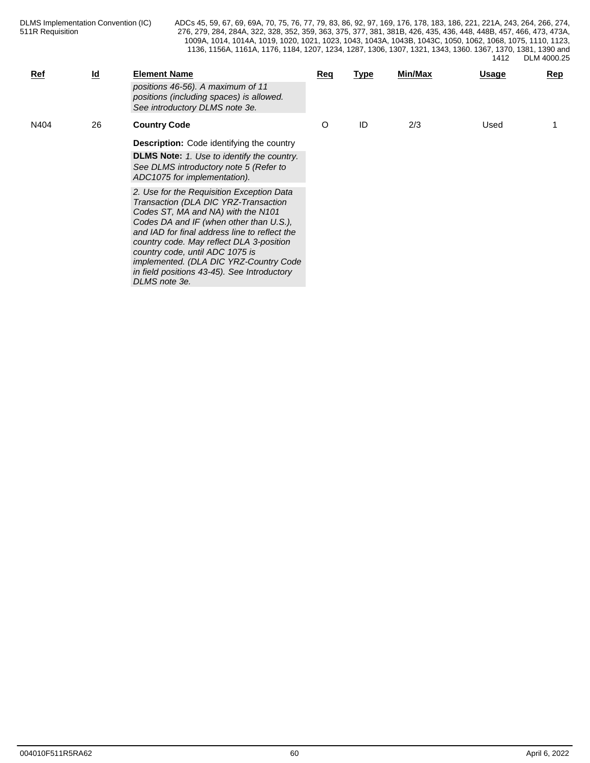| Ref | Id | Element Name | Req | Type | Min/Max | Usage | Rep |
|---|---|---|---|---|---|---|---|
| | | *positions 46-56). A maximum of 11 positions (including spaces) is allowed. See introductory DLMS note 3e.* | | | | | |
| N404 | 26 | **Country Code** | O | ID | 2/3 | Used | 1 |

**Description:** Code identifying the country

**DLMS Note:** *1. Use to identify the country. See DLMS introductory note 5 (Refer to ADC1075 for implementation).*

*2. Use for the Requisition Exception Data Transaction (DLA DIC YRZ-Transaction Codes ST, MA and NA) with the N101 Codes DA and IF (when other than U.S.), and IAD for final address line to reflect the country code. May reflect DLA 3-position country code, until ADC 1075 is implemented. (DLA DIC YRZ-Country Code in field positions 43-45). See Introductory DLMS note 3e.*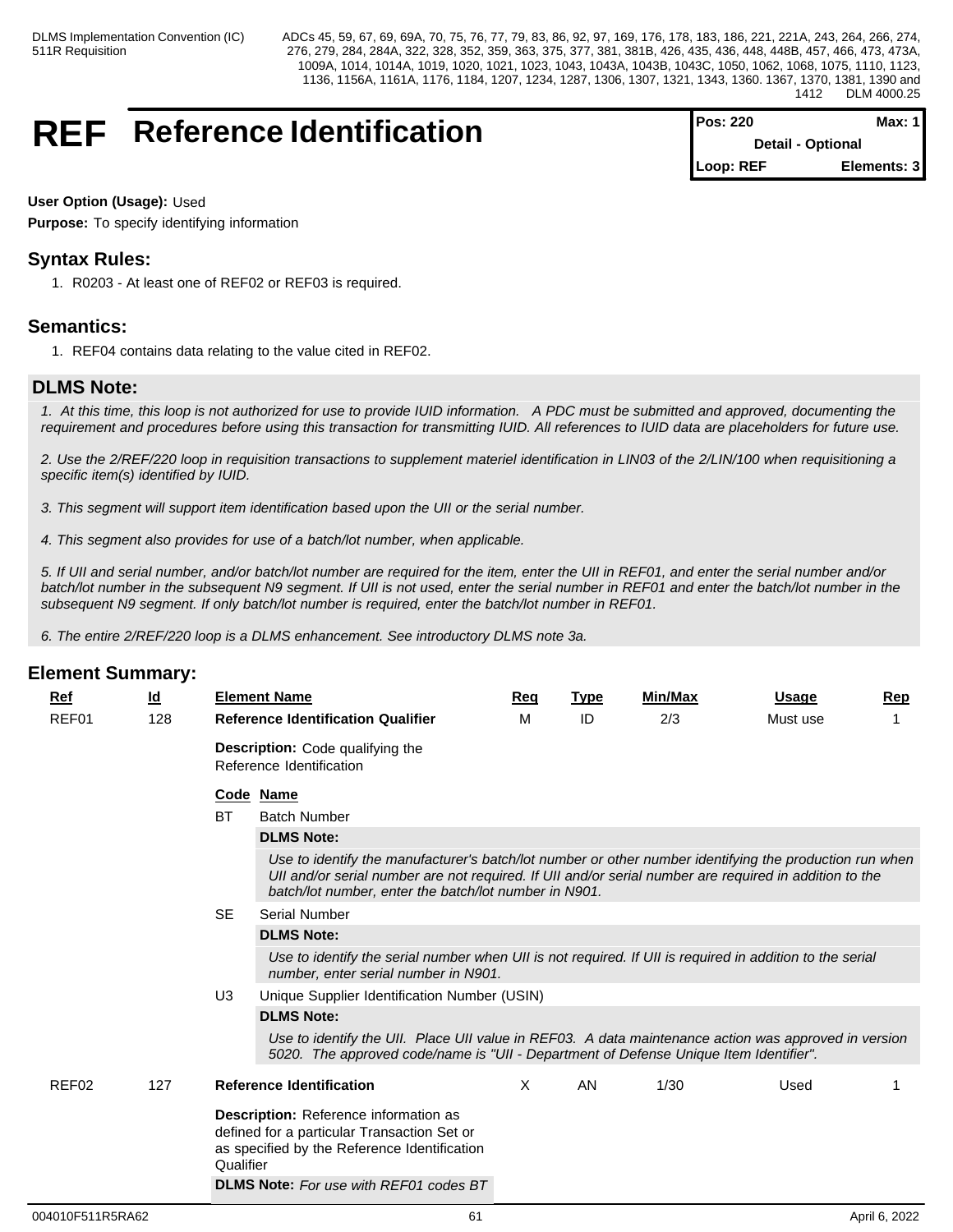# REF Reference Identification

| Pos: 220 | Max: 1 |
|---|---|
| Detail - Optional | |
| Loop: REF | Elements: 3 |

**User Option (Usage):** Used

**Purpose:** To specify identifying information

## Syntax Rules:

1. R0203 - At least one of REF02 or REF03 is required.

## Semantics:

1. REF04 contains data relating to the value cited in REF02.

## DLMS Note:

*1. At this time, this loop is not authorized for use to provide IUID information. A PDC must be submitted and approved, documenting the requirement and procedures before using this transaction for transmitting IUID. All references to IUID data are placeholders for future use.*

*2. Use the 2/REF/220 loop in requisition transactions to supplement materiel identification in LIN03 of the 2/LIN/100 when requisitioning a specific item(s) identified by IUID.*

*3. This segment will support item identification based upon the UII or the serial number.*

*4. This segment also provides for use of a batch/lot number, when applicable.*

*5. If UII and serial number, and/or batch/lot number are required for the item, enter the UII in REF01, and enter the serial number and/or batch/lot number in the subsequent N9 segment. If UII is not used, enter the serial number in REF01 and enter the batch/lot number in the subsequent N9 segment. If only batch/lot number is required, enter the batch/lot number in REF01.*

*6. The entire 2/REF/220 loop is a DLMS enhancement. See introductory DLMS note 3a.*

## Element Summary:

| Ref | Id | Element Name | Req | Type | Min/Max | Usage | Rep |
|---|---|---|---|---|---|---|---|
| REF01 | 128 | **Reference Identification Qualifier** | M | ID | 2/3 | Must use | 1 |

**Description:** Code qualifying the Reference Identification

| Code | Name |
|---|---|
| BT | Batch Number |
| SE | Serial Number |
| U3 | Unique Supplier Identification Number (USIN) |

**BT – DLMS Note:** *Use to identify the manufacturer's batch/lot number or other number identifying the production run when UII and/or serial number are not required. If UII and/or serial number are required in addition to the batch/lot number, enter the batch/lot number in N901.*

**SE – DLMS Note:** *Use to identify the serial number when UII is not required. If UII is required in addition to the serial number, enter serial number in N901.*

**U3 – DLMS Note:** *Use to identify the UII. Place UII value in REF03. A data maintenance action was approved in version 5020. The approved code/name is "UII - Department of Defense Unique Item Identifier".*

| Ref | Id | Element Name | Req | Type | Min/Max | Usage | Rep |
|---|---|---|---|---|---|---|---|
| REF02 | 127 | **Reference Identification** | X | AN | 1/30 | Used | 1 |

**Description:** Reference information as defined for a particular Transaction Set or as specified by the Reference Identification Qualifier

**DLMS Note:** *For use with REF01 codes BT*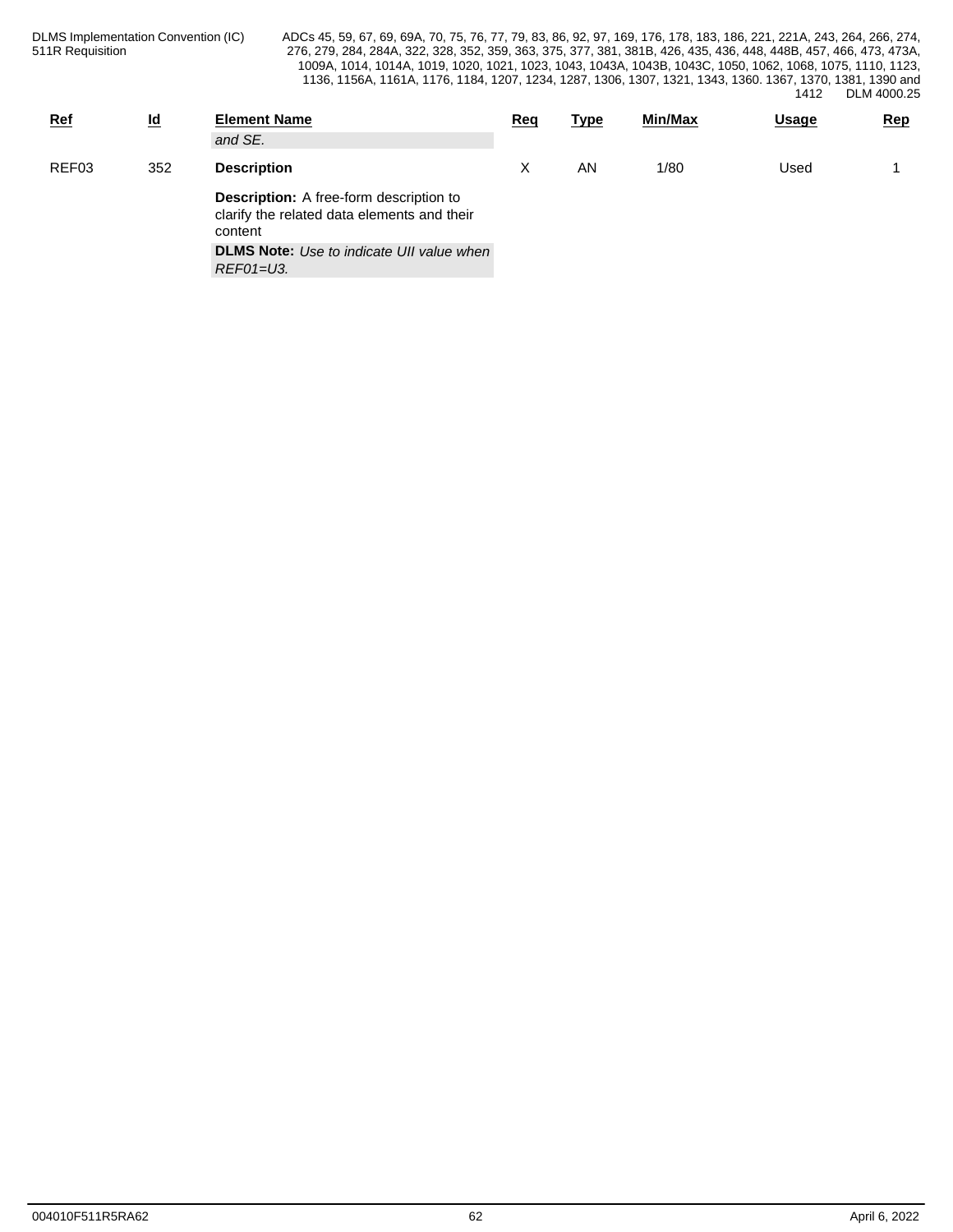| Ref | Id | Element Name | Req | Type | Min/Max | Usage | Rep |
|---|---|---|---|---|---|---|---|
| | | *and SE.* | | | | | |
| REF03 | 352 | **Description** | X | AN | 1/80 | Used | 1 |
| | | **Description:** A free-form description to clarify the related data elements and their content | | | | | |
| | | **DLMS Note:** *Use to indicate UII value when REF01=U3.* | | | | | |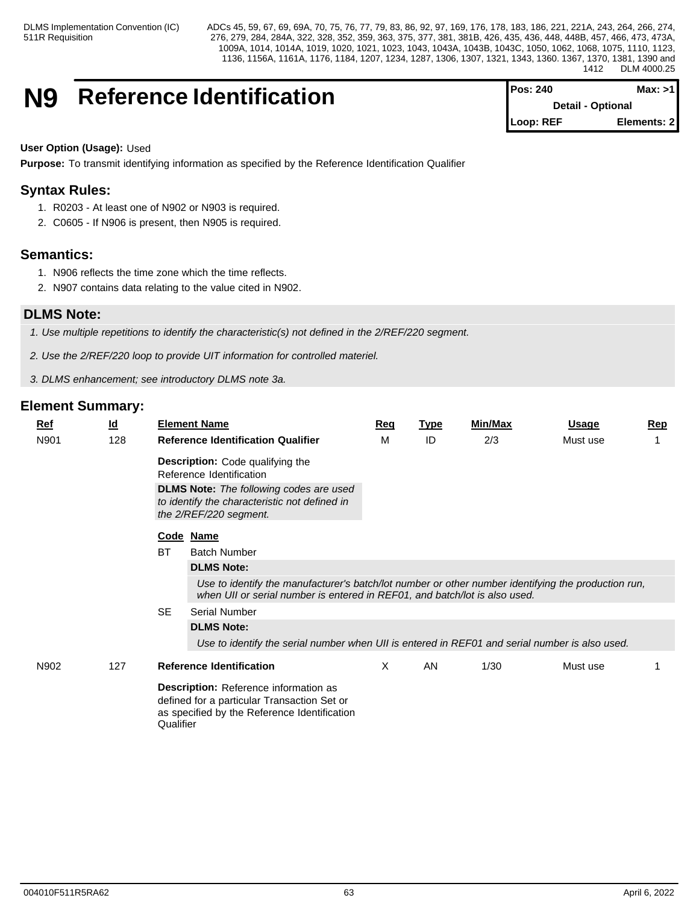# N9 Reference Identification

| Pos: 240 | Max: >1 |
|---|---|
| Detail - Optional | |
| Loop: REF | Elements: 2 |

**User Option (Usage):** Used

**Purpose:** To transmit identifying information as specified by the Reference Identification Qualifier

## Syntax Rules:

1. R0203 - At least one of N902 or N903 is required.
2. C0605 - If N906 is present, then N905 is required.

## Semantics:

1. N906 reflects the time zone which the time reflects.
2. N907 contains data relating to the value cited in N902.

## DLMS Note:

*1. Use multiple repetitions to identify the characteristic(s) not defined in the 2/REF/220 segment.*

*2. Use the 2/REF/220 loop to provide UIT information for controlled materiel.*

*3. DLMS enhancement; see introductory DLMS note 3a.*

## Element Summary:

| Ref | Id | Element Name | Req | Type | Min/Max | Usage | Rep |
|---|---|---|---|---|---|---|---|
| N901 | 128 | **Reference Identification Qualifier** | M | ID | 2/3 | Must use | 1 |

**Description:** Code qualifying the Reference Identification

**DLMS Note:** *The following codes are used to identify the characteristic not defined in the 2/REF/220 segment.*

| Code | Name |
|---|---|
| BT | Batch Number |
| SE | Serial Number |

**BT - DLMS Note:** *Use to identify the manufacturer's batch/lot number or other number identifying the production run, when UII or serial number is entered in REF01, and batch/lot is also used.*

**SE - DLMS Note:** *Use to identify the serial number when UII is entered in REF01 and serial number is also used.*

| Ref | Id | Element Name | Req | Type | Min/Max | Usage | Rep |
|---|---|---|---|---|---|---|---|
| N902 | 127 | **Reference Identification** | X | AN | 1/30 | Must use | 1 |

**Description:** Reference information as defined for a particular Transaction Set or as specified by the Reference Identification Qualifier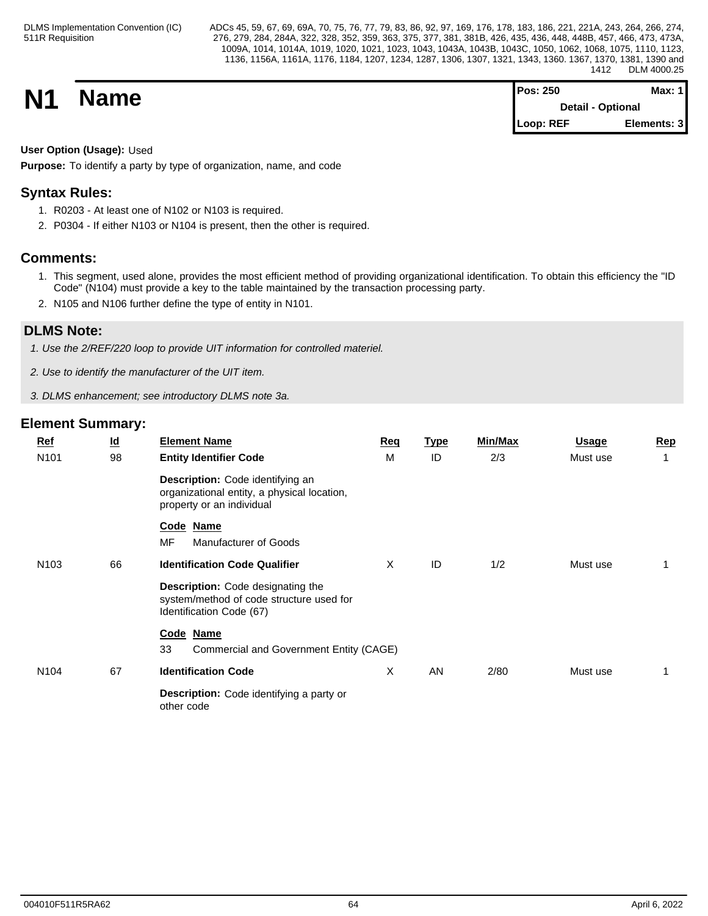# N1 Name

| Pos: 250 | Max: 1 |
|---|---|
| Detail - Optional | |
| Loop: REF | Elements: 3 |

**User Option (Usage):** Used

**Purpose:** To identify a party by type of organization, name, and code

## Syntax Rules:

1. R0203 - At least one of N102 or N103 is required.
2. P0304 - If either N103 or N104 is present, then the other is required.

## Comments:

1. This segment, used alone, provides the most efficient method of providing organizational identification. To obtain this efficiency the "ID Code" (N104) must provide a key to the table maintained by the transaction processing party.
2. N105 and N106 further define the type of entity in N101.

## DLMS Note:

*1. Use the 2/REF/220 loop to provide UIT information for controlled materiel.*

*2. Use to identify the manufacturer of the UIT item.*

*3. DLMS enhancement; see introductory DLMS note 3a.*

## Element Summary:

| Ref | Id | Element Name | Req | Type | Min/Max | Usage | Rep |
|---|---|---|---|---|---|---|---|
| N101 | 98 | **Entity Identifier Code** | M | ID | 2/3 | Must use | 1 |
| | | **Description:** Code identifying an organizational entity, a physical location, property or an individual | | | | | |
| | | **Code Name**<br>MF Manufacturer of Goods | | | | | |
| N103 | 66 | **Identification Code Qualifier** | X | ID | 1/2 | Must use | 1 |
| | | **Description:** Code designating the system/method of code structure used for Identification Code (67) | | | | | |
| | | **Code Name**<br>33 Commercial and Government Entity (CAGE) | | | | | |
| N104 | 67 | **Identification Code** | X | AN | 2/80 | Must use | 1 |
| | | **Description:** Code identifying a party or other code | | | | | |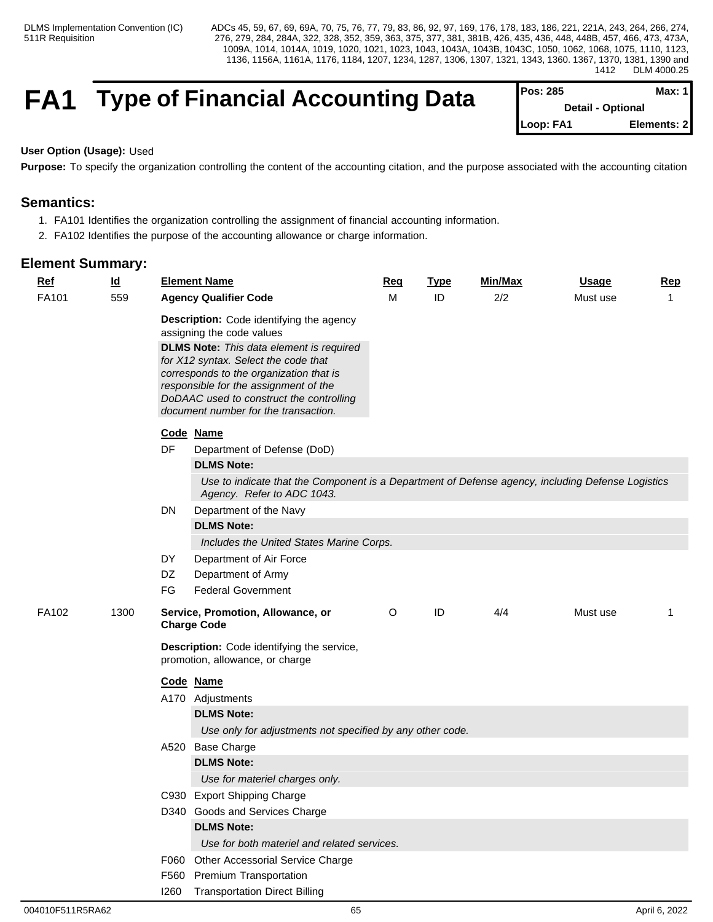# FA1 Type of Financial Accounting Data

| Pos: 285 | Max: 1 |
|---|---|
| Detail - Optional | |
| Loop: FA1 | Elements: 2 |

**User Option (Usage):** Used

**Purpose:** To specify the organization controlling the content of the accounting citation, and the purpose associated with the accounting citation

## Semantics:

1. FA101 Identifies the organization controlling the assignment of financial accounting information.
2. FA102 Identifies the purpose of the accounting allowance or charge information.

## Element Summary:

| Ref | Id | Element Name | Req | Type | Min/Max | Usage | Rep |
|---|---|---|---|---|---|---|---|
| FA101 | 559 | **Agency Qualifier Code** | M | ID | 2/2 | Must use | 1 |

**Description:** Code identifying the agency assigning the code values

**DLMS Note:** *This data element is required for X12 syntax. Select the code that corresponds to the organization that is responsible for the assignment of the DoDAAC used to construct the controlling document number for the transaction.*

| Code | Name |
|---|---|
| DF | Department of Defense (DoD) |
| | **DLMS Note:** *Use to indicate that the Component is a Department of Defense agency, including Defense Logistics Agency. Refer to ADC 1043.* |
| DN | Department of the Navy |
| | **DLMS Note:** *Includes the United States Marine Corps.* |
| DY | Department of Air Force |
| DZ | Department of Army |
| FG | Federal Government |

| Ref | Id | Element Name | Req | Type | Min/Max | Usage | Rep |
|---|---|---|---|---|---|---|---|
| FA102 | 1300 | **Service, Promotion, Allowance, or Charge Code** | O | ID | 4/4 | Must use | 1 |

**Description:** Code identifying the service, promotion, allowance, or charge

| Code | Name |
|---|---|
| A170 | Adjustments |
| | **DLMS Note:** *Use only for adjustments not specified by any other code.* |
| A520 | Base Charge |
| | **DLMS Note:** *Use for materiel charges only.* |
| C930 | Export Shipping Charge |
| D340 | Goods and Services Charge |
| | **DLMS Note:** *Use for both materiel and related services.* |
| F060 | Other Accessorial Service Charge |
| F560 | Premium Transportation |
| I260 | Transportation Direct Billing |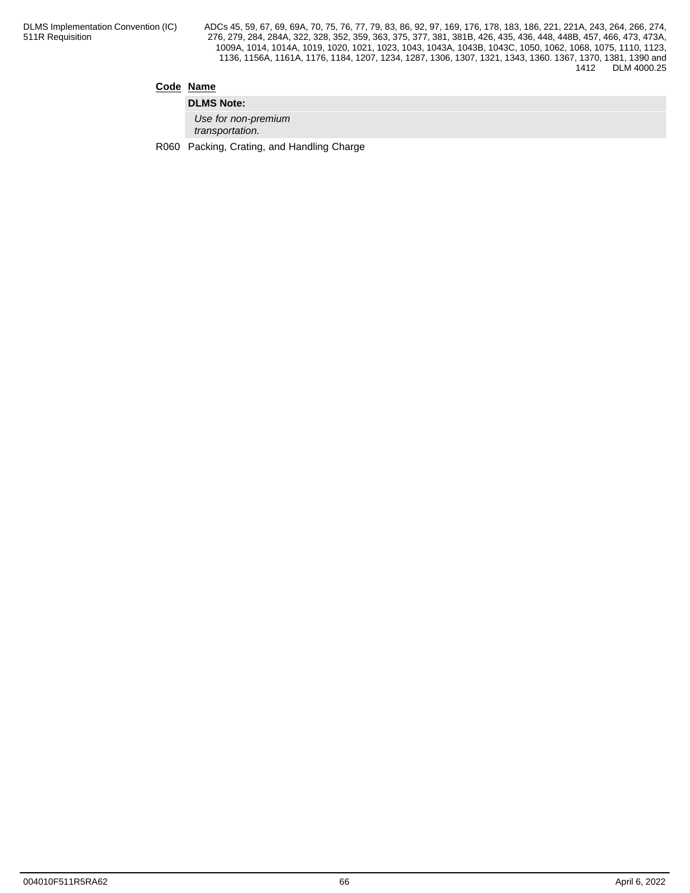| Code | Name |
|---|---|
| | **DLMS Note:** |
| | *Use for non-premium transportation.* |
| R060 | Packing, Crating, and Handling Charge |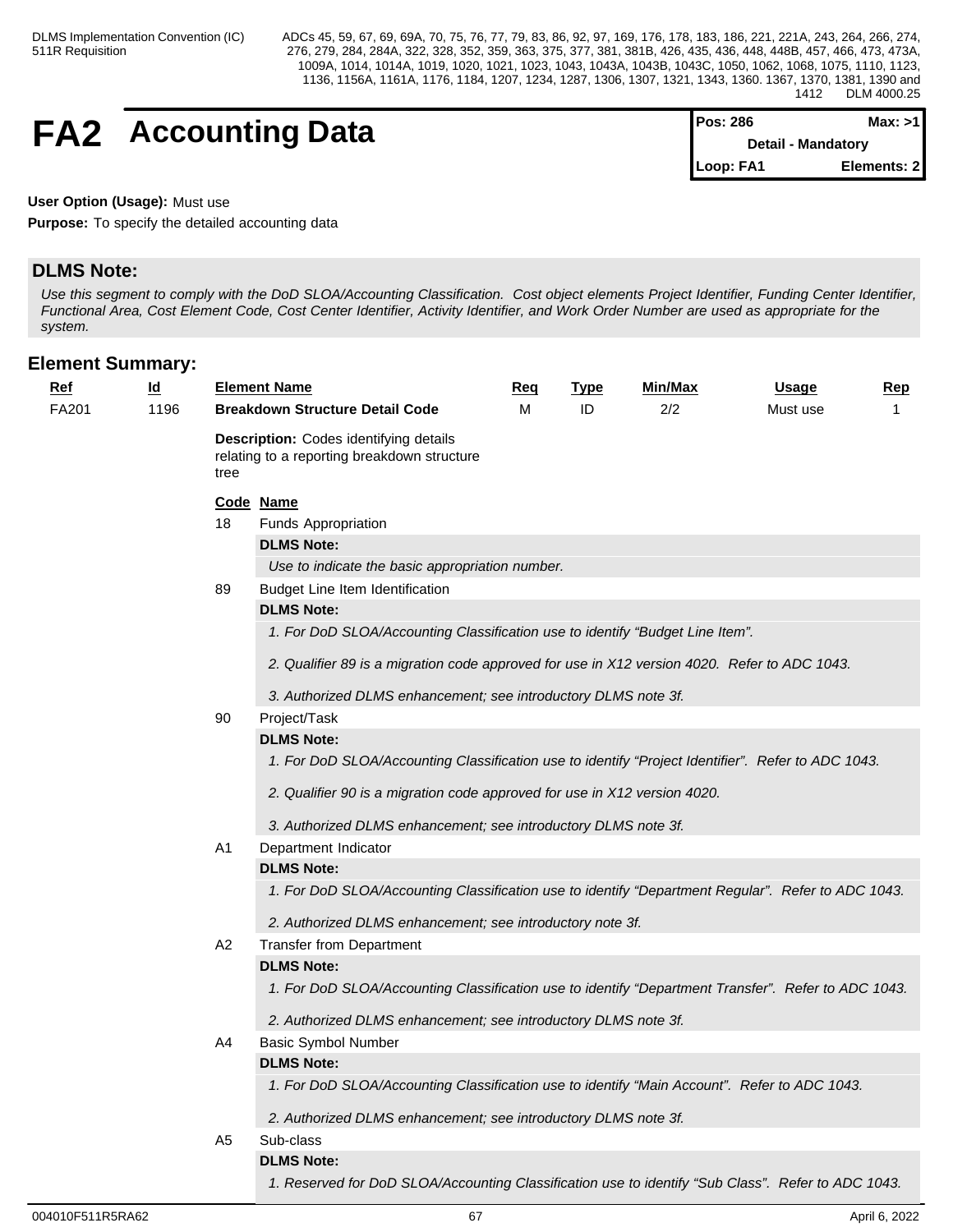# FA2 Accounting Data

| Pos: 286 | Max: >1 |
| --- | --- |
| Detail - Mandatory | |
| Loop: FA1 | Elements: 2 |

**User Option (Usage):** Must use

**Purpose:** To specify the detailed accounting data

## DLMS Note:

*Use this segment to comply with the DoD SLOA/Accounting Classification. Cost object elements Project Identifier, Funding Center Identifier, Functional Area, Cost Element Code, Cost Center Identifier, Activity Identifier, and Work Order Number are used as appropriate for the system.*

## Element Summary:

| Ref | Id | Element Name | Req | Type | Min/Max | Usage | Rep |
| --- | --- | --- | --- | --- | --- | --- | --- |
| FA201 | 1196 | **Breakdown Structure Detail Code** | M | ID | 2/2 | Must use | 1 |

**Description:** Codes identifying details relating to a reporting breakdown structure tree

| Code | Name |
| --- | --- |
| 18 | Funds Appropriation |
| 89 | Budget Line Item Identification |
| 90 | Project/Task |
| A1 | Department Indicator |
| A2 | Transfer from Department |
| A4 | Basic Symbol Number |
| A5 | Sub-class |

**18** Funds Appropriation

**DLMS Note:**

*Use to indicate the basic appropriation number.*

**89** Budget Line Item Identification

**DLMS Note:**

*1. For DoD SLOA/Accounting Classification use to identify "Budget Line Item".*

*2. Qualifier 89 is a migration code approved for use in X12 version 4020. Refer to ADC 1043.*

*3. Authorized DLMS enhancement; see introductory DLMS note 3f.*

**90** Project/Task

**DLMS Note:**

*1. For DoD SLOA/Accounting Classification use to identify "Project Identifier". Refer to ADC 1043.*

*2. Qualifier 90 is a migration code approved for use in X12 version 4020.*

*3. Authorized DLMS enhancement; see introductory DLMS note 3f.*

**A1** Department Indicator

**DLMS Note:**

*1. For DoD SLOA/Accounting Classification use to identify "Department Regular". Refer to ADC 1043.*

*2. Authorized DLMS enhancement; see introductory note 3f.*

**A2** Transfer from Department

**DLMS Note:**

*1. For DoD SLOA/Accounting Classification use to identify "Department Transfer". Refer to ADC 1043.*

*2. Authorized DLMS enhancement; see introductory DLMS note 3f.*

**A4** Basic Symbol Number

**DLMS Note:**

*1. For DoD SLOA/Accounting Classification use to identify "Main Account". Refer to ADC 1043.*

*2. Authorized DLMS enhancement; see introductory DLMS note 3f.*

**A5** Sub-class

**DLMS Note:**

*1. Reserved for DoD SLOA/Accounting Classification use to identify "Sub Class". Refer to ADC 1043.*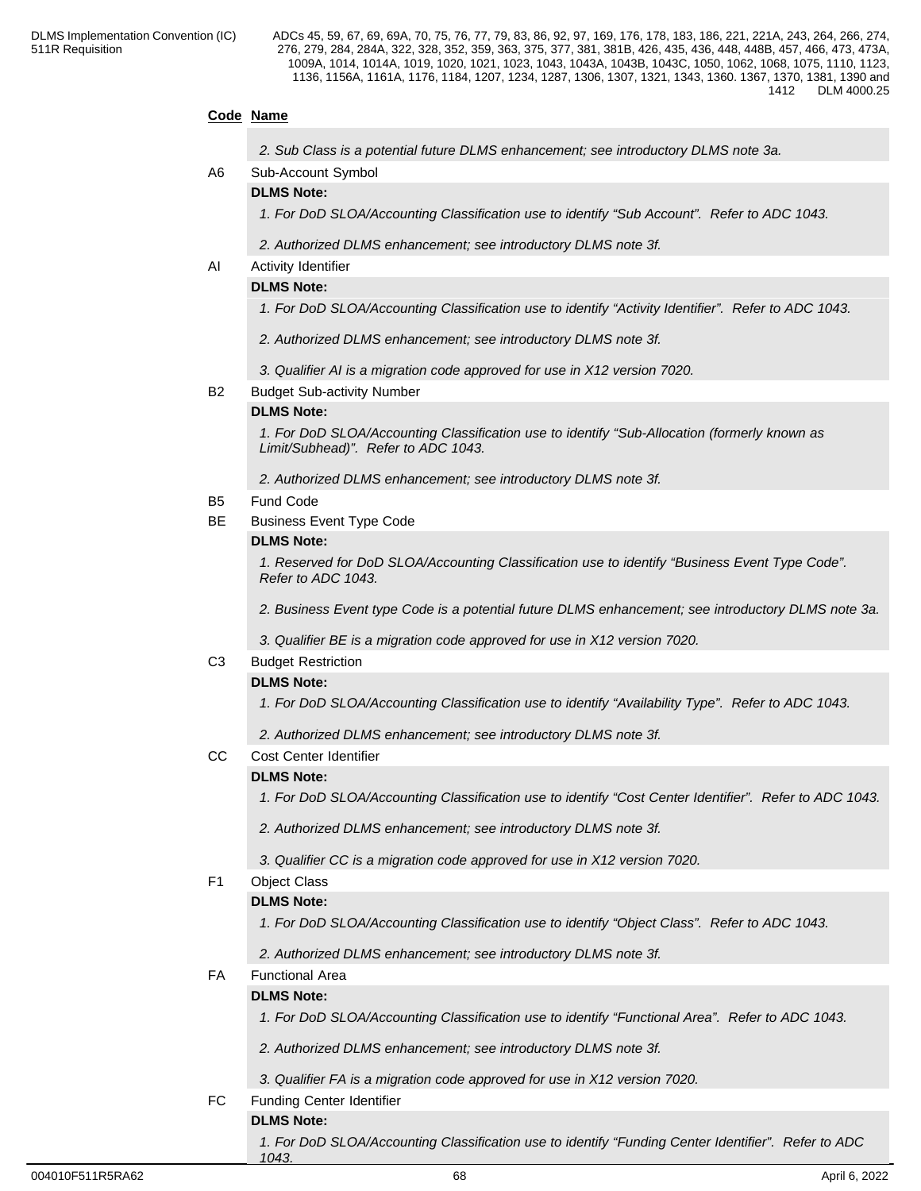**Code** **Name**

*2. Sub Class is a potential future DLMS enhancement; see introductory DLMS note 3a.*

A6 Sub-Account Symbol

**DLMS Note:**

*1. For DoD SLOA/Accounting Classification use to identify “Sub Account”. Refer to ADC 1043.*

*2. Authorized DLMS enhancement; see introductory DLMS note 3f.*

AI Activity Identifier

**DLMS Note:**

*1. For DoD SLOA/Accounting Classification use to identify “Activity Identifier”. Refer to ADC 1043.*

*2. Authorized DLMS enhancement; see introductory DLMS note 3f.*

*3. Qualifier AI is a migration code approved for use in X12 version 7020.*

B2 Budget Sub-activity Number

**DLMS Note:**

*1. For DoD SLOA/Accounting Classification use to identify “Sub-Allocation (formerly known as Limit/Subhead)”. Refer to ADC 1043.*

*2. Authorized DLMS enhancement; see introductory DLMS note 3f.*

B5 Fund Code

BE Business Event Type Code

**DLMS Note:**

*1. Reserved for DoD SLOA/Accounting Classification use to identify “Business Event Type Code”. Refer to ADC 1043.*

*2. Business Event type Code is a potential future DLMS enhancement; see introductory DLMS note 3a.*

*3. Qualifier BE is a migration code approved for use in X12 version 7020.*

C3 Budget Restriction

**DLMS Note:**

*1. For DoD SLOA/Accounting Classification use to identify “Availability Type”. Refer to ADC 1043.*

*2. Authorized DLMS enhancement; see introductory DLMS note 3f.*

CC Cost Center Identifier

**DLMS Note:**

*1. For DoD SLOA/Accounting Classification use to identify “Cost Center Identifier”. Refer to ADC 1043.*

*2. Authorized DLMS enhancement; see introductory DLMS note 3f.*

*3. Qualifier CC is a migration code approved for use in X12 version 7020.*

F1 Object Class

**DLMS Note:**

*1. For DoD SLOA/Accounting Classification use to identify “Object Class”. Refer to ADC 1043.*

*2. Authorized DLMS enhancement; see introductory DLMS note 3f.*

FA Functional Area

**DLMS Note:**

*1. For DoD SLOA/Accounting Classification use to identify “Functional Area”. Refer to ADC 1043.*

*2. Authorized DLMS enhancement; see introductory DLMS note 3f.*

*3. Qualifier FA is a migration code approved for use in X12 version 7020.*

FC Funding Center Identifier

**DLMS Note:**

*1. For DoD SLOA/Accounting Classification use to identify “Funding Center Identifier”. Refer to ADC 1043.*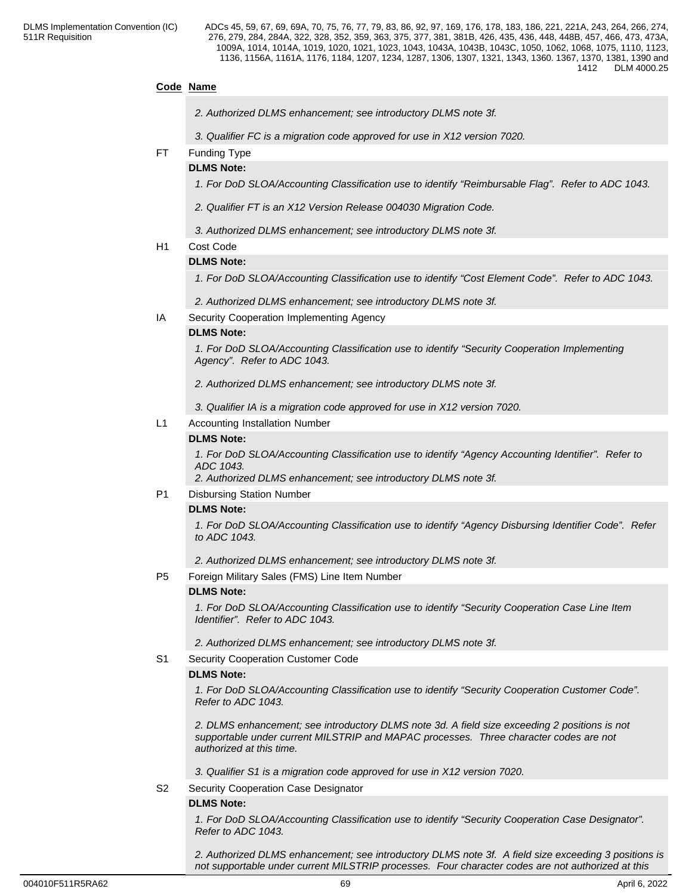**Code** **Name**

*2. Authorized DLMS enhancement; see introductory DLMS note 3f.*

*3. Qualifier FC is a migration code approved for use in X12 version 7020.*

FT Funding Type

**DLMS Note:**

*1. For DoD SLOA/Accounting Classification use to identify “Reimbursable Flag”. Refer to ADC 1043.*

*2. Qualifier FT is an X12 Version Release 004030 Migration Code.*

*3. Authorized DLMS enhancement; see introductory DLMS note 3f.*

H1 Cost Code

**DLMS Note:**

*1. For DoD SLOA/Accounting Classification use to identify “Cost Element Code”. Refer to ADC 1043.*

*2. Authorized DLMS enhancement; see introductory DLMS note 3f.*

IA Security Cooperation Implementing Agency

**DLMS Note:**

*1. For DoD SLOA/Accounting Classification use to identify “Security Cooperation Implementing Agency”. Refer to ADC 1043.*

*2. Authorized DLMS enhancement; see introductory DLMS note 3f.*

*3. Qualifier IA is a migration code approved for use in X12 version 7020.*

L1 Accounting Installation Number

**DLMS Note:**

*1. For DoD SLOA/Accounting Classification use to identify “Agency Accounting Identifier”. Refer to ADC 1043.*

*2. Authorized DLMS enhancement; see introductory DLMS note 3f.*

P1 Disbursing Station Number

**DLMS Note:**

*1. For DoD SLOA/Accounting Classification use to identify “Agency Disbursing Identifier Code”. Refer to ADC 1043.*

*2. Authorized DLMS enhancement; see introductory DLMS note 3f.*

P5 Foreign Military Sales (FMS) Line Item Number

**DLMS Note:**

*1. For DoD SLOA/Accounting Classification use to identify “Security Cooperation Case Line Item Identifier”. Refer to ADC 1043.*

*2. Authorized DLMS enhancement; see introductory DLMS note 3f.*

S1 Security Cooperation Customer Code

**DLMS Note:**

*1. For DoD SLOA/Accounting Classification use to identify “Security Cooperation Customer Code”. Refer to ADC 1043.*

*2. DLMS enhancement; see introductory DLMS note 3d. A field size exceeding 2 positions is not supportable under current MILSTRIP and MAPAC processes. Three character codes are not authorized at this time.*

*3. Qualifier S1 is a migration code approved for use in X12 version 7020.*

S2 Security Cooperation Case Designator

**DLMS Note:**

*1. For DoD SLOA/Accounting Classification use to identify “Security Cooperation Case Designator”. Refer to ADC 1043.*

*2. Authorized DLMS enhancement; see introductory DLMS note 3f. A field size exceeding 3 positions is not supportable under current MILSTRIP processes. Four character codes are not authorized at this*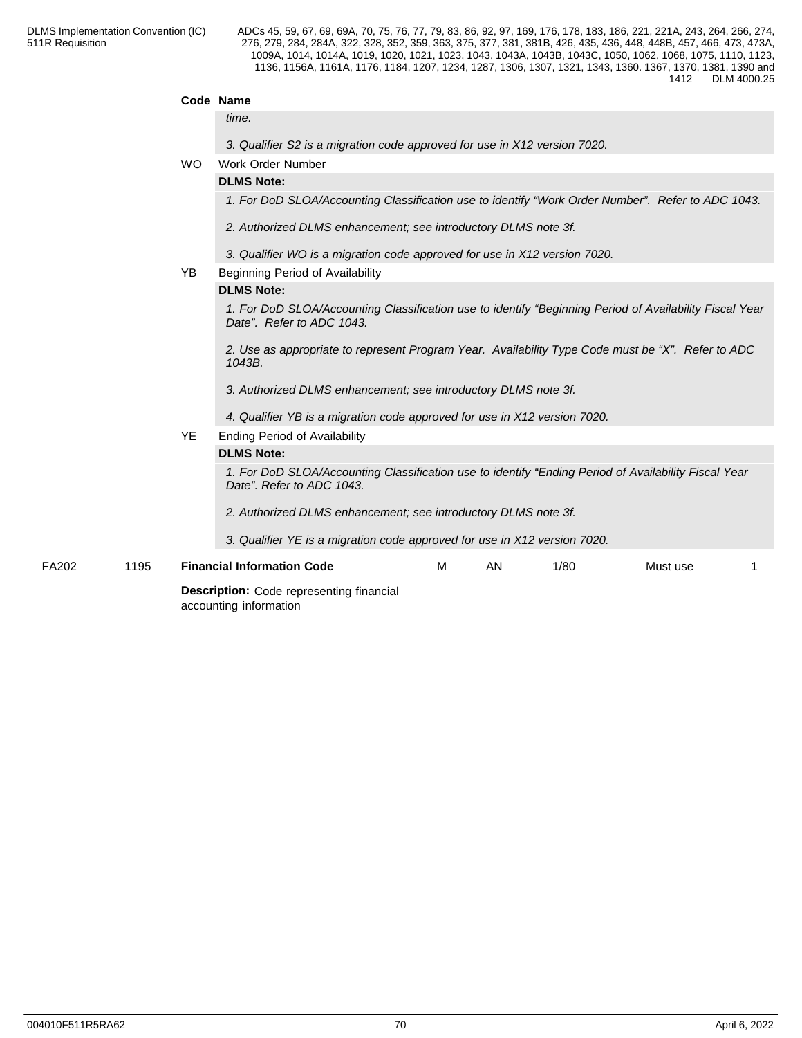| Code | Name |
|---|---|
| | *time.* |
| | *3. Qualifier S2 is a migration code approved for use in X12 version 7020.* |
| WO | Work Order Number |
| | **DLMS Note:** |
| | *1. For DoD SLOA/Accounting Classification use to identify "Work Order Number". Refer to ADC 1043.* |
| | *2. Authorized DLMS enhancement; see introductory DLMS note 3f.* |
| | *3. Qualifier WO is a migration code approved for use in X12 version 7020.* |
| YB | Beginning Period of Availability |
| | **DLMS Note:** |
| | *1. For DoD SLOA/Accounting Classification use to identify "Beginning Period of Availability Fiscal Year Date". Refer to ADC 1043.* |
| | *2. Use as appropriate to represent Program Year. Availability Type Code must be "X". Refer to ADC 1043B.* |
| | *3. Authorized DLMS enhancement; see introductory DLMS note 3f.* |
| | *4. Qualifier YB is a migration code approved for use in X12 version 7020.* |
| YE | Ending Period of Availability |
| | **DLMS Note:** |
| | *1. For DoD SLOA/Accounting Classification use to identify "Ending Period of Availability Fiscal Year Date". Refer to ADC 1043.* |
| | *2. Authorized DLMS enhancement; see introductory DLMS note 3f.* |
| | *3. Qualifier YE is a migration code approved for use in X12 version 7020.* |

| FA202 | 1195 | **Financial Information Code** | M | AN | 1/80 | Must use | 1 |
|---|---|---|---|---|---|---|---|

**Description:** Code representing financial accounting information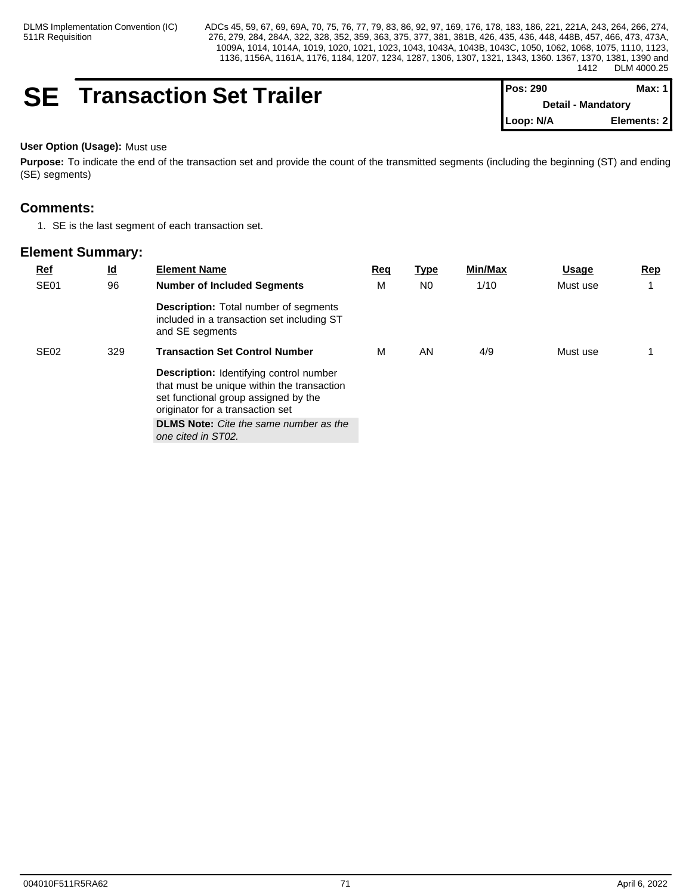# SE Transaction Set Trailer

| Pos: 290 | Max: 1 |
|---|---|
| Detail - Mandatory | |
| Loop: N/A | Elements: 2 |

**User Option (Usage):** Must use

**Purpose:** To indicate the end of the transaction set and provide the count of the transmitted segments (including the beginning (ST) and ending (SE) segments)

## Comments:

1. SE is the last segment of each transaction set.

## Element Summary:

| Ref | Id | Element Name | Req | Type | Min/Max | Usage | Rep |
|---|---|---|---|---|---|---|---|
| SE01 | 96 | **Number of Included Segments**<br>**Description:** Total number of segments included in a transaction set including ST and SE segments | M | N0 | 1/10 | Must use | 1 |
| SE02 | 329 | **Transaction Set Control Number**<br>**Description:** Identifying control number that must be unique within the transaction set functional group assigned by the originator for a transaction set<br>**DLMS Note:** *Cite the same number as the one cited in ST02.* | M | AN | 4/9 | Must use | 1 |